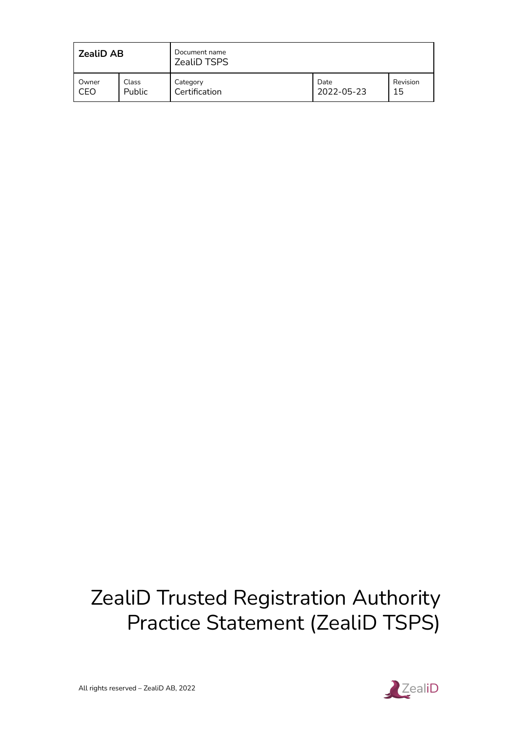| ZealiD AB | | Document name<br>ZealiD TSPS | | |
|---|---|---|---|---|
| Owner<br>CEO | Class<br>Public | Category<br>Certification | Date<br>2022-05-23 | Revision<br>15 |

# ZealiD Trusted Registration Authority Practice Statement (ZealiD TSPS)

All rights reserved – ZealiD AB, 2022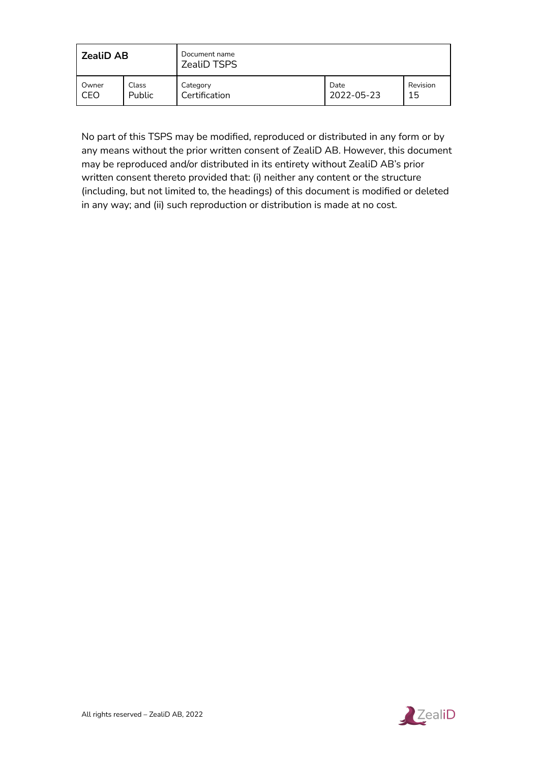No part of this TSPS may be modified, reproduced or distributed in any form or by any means without the prior written consent of ZealiD AB. However, this document may be reproduced and/or distributed in its entirety without ZealiD AB's prior written consent thereto provided that: (i) neither any content or the structure (including, but not limited to, the headings) of this document is modified or deleted in any way; and (ii) such reproduction or distribution is made at no cost.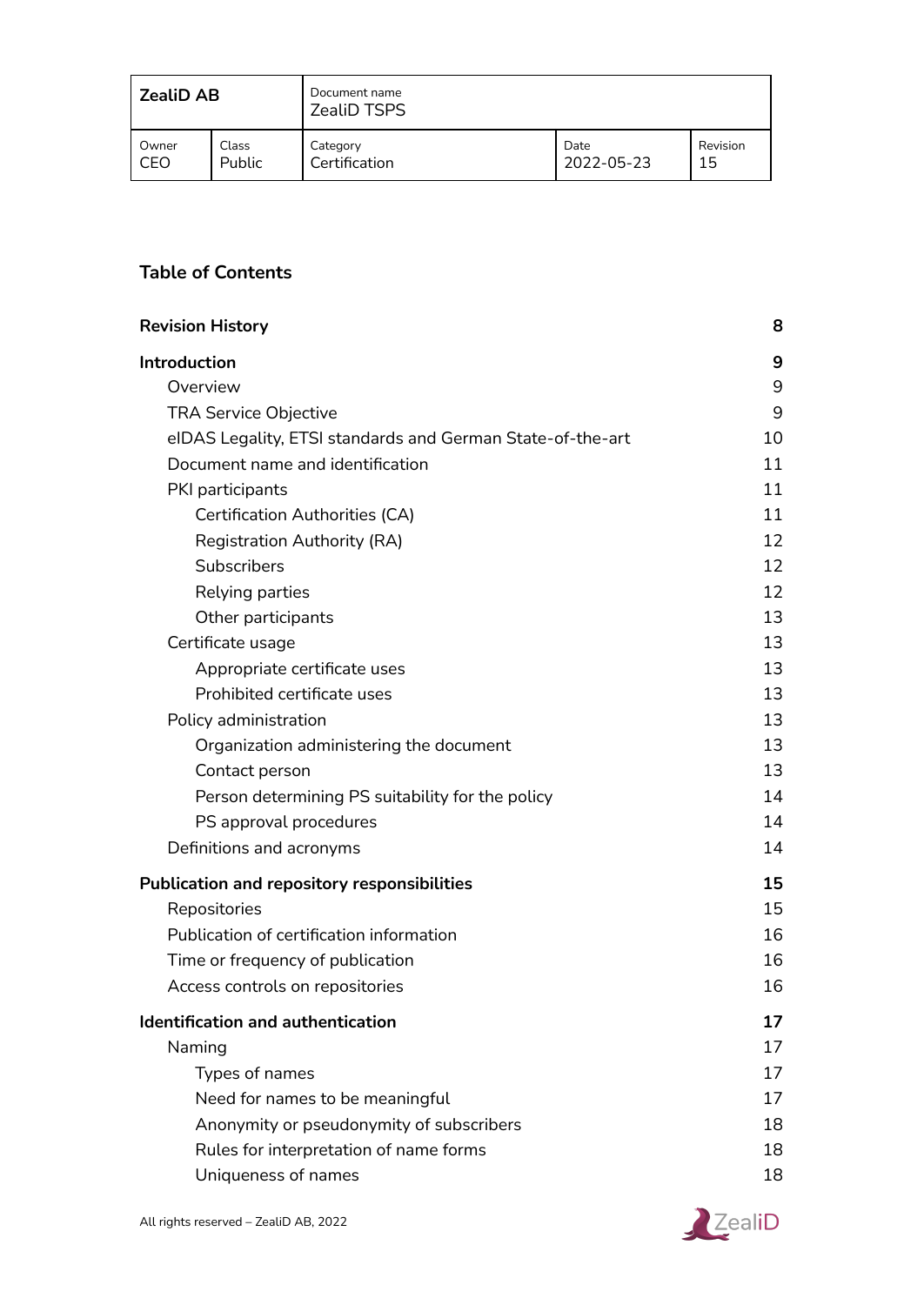| ZealiD AB | | Document name<br>ZealiD TSPS | | |
|---|---|---|---|---|
| Owner<br>CEO | Class<br>Public | Category<br>Certification | Date<br>2022-05-23 | Revision<br>15 |

## Table of Contents

**Revision History** 8

**Introduction** 9

- Overview 9
- TRA Service Objective 9
- eIDAS Legality, ETSI standards and German State-of-the-art 10
- Document name and identification 11
- PKI participants 11
  - Certification Authorities (CA) 11
  - Registration Authority (RA) 12
  - Subscribers 12
  - Relying parties 12
  - Other participants 13
- Certificate usage 13
  - Appropriate certificate uses 13
  - Prohibited certificate uses 13
- Policy administration 13
  - Organization administering the document 13
  - Contact person 13
  - Person determining PS suitability for the policy 14
  - PS approval procedures 14
- Definitions and acronyms 14

**Publication and repository responsibilities** 15

- Repositories 15
- Publication of certification information 16
- Time or frequency of publication 16
- Access controls on repositories 16

**Identification and authentication** 17

- Naming 17
  - Types of names 17
  - Need for names to be meaningful 17
  - Anonymity or pseudonymity of subscribers 18
  - Rules for interpretation of name forms 18
  - Uniqueness of names 18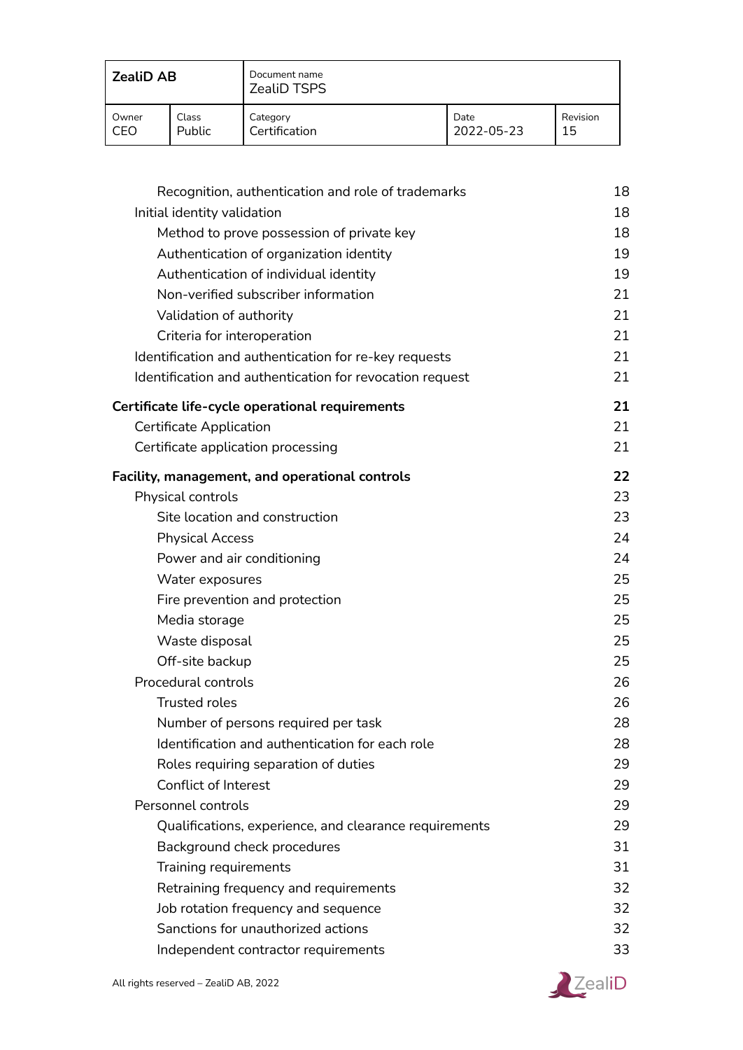| Recognition, authentication and role of trademarks | 18 |
|---|---|
| Initial identity validation | 18 |
| Method to prove possession of private key | 18 |
| Authentication of organization identity | 19 |
| Authentication of individual identity | 19 |
| Non-verified subscriber information | 21 |
| Validation of authority | 21 |
| Criteria for interoperation | 21 |
| Identification and authentication for re-key requests | 21 |
| Identification and authentication for revocation request | 21 |
| **Certificate life-cycle operational requirements** | **21** |
| Certificate Application | 21 |
| Certificate application processing | 21 |
| **Facility, management, and operational controls** | **22** |
| Physical controls | 23 |
| Site location and construction | 23 |
| Physical Access | 24 |
| Power and air conditioning | 24 |
| Water exposures | 25 |
| Fire prevention and protection | 25 |
| Media storage | 25 |
| Waste disposal | 25 |
| Off-site backup | 25 |
| Procedural controls | 26 |
| Trusted roles | 26 |
| Number of persons required per task | 28 |
| Identification and authentication for each role | 28 |
| Roles requiring separation of duties | 29 |
| Conflict of Interest | 29 |
| Personnel controls | 29 |
| Qualifications, experience, and clearance requirements | 29 |
| Background check procedures | 31 |
| Training requirements | 31 |
| Retraining frequency and requirements | 32 |
| Job rotation frequency and sequence | 32 |
| Sanctions for unauthorized actions | 32 |
| Independent contractor requirements | 33 |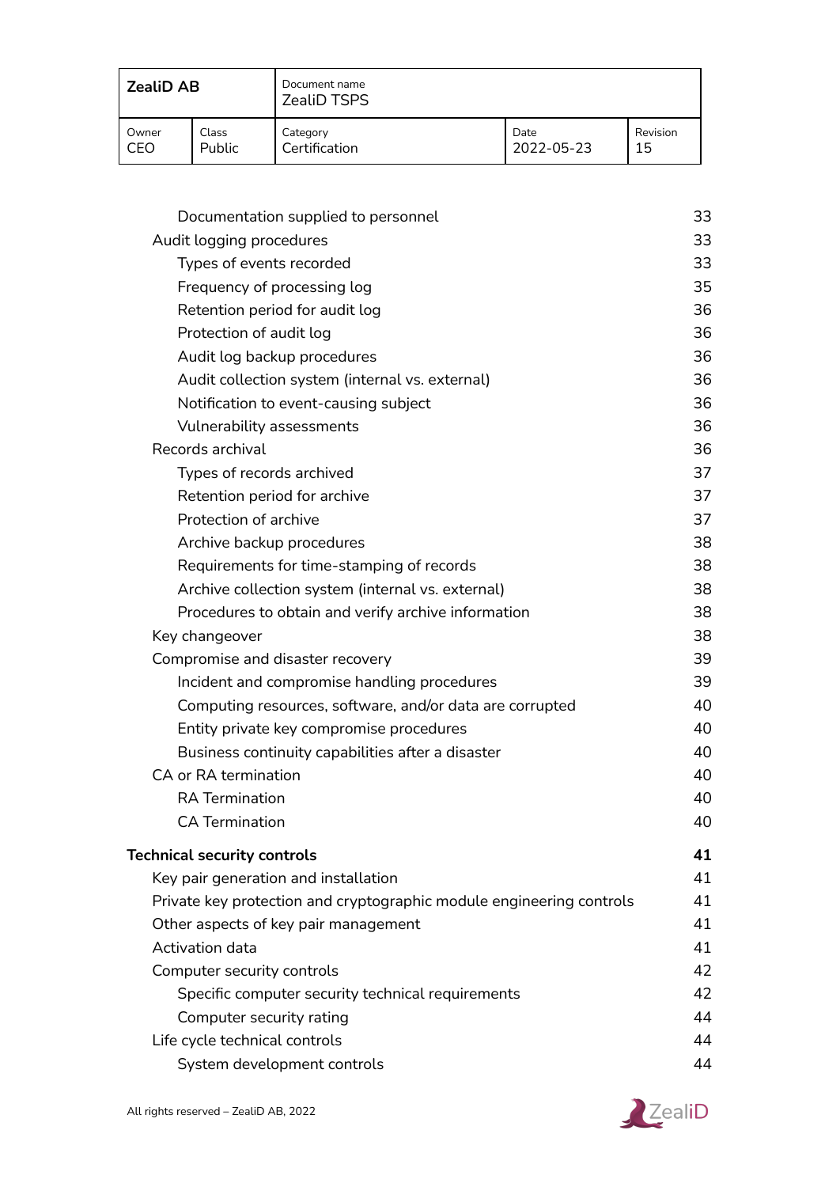| Documentation supplied to personnel | 33 |
|---|---|
| Audit logging procedures | 33 |
| Types of events recorded | 33 |
| Frequency of processing log | 35 |
| Retention period for audit log | 36 |
| Protection of audit log | 36 |
| Audit log backup procedures | 36 |
| Audit collection system (internal vs. external) | 36 |
| Notification to event-causing subject | 36 |
| Vulnerability assessments | 36 |
| Records archival | 36 |
| Types of records archived | 37 |
| Retention period for archive | 37 |
| Protection of archive | 37 |
| Archive backup procedures | 38 |
| Requirements for time-stamping of records | 38 |
| Archive collection system (internal vs. external) | 38 |
| Procedures to obtain and verify archive information | 38 |
| Key changeover | 38 |
| Compromise and disaster recovery | 39 |
| Incident and compromise handling procedures | 39 |
| Computing resources, software, and/or data are corrupted | 40 |
| Entity private key compromise procedures | 40 |
| Business continuity capabilities after a disaster | 40 |
| CA or RA termination | 40 |
| RA Termination | 40 |
| CA Termination | 40 |
| **Technical security controls** | **41** |
| Key pair generation and installation | 41 |
| Private key protection and cryptographic module engineering controls | 41 |
| Other aspects of key pair management | 41 |
| Activation data | 41 |
| Computer security controls | 42 |
| Specific computer security technical requirements | 42 |
| Computer security rating | 44 |
| Life cycle technical controls | 44 |
| System development controls | 44 |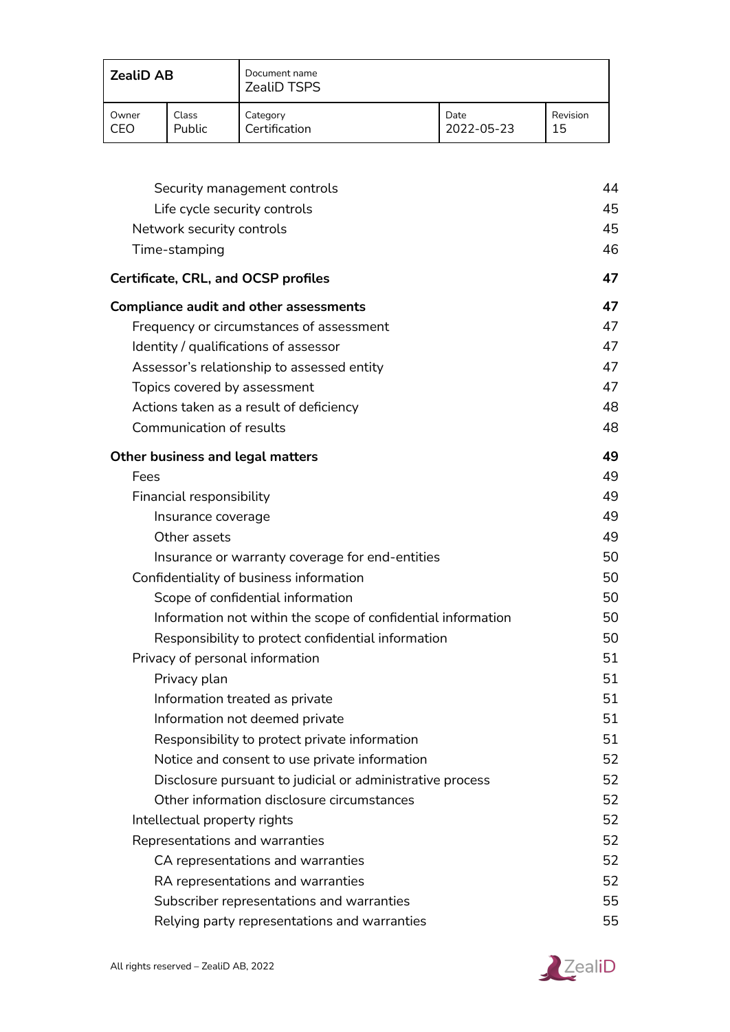| | | |
|---|---|---|
| Security management controls | | 44 |
| Life cycle security controls | | 45 |
| Network security controls | | 45 |
| Time-stamping | | 46 |
| **Certificate, CRL, and OCSP profiles** | | **47** |
| **Compliance audit and other assessments** | | **47** |
| Frequency or circumstances of assessment | | 47 |
| Identity / qualifications of assessor | | 47 |
| Assessor's relationship to assessed entity | | 47 |
| Topics covered by assessment | | 47 |
| Actions taken as a result of deficiency | | 48 |
| Communication of results | | 48 |
| **Other business and legal matters** | | **49** |
| Fees | | 49 |
| Financial responsibility | | 49 |
| Insurance coverage | | 49 |
| Other assets | | 49 |
| Insurance or warranty coverage for end-entities | | 50 |
| Confidentiality of business information | | 50 |
| Scope of confidential information | | 50 |
| Information not within the scope of confidential information | | 50 |
| Responsibility to protect confidential information | | 50 |
| Privacy of personal information | | 51 |
| Privacy plan | | 51 |
| Information treated as private | | 51 |
| Information not deemed private | | 51 |
| Responsibility to protect private information | | 51 |
| Notice and consent to use private information | | 52 |
| Disclosure pursuant to judicial or administrative process | | 52 |
| Other information disclosure circumstances | | 52 |
| Intellectual property rights | | 52 |
| Representations and warranties | | 52 |
| CA representations and warranties | | 52 |
| RA representations and warranties | | 52 |
| Subscriber representations and warranties | | 55 |
| Relying party representations and warranties | | 55 |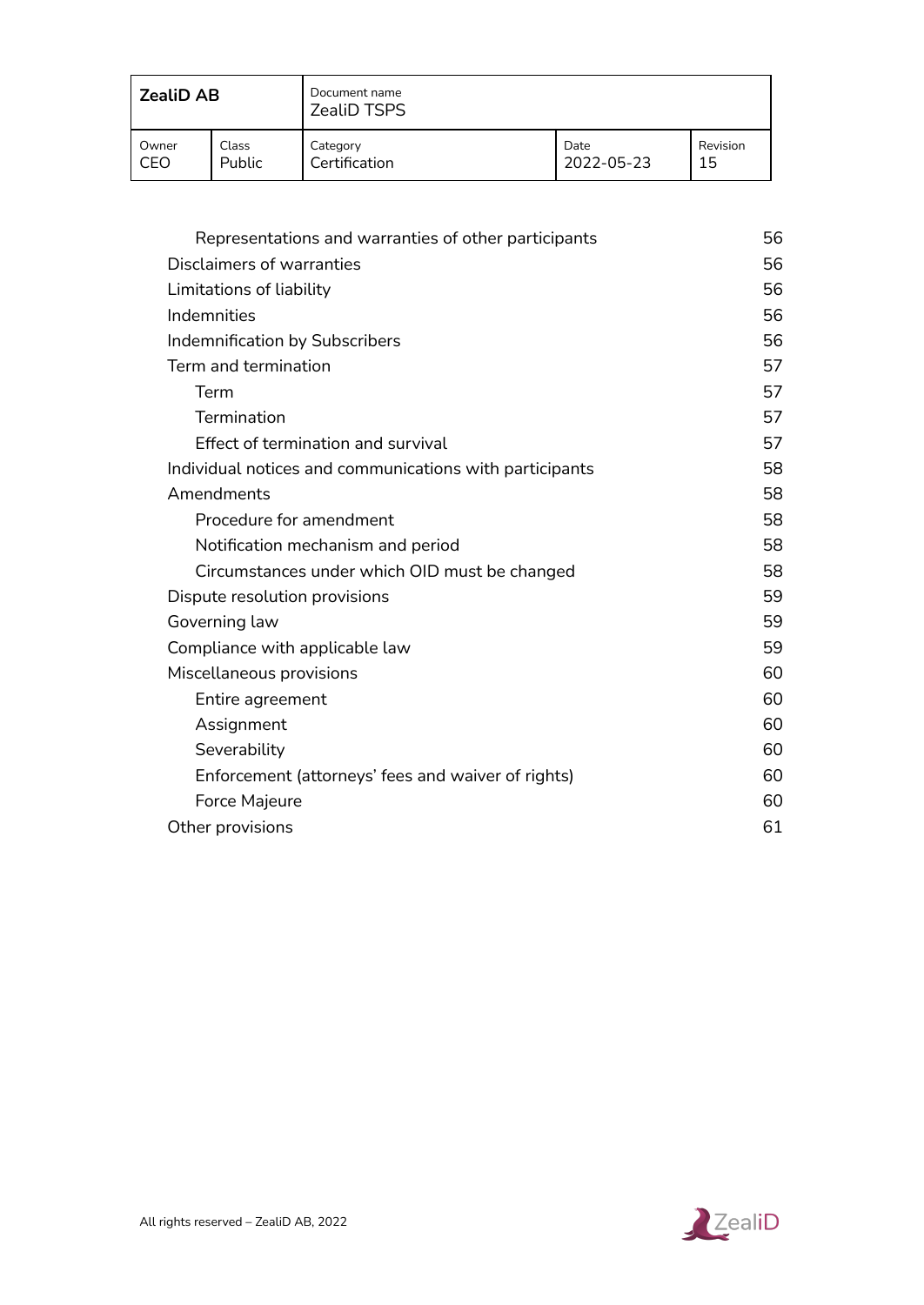| | |
|---|---|
| Representations and warranties of other participants | 56 |
| Disclaimers of warranties | 56 |
| Limitations of liability | 56 |
| Indemnities | 56 |
| Indemnification by Subscribers | 56 |
| Term and termination | 57 |
| Term | 57 |
| Termination | 57 |
| Effect of termination and survival | 57 |
| Individual notices and communications with participants | 58 |
| Amendments | 58 |
| Procedure for amendment | 58 |
| Notification mechanism and period | 58 |
| Circumstances under which OID must be changed | 58 |
| Dispute resolution provisions | 59 |
| Governing law | 59 |
| Compliance with applicable law | 59 |
| Miscellaneous provisions | 60 |
| Entire agreement | 60 |
| Assignment | 60 |
| Severability | 60 |
| Enforcement (attorneys' fees and waiver of rights) | 60 |
| Force Majeure | 60 |
| Other provisions | 61 |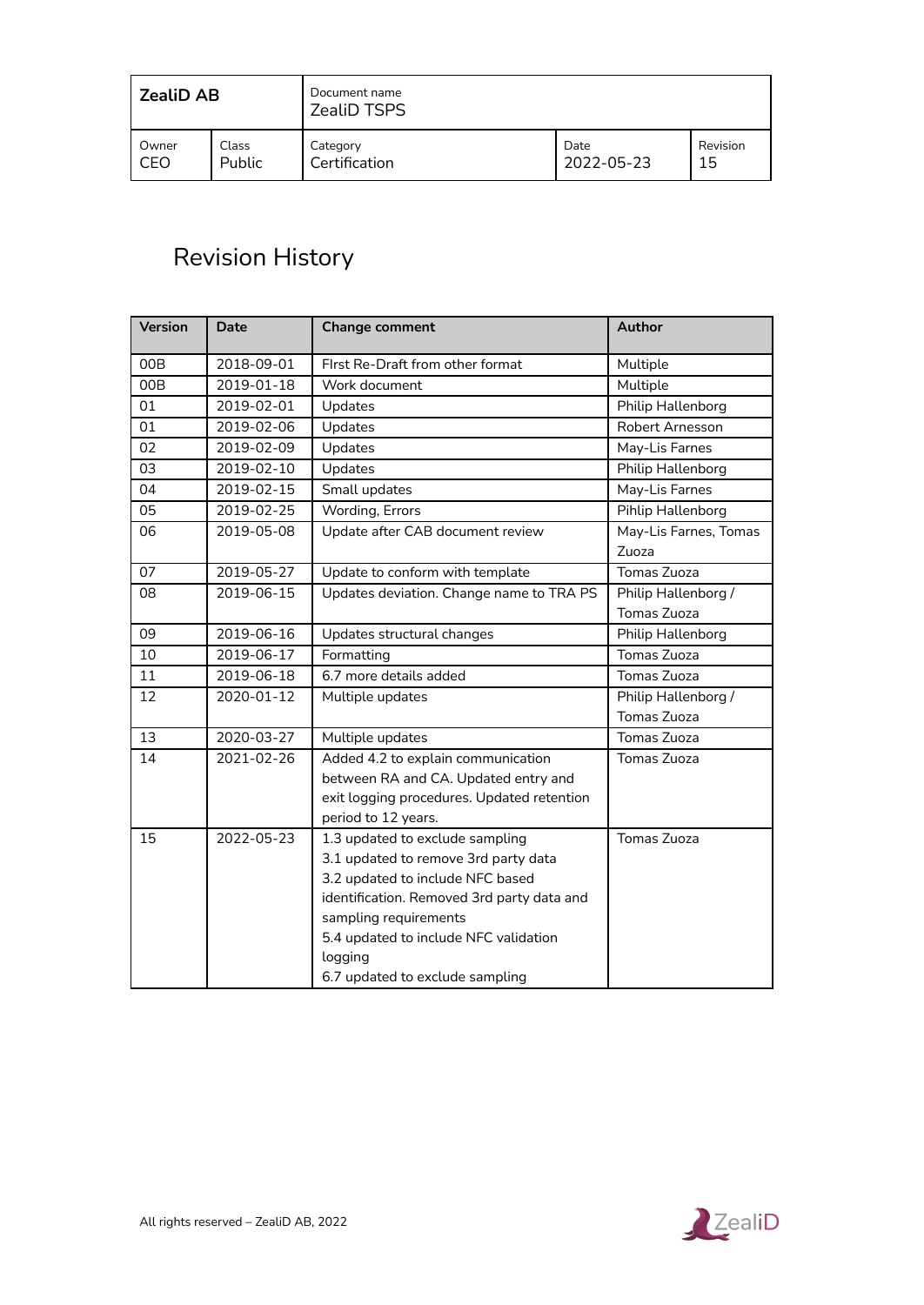# Revision History

| Version | Date | Change comment | Author |
|---|---|---|---|
| 00B | 2018-09-01 | FIrst Re-Draft from other format | Multiple |
| 00B | 2019-01-18 | Work document | Multiple |
| 01 | 2019-02-01 | Updates | Philip Hallenborg |
| 01 | 2019-02-06 | Updates | Robert Arnesson |
| 02 | 2019-02-09 | Updates | May-Lis Farnes |
| 03 | 2019-02-10 | Updates | Philip Hallenborg |
| 04 | 2019-02-15 | Small updates | May-Lis Farnes |
| 05 | 2019-02-25 | Wording, Errors | Pihlip Hallenborg |
| 06 | 2019-05-08 | Update after CAB document review | May-Lis Farnes, Tomas Zuoza |
| 07 | 2019-05-27 | Update to conform with template | Tomas Zuoza |
| 08 | 2019-06-15 | Updates deviation. Change name to TRA PS | Philip Hallenborg / Tomas Zuoza |
| 09 | 2019-06-16 | Updates structural changes | Philip Hallenborg |
| 10 | 2019-06-17 | Formatting | Tomas Zuoza |
| 11 | 2019-06-18 | 6.7 more details added | Tomas Zuoza |
| 12 | 2020-01-12 | Multiple updates | Philip Hallenborg / Tomas Zuoza |
| 13 | 2020-03-27 | Multiple updates | Tomas Zuoza |
| 14 | 2021-02-26 | Added 4.2 to explain communication between RA and CA. Updated entry and exit logging procedures. Updated retention period to 12 years. | Tomas Zuoza |
| 15 | 2022-05-23 | 1.3 updated to exclude sampling<br>3.1 updated to remove 3rd party data<br>3.2 updated to include NFC based identification. Removed 3rd party data and sampling requirements<br>5.4 updated to include NFC validation logging<br>6.7 updated to exclude sampling | Tomas Zuoza |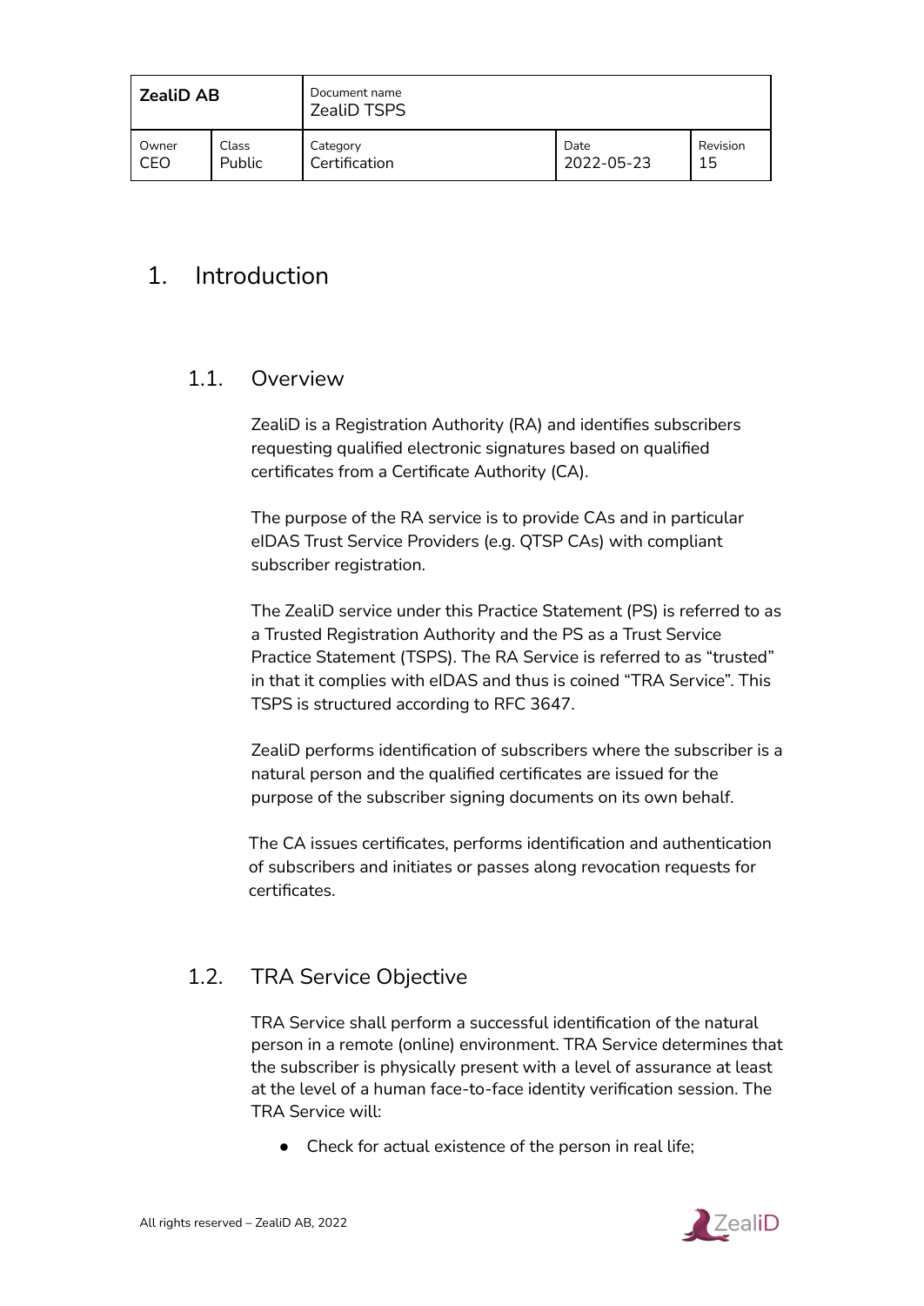# 1. Introduction

## 1.1. Overview

ZealiD is a Registration Authority (RA) and identifies subscribers requesting qualified electronic signatures based on qualified certificates from a Certificate Authority (CA).

The purpose of the RA service is to provide CAs and in particular eIDAS Trust Service Providers (e.g. QTSP CAs) with compliant subscriber registration.

The ZealiD service under this Practice Statement (PS) is referred to as a Trusted Registration Authority and the PS as a Trust Service Practice Statement (TSPS). The RA Service is referred to as "trusted" in that it complies with eIDAS and thus is coined "TRA Service". This TSPS is structured according to RFC 3647.

ZealiD performs identification of subscribers where the subscriber is a natural person and the qualified certificates are issued for the purpose of the subscriber signing documents on its own behalf.

The CA issues certificates, performs identification and authentication of subscribers and initiates or passes along revocation requests for certificates.

## 1.2. TRA Service Objective

TRA Service shall perform a successful identification of the natural person in a remote (online) environment. TRA Service determines that the subscriber is physically present with a level of assurance at least at the level of a human face-to-face identity verification session. The TRA Service will:

- Check for actual existence of the person in real life;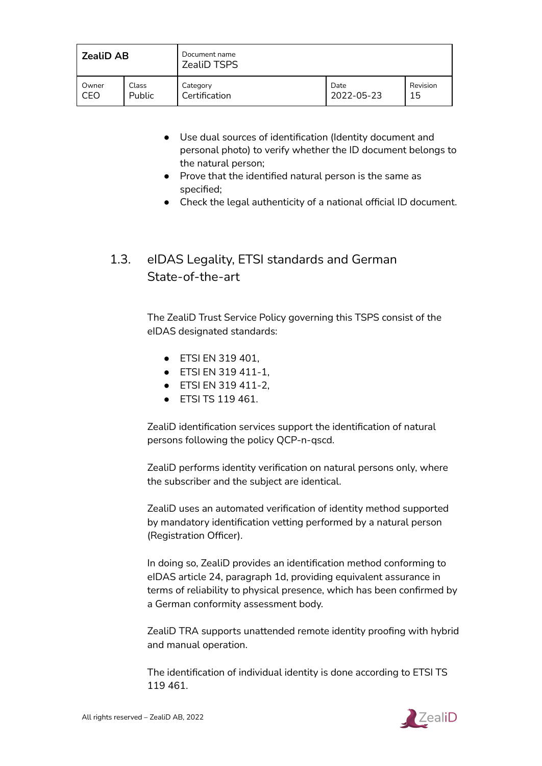- Use dual sources of identification (Identity document and personal photo) to verify whether the ID document belongs to the natural person;
- Prove that the identified natural person is the same as specified;
- Check the legal authenticity of a national official ID document.

## 1.3. eIDAS Legality, ETSI standards and German State-of-the-art

The ZealiD Trust Service Policy governing this TSPS consist of the eIDAS designated standards:

- ETSI EN 319 401,
- ETSI EN 319 411-1,
- ETSI EN 319 411-2,
- ETSI TS 119 461.

ZealiD identification services support the identification of natural persons following the policy QCP-n-qscd.

ZealiD performs identity verification on natural persons only, where the subscriber and the subject are identical.

ZealiD uses an automated verification of identity method supported by mandatory identification vetting performed by a natural person (Registration Officer).

In doing so, ZealiD provides an identification method conforming to eIDAS article 24, paragraph 1d, providing equivalent assurance in terms of reliability to physical presence, which has been confirmed by a German conformity assessment body.

ZealiD TRA supports unattended remote identity proofing with hybrid and manual operation.

The identification of individual identity is done according to ETSI TS 119 461.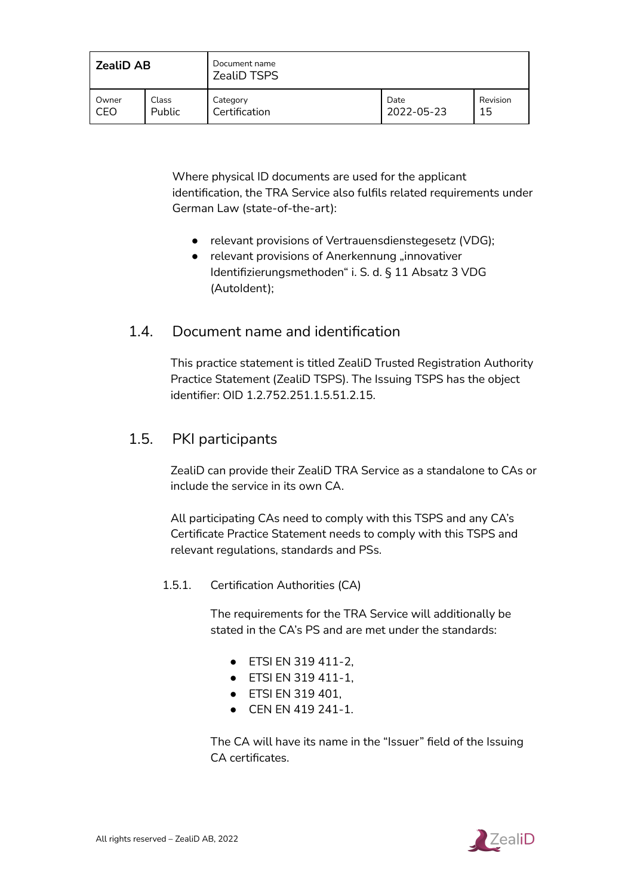Where physical ID documents are used for the applicant identification, the TRA Service also fulfils related requirements under German Law (state-of-the-art):

- relevant provisions of Vertrauensdienstegesetz (VDG);
- relevant provisions of Anerkennung „innovativer Identifizierungsmethoden" i. S. d. § 11 Absatz 3 VDG (AutoIdent);

## 1.4. Document name and identification

This practice statement is titled ZealiD Trusted Registration Authority Practice Statement (ZealiD TSPS). The Issuing TSPS has the object identifier: OID 1.2.752.251.1.5.51.2.15.

## 1.5. PKI participants

ZealiD can provide their ZealiD TRA Service as a standalone to CAs or include the service in its own CA.

All participating CAs need to comply with this TSPS and any CA's Certificate Practice Statement needs to comply with this TSPS and relevant regulations, standards and PSs.

### 1.5.1. Certification Authorities (CA)

The requirements for the TRA Service will additionally be stated in the CA's PS and are met under the standards:

- ETSI EN 319 411-2,
- ETSI EN 319 411-1,
- ETSI EN 319 401,
- CEN EN 419 241-1.

The CA will have its name in the "Issuer" field of the Issuing CA certificates.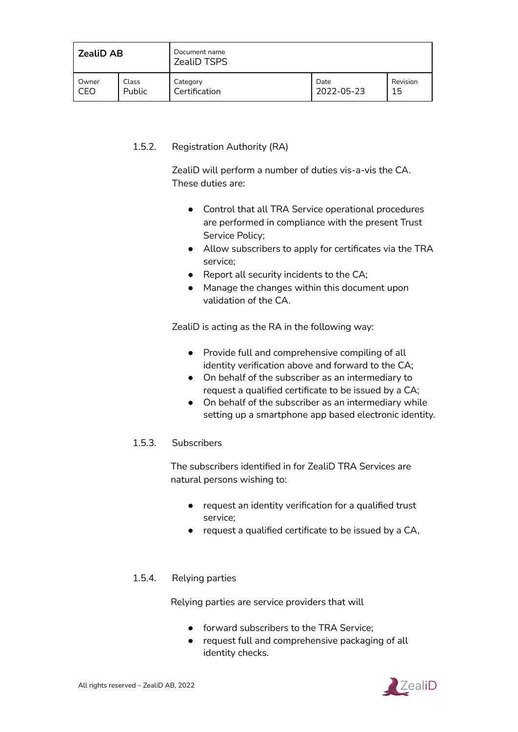#### 1.5.2. Registration Authority (RA)

ZealiD will perform a number of duties vis-a-vis the CA. These duties are:

- Control that all TRA Service operational procedures are performed in compliance with the present Trust Service Policy;
- Allow subscribers to apply for certificates via the TRA service;
- Report all security incidents to the CA;
- Manage the changes within this document upon validation of the CA.

ZealiD is acting as the RA in the following way:

- Provide full and comprehensive compiling of all identity verification above and forward to the CA;
- On behalf of the subscriber as an intermediary to request a qualified certificate to be issued by a CA;
- On behalf of the subscriber as an intermediary while setting up a smartphone app based electronic identity.

#### 1.5.3. Subscribers

The subscribers identified in for ZealiD TRA Services are natural persons wishing to:

- request an identity verification for a qualified trust service;
- request a qualified certificate to be issued by a CA,

#### 1.5.4. Relying parties

Relying parties are service providers that will

- forward subscribers to the TRA Service;
- request full and comprehensive packaging of all identity checks.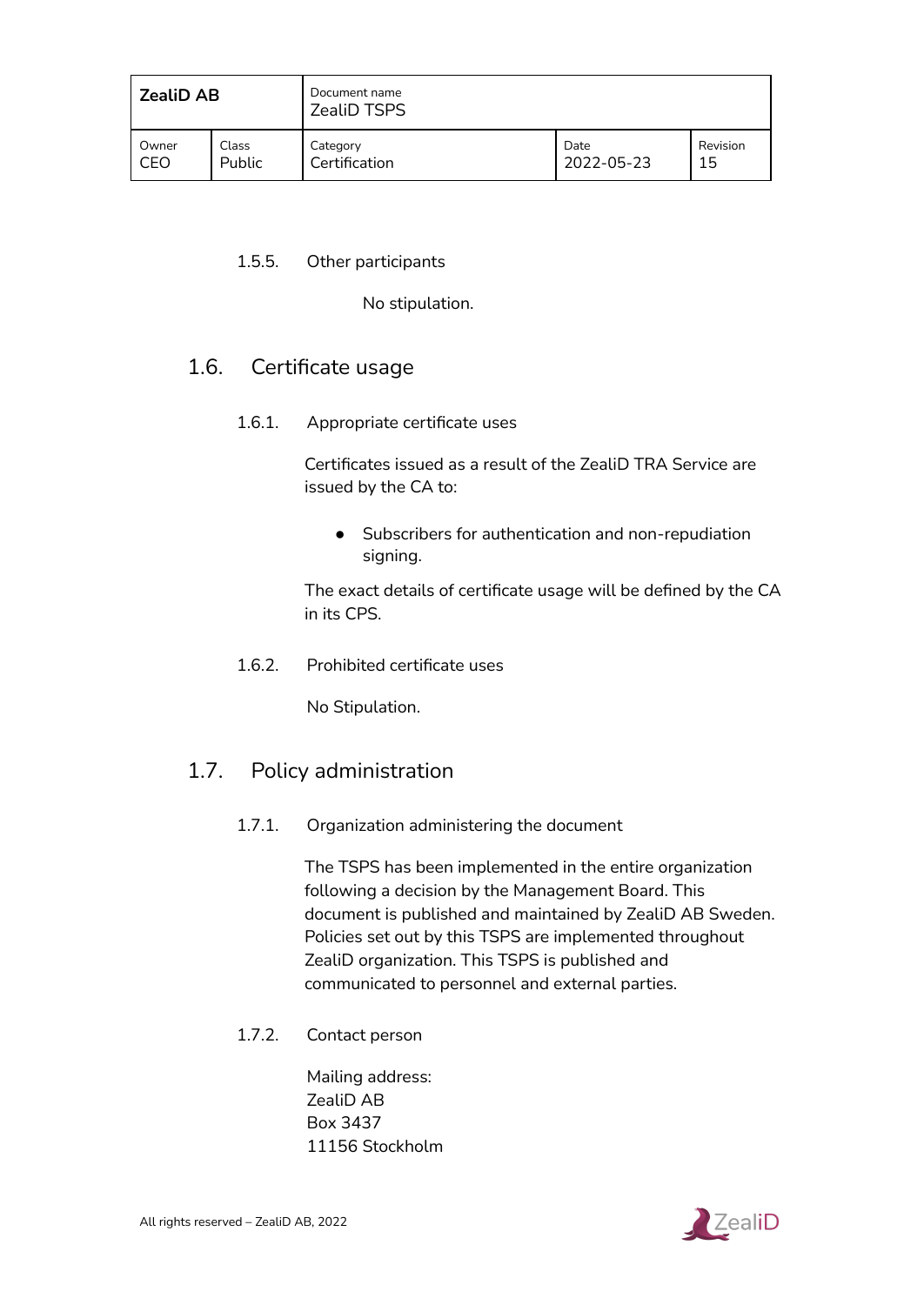#### 1.5.5. Other participants

No stipulation.

## 1.6. Certificate usage

#### 1.6.1. Appropriate certificate uses

Certificates issued as a result of the ZealiD TRA Service are issued by the CA to:

- Subscribers for authentication and non-repudiation signing.

The exact details of certificate usage will be defined by the CA in its CPS.

#### 1.6.2. Prohibited certificate uses

No Stipulation.

## 1.7. Policy administration

#### 1.7.1. Organization administering the document

The TSPS has been implemented in the entire organization following a decision by the Management Board. This document is published and maintained by ZealiD AB Sweden. Policies set out by this TSPS are implemented throughout ZealiD organization. This TSPS is published and communicated to personnel and external parties.

#### 1.7.2. Contact person

Mailing address:
ZealiD AB
Box 3437
11156 Stockholm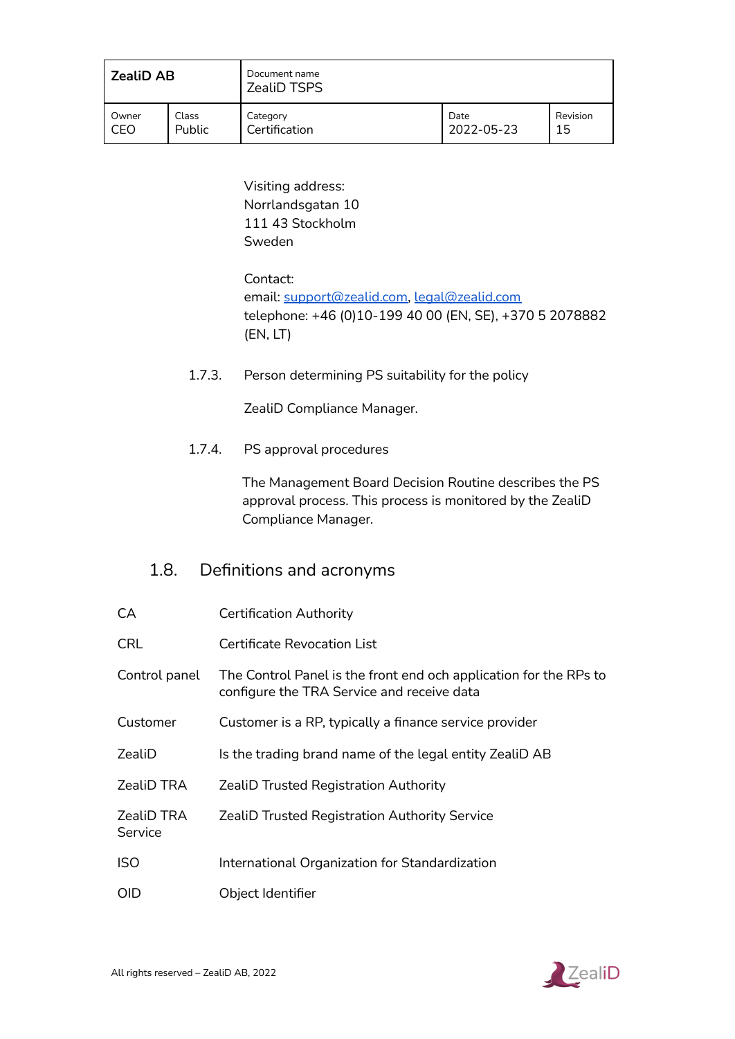Visiting address:
Norrlandsgatan 10
111 43 Stockholm
Sweden

Contact:
email: support@zealid.com, legal@zealid.com
telephone: +46 (0)10-199 40 00 (EN, SE), +370 5 2078882 (EN, LT)

#### 1.7.3. Person determining PS suitability for the policy

ZealiD Compliance Manager.

#### 1.7.4. PS approval procedures

The Management Board Decision Routine describes the PS approval process. This process is monitored by the ZealiD Compliance Manager.

### 1.8. Definitions and acronyms

| | |
|---|---|
| CA | Certification Authority |
| CRL | Certificate Revocation List |
| Control panel | The Control Panel is the front end och application for the RPs to configure the TRA Service and receive data |
| Customer | Customer is a RP, typically a finance service provider |
| ZealiD | Is the trading brand name of the legal entity ZealiD AB |
| ZealiD TRA | ZealiD Trusted Registration Authority |
| ZealiD TRA Service | ZealiD Trusted Registration Authority Service |
| ISO | International Organization for Standardization |
| OID | Object Identifier |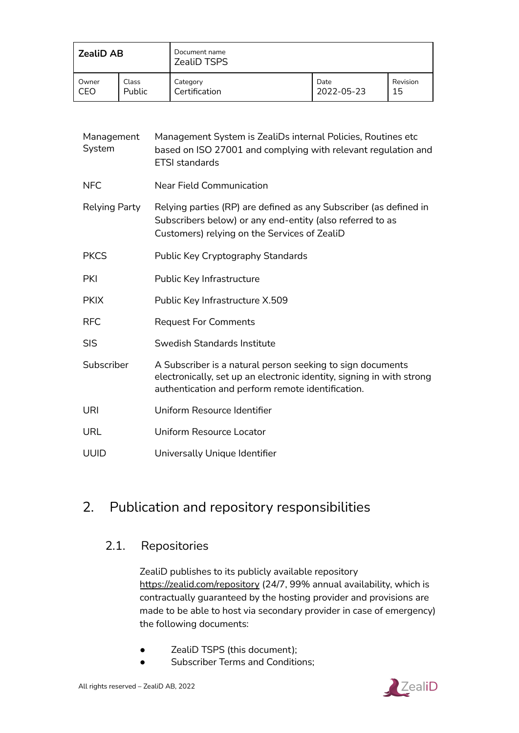| | |
|---|---|
| Management System | Management System is ZealiDs internal Policies, Routines etc based on ISO 27001 and complying with relevant regulation and ETSI standards |
| NFC | Near Field Communication |
| Relying Party | Relying parties (RP) are defined as any Subscriber (as defined in Subscribers below) or any end-entity (also referred to as Customers) relying on the Services of ZealiD |
| PKCS | Public Key Cryptography Standards |
| PKI | Public Key Infrastructure |
| PKIX | Public Key Infrastructure X.509 |
| RFC | Request For Comments |
| SIS | Swedish Standards Institute |
| Subscriber | A Subscriber is a natural person seeking to sign documents electronically, set up an electronic identity, signing in with strong authentication and perform remote identification. |
| URI | Uniform Resource Identifier |
| URL | Uniform Resource Locator |
| UUID | Universally Unique Identifier |

# 2. Publication and repository responsibilities

## 2.1. Repositories

ZealiD publishes to its publicly available repository https://zealid.com/repository (24/7, 99% annual availability, which is contractually guaranteed by the hosting provider and provisions are made to be able to host via secondary provider in case of emergency) the following documents:

- ZealiD TSPS (this document);
- Subscriber Terms and Conditions;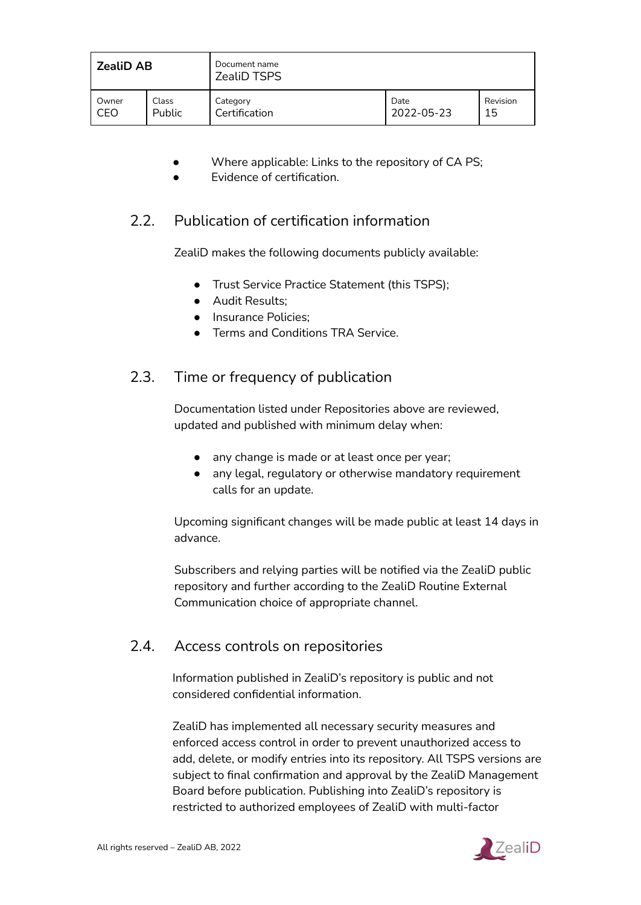- Where applicable: Links to the repository of CA PS;
- Evidence of certification.

## 2.2. Publication of certification information

ZealiD makes the following documents publicly available:

- Trust Service Practice Statement (this TSPS);
- Audit Results;
- Insurance Policies;
- Terms and Conditions TRA Service.

## 2.3. Time or frequency of publication

Documentation listed under Repositories above are reviewed, updated and published with minimum delay when:

- any change is made or at least once per year;
- any legal, regulatory or otherwise mandatory requirement calls for an update.

Upcoming significant changes will be made public at least 14 days in advance.

Subscribers and relying parties will be notified via the ZealiD public repository and further according to the ZealiD Routine External Communication choice of appropriate channel.

## 2.4. Access controls on repositories

Information published in ZealiD's repository is public and not considered confidential information.

ZealiD has implemented all necessary security measures and enforced access control in order to prevent unauthorized access to add, delete, or modify entries into its repository. All TSPS versions are subject to final confirmation and approval by the ZealiD Management Board before publication. Publishing into ZealiD's repository is restricted to authorized employees of ZealiD with multi-factor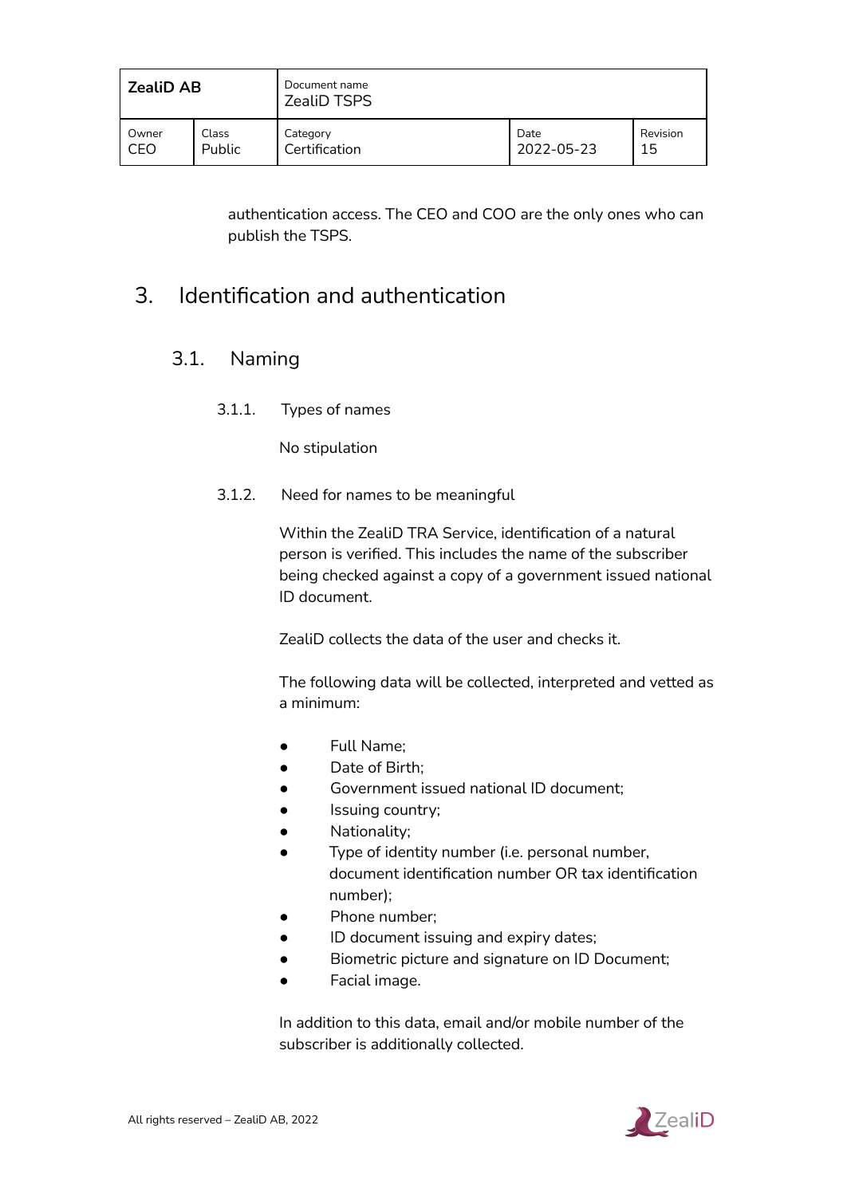authentication access. The CEO and COO are the only ones who can publish the TSPS.

# 3. Identification and authentication

## 3.1. Naming

### 3.1.1. Types of names

No stipulation

### 3.1.2. Need for names to be meaningful

Within the ZealiD TRA Service, identification of a natural person is verified. This includes the name of the subscriber being checked against a copy of a government issued national ID document.

ZealiD collects the data of the user and checks it.

The following data will be collected, interpreted and vetted as a minimum:

- Full Name;
- Date of Birth;
- Government issued national ID document;
- Issuing country;
- Nationality;
- Type of identity number (i.e. personal number, document identification number OR tax identification number);
- Phone number;
- ID document issuing and expiry dates;
- Biometric picture and signature on ID Document;
- Facial image.

In addition to this data, email and/or mobile number of the subscriber is additionally collected.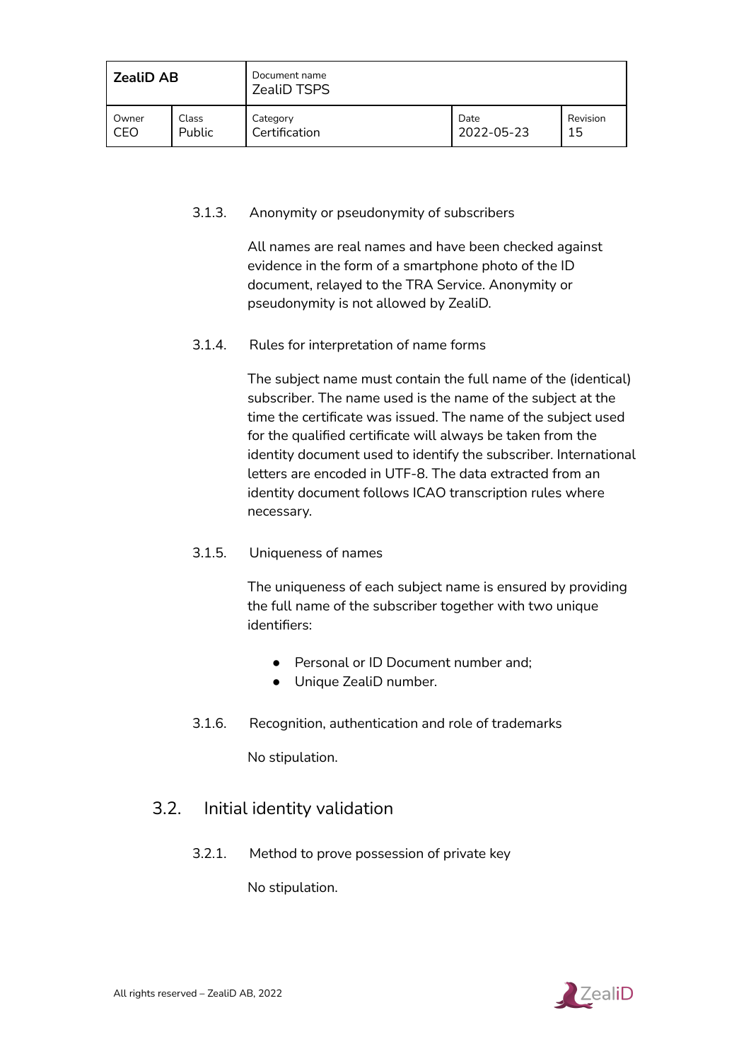#### 3.1.3. Anonymity or pseudonymity of subscribers

All names are real names and have been checked against evidence in the form of a smartphone photo of the ID document, relayed to the TRA Service. Anonymity or pseudonymity is not allowed by ZealiD.

#### 3.1.4. Rules for interpretation of name forms

The subject name must contain the full name of the (identical) subscriber. The name used is the name of the subject at the time the certificate was issued. The name of the subject used for the qualified certificate will always be taken from the identity document used to identify the subscriber. International letters are encoded in UTF-8. The data extracted from an identity document follows ICAO transcription rules where necessary.

#### 3.1.5. Uniqueness of names

The uniqueness of each subject name is ensured by providing the full name of the subscriber together with two unique identifiers:

- Personal or ID Document number and;
- Unique ZealiD number.

#### 3.1.6. Recognition, authentication and role of trademarks

No stipulation.

### 3.2. Initial identity validation

#### 3.2.1. Method to prove possession of private key

No stipulation.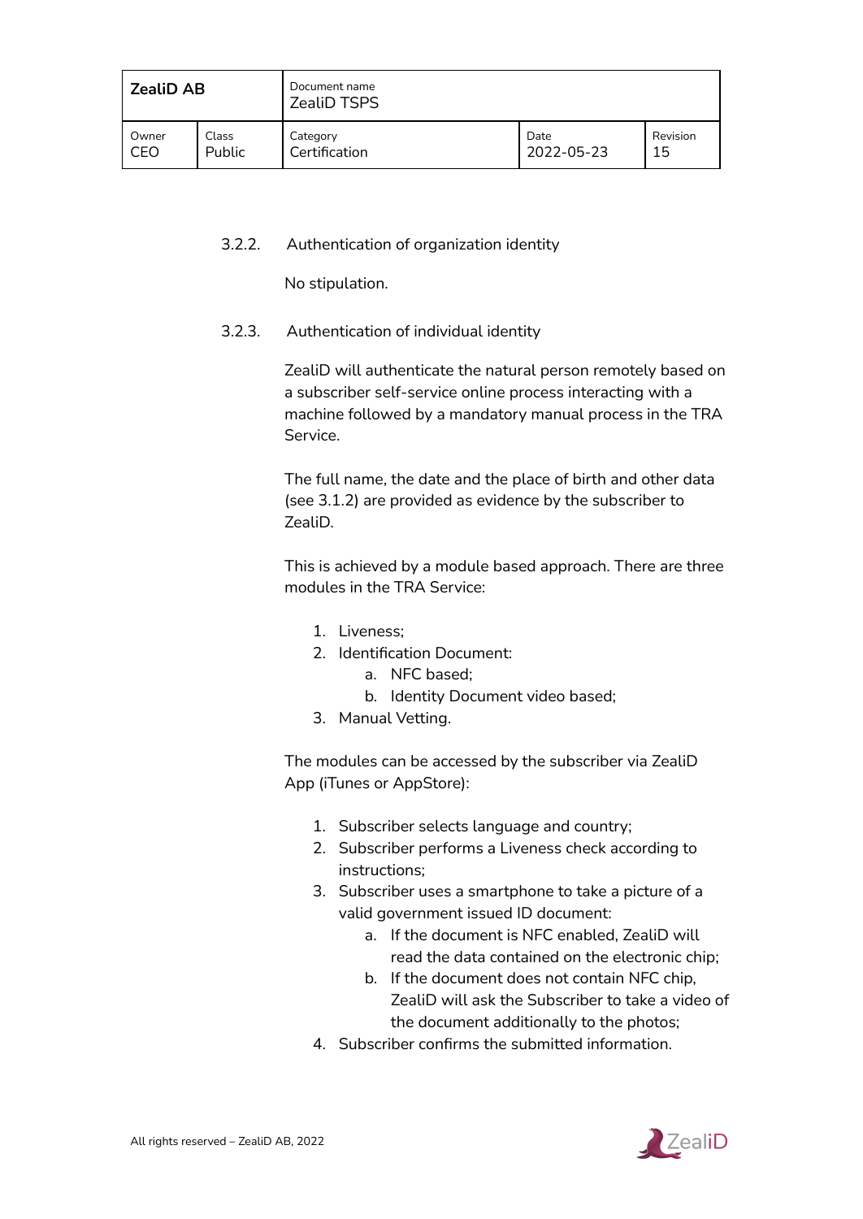### 3.2.2. Authentication of organization identity

No stipulation.

### 3.2.3. Authentication of individual identity

ZealiD will authenticate the natural person remotely based on a subscriber self-service online process interacting with a machine followed by a mandatory manual process in the TRA Service.

The full name, the date and the place of birth and other data (see 3.1.2) are provided as evidence by the subscriber to ZealiD.

This is achieved by a module based approach. There are three modules in the TRA Service:

1. Liveness;
2. Identification Document:
    a. NFC based;
    b. Identity Document video based;
3. Manual Vetting.

The modules can be accessed by the subscriber via ZealiD App (iTunes or AppStore):

1. Subscriber selects language and country;
2. Subscriber performs a Liveness check according to instructions;
3. Subscriber uses a smartphone to take a picture of a valid government issued ID document:
    a. If the document is NFC enabled, ZealiD will read the data contained on the electronic chip;
    b. If the document does not contain NFC chip, ZealiD will ask the Subscriber to take a video of the document additionally to the photos;
4. Subscriber confirms the submitted information.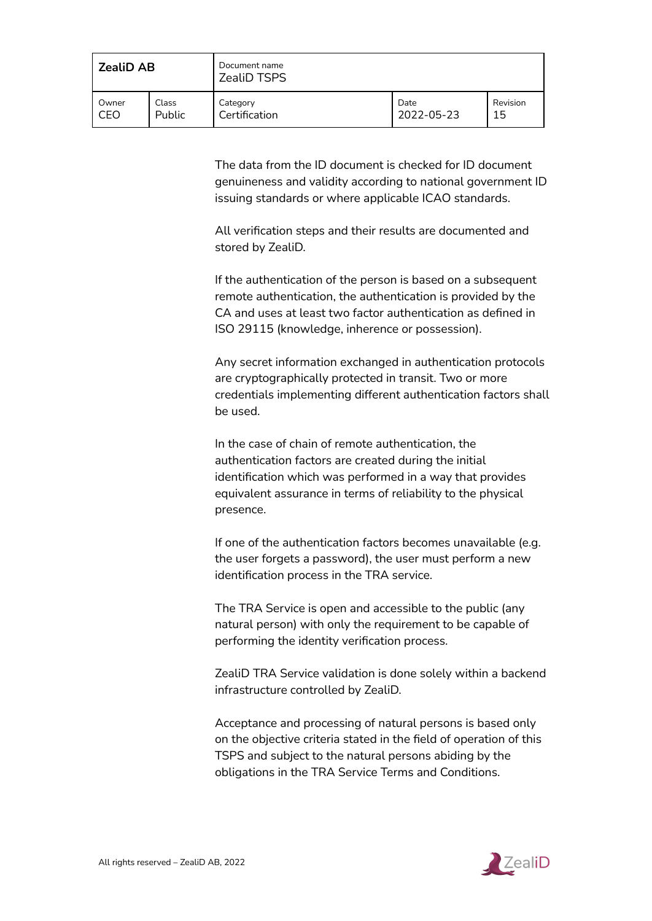The data from the ID document is checked for ID document genuineness and validity according to national government ID issuing standards or where applicable ICAO standards.

All verification steps and their results are documented and stored by ZealiD.

If the authentication of the person is based on a subsequent remote authentication, the authentication is provided by the CA and uses at least two factor authentication as defined in ISO 29115 (knowledge, inherence or possession).

Any secret information exchanged in authentication protocols are cryptographically protected in transit. Two or more credentials implementing different authentication factors shall be used.

In the case of chain of remote authentication, the authentication factors are created during the initial identification which was performed in a way that provides equivalent assurance in terms of reliability to the physical presence.

If one of the authentication factors becomes unavailable (e.g. the user forgets a password), the user must perform a new identification process in the TRA service.

The TRA Service is open and accessible to the public (any natural person) with only the requirement to be capable of performing the identity verification process.

ZealiD TRA Service validation is done solely within a backend infrastructure controlled by ZealiD.

Acceptance and processing of natural persons is based only on the objective criteria stated in the field of operation of this TSPS and subject to the natural persons abiding by the obligations in the TRA Service Terms and Conditions.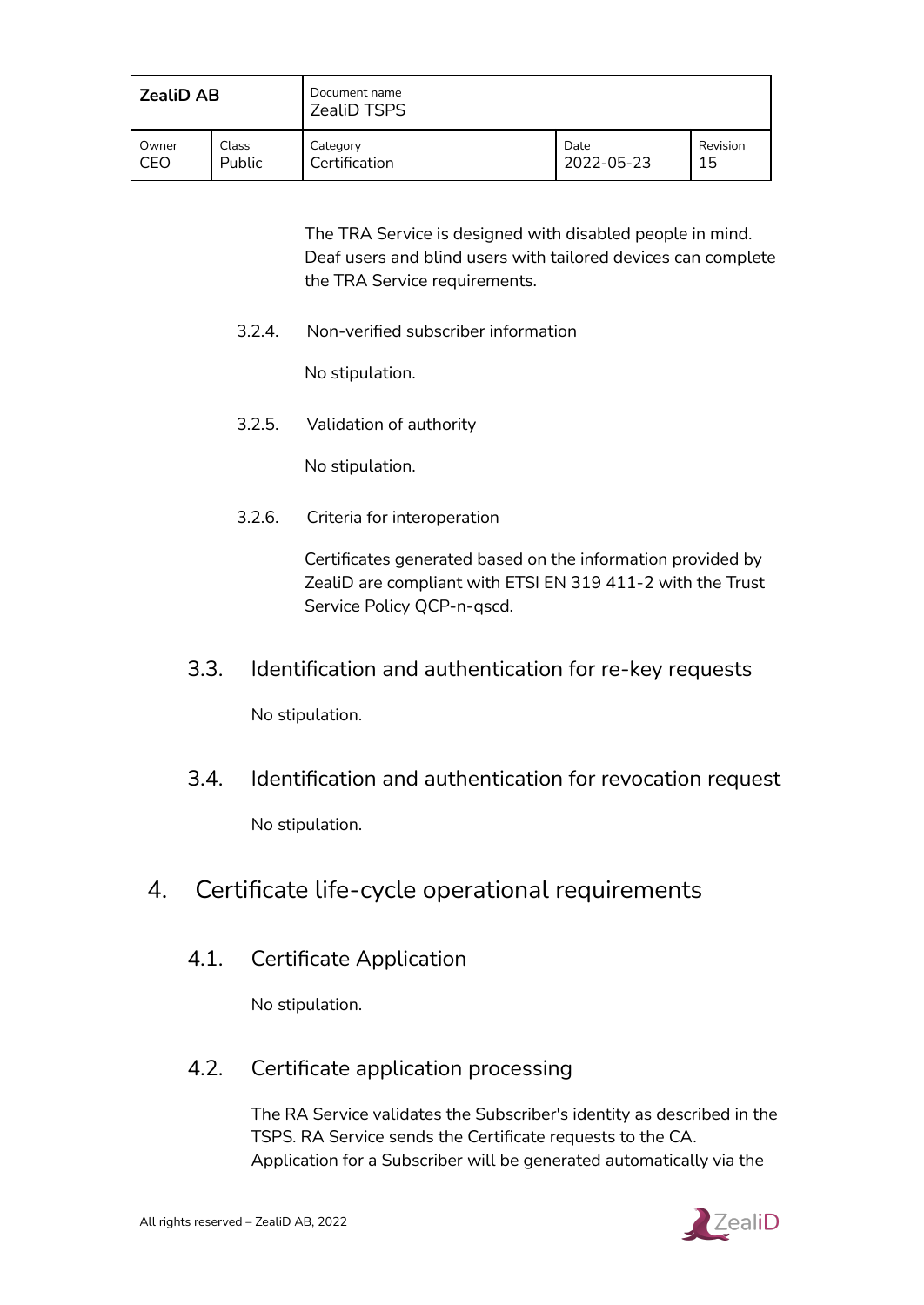The TRA Service is designed with disabled people in mind. Deaf users and blind users with tailored devices can complete the TRA Service requirements.

#### 3.2.4. Non-verified subscriber information

No stipulation.

#### 3.2.5. Validation of authority

No stipulation.

#### 3.2.6. Criteria for interoperation

Certificates generated based on the information provided by ZealiD are compliant with ETSI EN 319 411-2 with the Trust Service Policy QCP-n-qscd.

### 3.3. Identification and authentication for re-key requests

No stipulation.

### 3.4. Identification and authentication for revocation request

No stipulation.

## 4. Certificate life-cycle operational requirements

### 4.1. Certificate Application

No stipulation.

### 4.2. Certificate application processing

The RA Service validates the Subscriber's identity as described in the TSPS. RA Service sends the Certificate requests to the CA. Application for a Subscriber will be generated automatically via the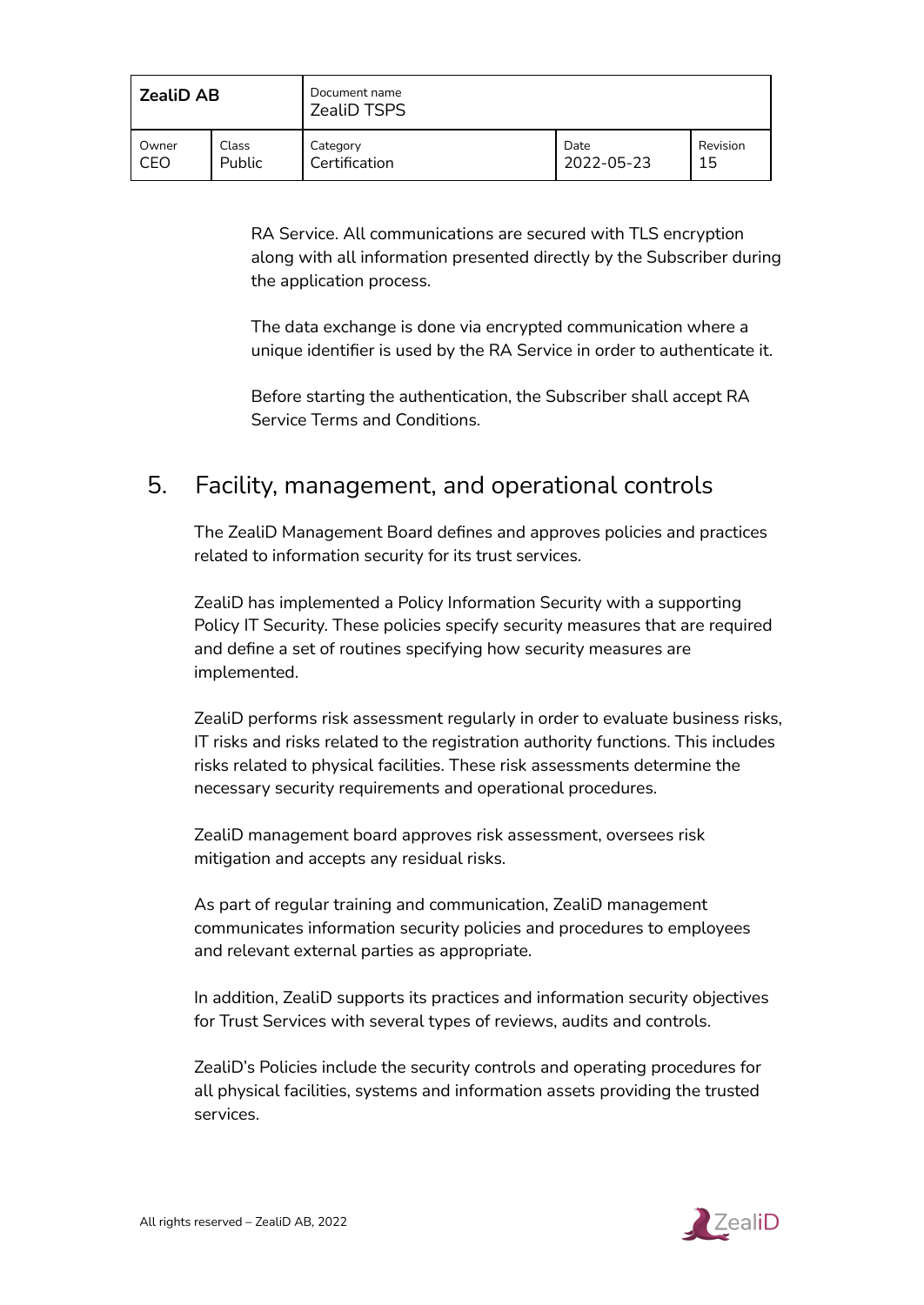RA Service. All communications are secured with TLS encryption along with all information presented directly by the Subscriber during the application process.

The data exchange is done via encrypted communication where a unique identifier is used by the RA Service in order to authenticate it.

Before starting the authentication, the Subscriber shall accept RA Service Terms and Conditions.

# 5. Facility, management, and operational controls

The ZealiD Management Board defines and approves policies and practices related to information security for its trust services.

ZealiD has implemented a Policy Information Security with a supporting Policy IT Security. These policies specify security measures that are required and define a set of routines specifying how security measures are implemented.

ZealiD performs risk assessment regularly in order to evaluate business risks, IT risks and risks related to the registration authority functions. This includes risks related to physical facilities. These risk assessments determine the necessary security requirements and operational procedures.

ZealiD management board approves risk assessment, oversees risk mitigation and accepts any residual risks.

As part of regular training and communication, ZealiD management communicates information security policies and procedures to employees and relevant external parties as appropriate.

In addition, ZealiD supports its practices and information security objectives for Trust Services with several types of reviews, audits and controls.

ZealiD's Policies include the security controls and operating procedures for all physical facilities, systems and information assets providing the trusted services.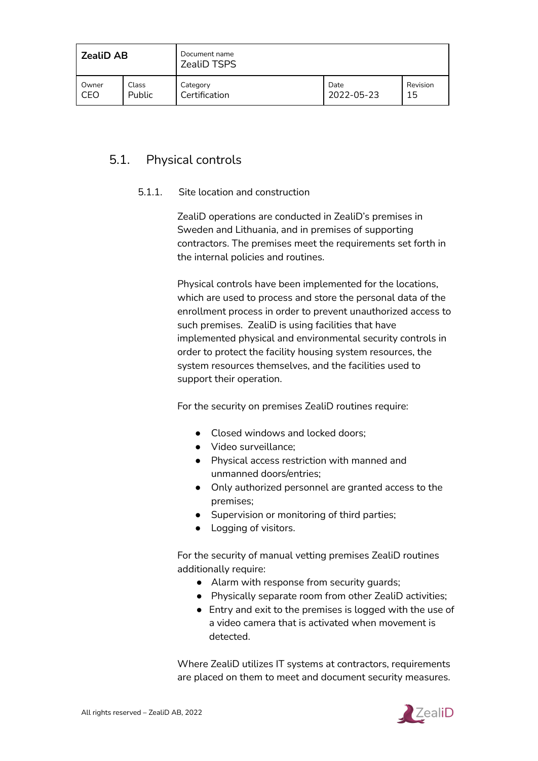## 5.1. Physical controls

### 5.1.1. Site location and construction

ZealiD operations are conducted in ZealiD's premises in Sweden and Lithuania, and in premises of supporting contractors. The premises meet the requirements set forth in the internal policies and routines.

Physical controls have been implemented for the locations, which are used to process and store the personal data of the enrollment process in order to prevent unauthorized access to such premises. ZealiD is using facilities that have implemented physical and environmental security controls in order to protect the facility housing system resources, the system resources themselves, and the facilities used to support their operation.

For the security on premises ZealiD routines require:

- Closed windows and locked doors;
- Video surveillance;
- Physical access restriction with manned and unmanned doors/entries;
- Only authorized personnel are granted access to the premises;
- Supervision or monitoring of third parties;
- Logging of visitors.

For the security of manual vetting premises ZealiD routines additionally require:

- Alarm with response from security guards;
- Physically separate room from other ZealiD activities;
- Entry and exit to the premises is logged with the use of a video camera that is activated when movement is detected.

Where ZealiD utilizes IT systems at contractors, requirements are placed on them to meet and document security measures.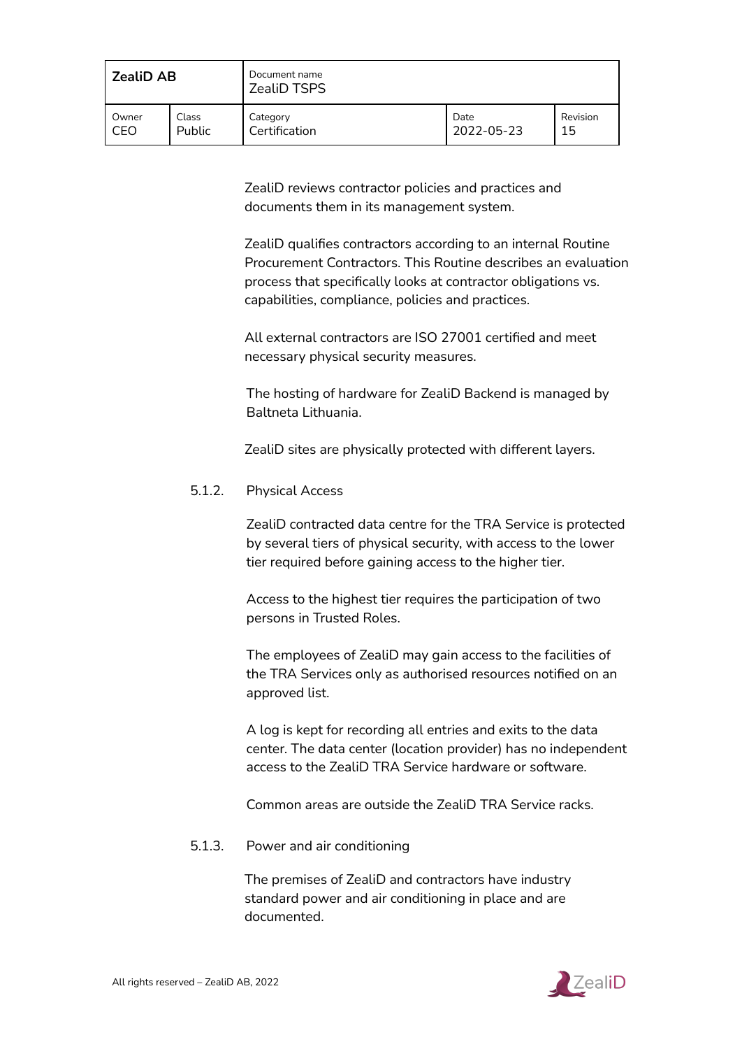ZealiD reviews contractor policies and practices and documents them in its management system.

ZealiD qualifies contractors according to an internal Routine Procurement Contractors. This Routine describes an evaluation process that specifically looks at contractor obligations vs. capabilities, compliance, policies and practices.

All external contractors are ISO 27001 certified and meet necessary physical security measures.

The hosting of hardware for ZealiD Backend is managed by Baltneta Lithuania.

ZealiD sites are physically protected with different layers.

### 5.1.2. Physical Access

ZealiD contracted data centre for the TRA Service is protected by several tiers of physical security, with access to the lower tier required before gaining access to the higher tier.

Access to the highest tier requires the participation of two persons in Trusted Roles.

The employees of ZealiD may gain access to the facilities of the TRA Services only as authorised resources notified on an approved list.

A log is kept for recording all entries and exits to the data center. The data center (location provider) has no independent access to the ZealiD TRA Service hardware or software.

Common areas are outside the ZealiD TRA Service racks.

### 5.1.3. Power and air conditioning

The premises of ZealiD and contractors have industry standard power and air conditioning in place and are documented.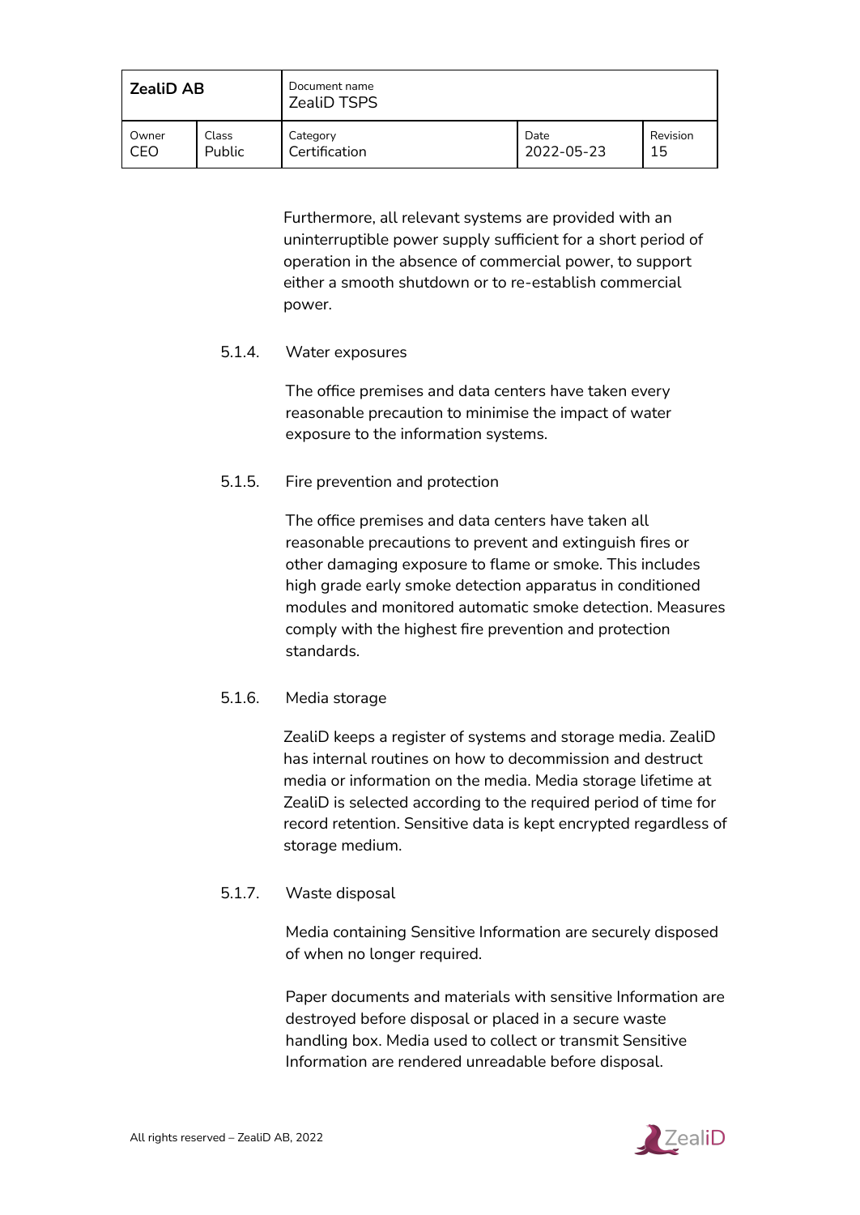Furthermore, all relevant systems are provided with an uninterruptible power supply sufficient for a short period of operation in the absence of commercial power, to support either a smooth shutdown or to re-establish commercial power.

#### 5.1.4. Water exposures

The office premises and data centers have taken every reasonable precaution to minimise the impact of water exposure to the information systems.

#### 5.1.5. Fire prevention and protection

The office premises and data centers have taken all reasonable precautions to prevent and extinguish fires or other damaging exposure to flame or smoke. This includes high grade early smoke detection apparatus in conditioned modules and monitored automatic smoke detection. Measures comply with the highest fire prevention and protection standards.

#### 5.1.6. Media storage

ZealiD keeps a register of systems and storage media. ZealiD has internal routines on how to decommission and destruct media or information on the media. Media storage lifetime at ZealiD is selected according to the required period of time for record retention. Sensitive data is kept encrypted regardless of storage medium.

#### 5.1.7. Waste disposal

Media containing Sensitive Information are securely disposed of when no longer required.

Paper documents and materials with sensitive Information are destroyed before disposal or placed in a secure waste handling box. Media used to collect or transmit Sensitive Information are rendered unreadable before disposal.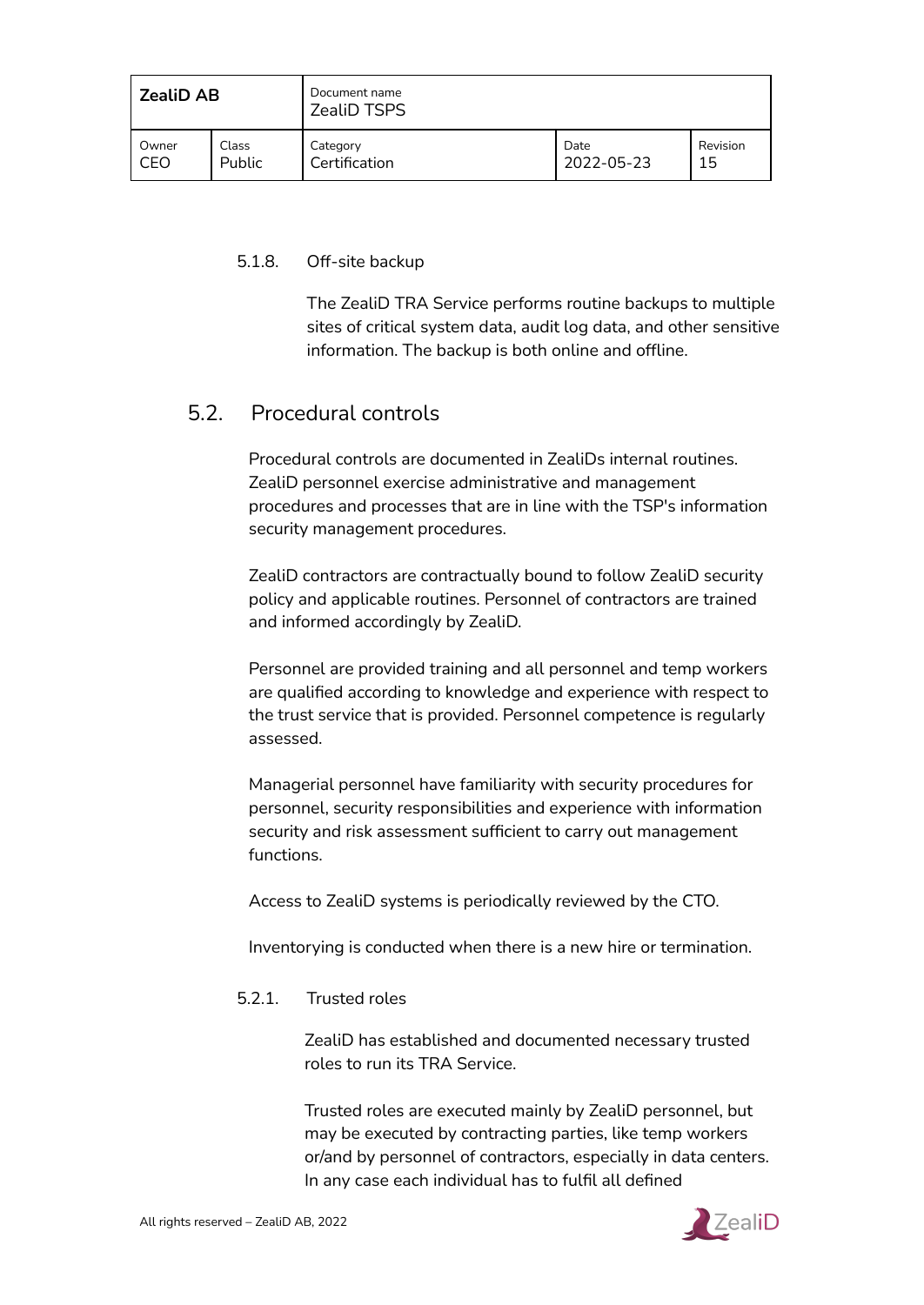#### 5.1.8. Off-site backup

The ZealiD TRA Service performs routine backups to multiple sites of critical system data, audit log data, and other sensitive information. The backup is both online and offline.

### 5.2. Procedural controls

Procedural controls are documented in ZealiDs internal routines. ZealiD personnel exercise administrative and management procedures and processes that are in line with the TSP's information security management procedures.

ZealiD contractors are contractually bound to follow ZealiD security policy and applicable routines. Personnel of contractors are trained and informed accordingly by ZealiD.

Personnel are provided training and all personnel and temp workers are qualified according to knowledge and experience with respect to the trust service that is provided. Personnel competence is regularly assessed.

Managerial personnel have familiarity with security procedures for personnel, security responsibilities and experience with information security and risk assessment sufficient to carry out management functions.

Access to ZealiD systems is periodically reviewed by the CTO.

Inventorying is conducted when there is a new hire or termination.

#### 5.2.1. Trusted roles

ZealiD has established and documented necessary trusted roles to run its TRA Service.

Trusted roles are executed mainly by ZealiD personnel, but may be executed by contracting parties, like temp workers or/and by personnel of contractors, especially in data centers. In any case each individual has to fulfil all defined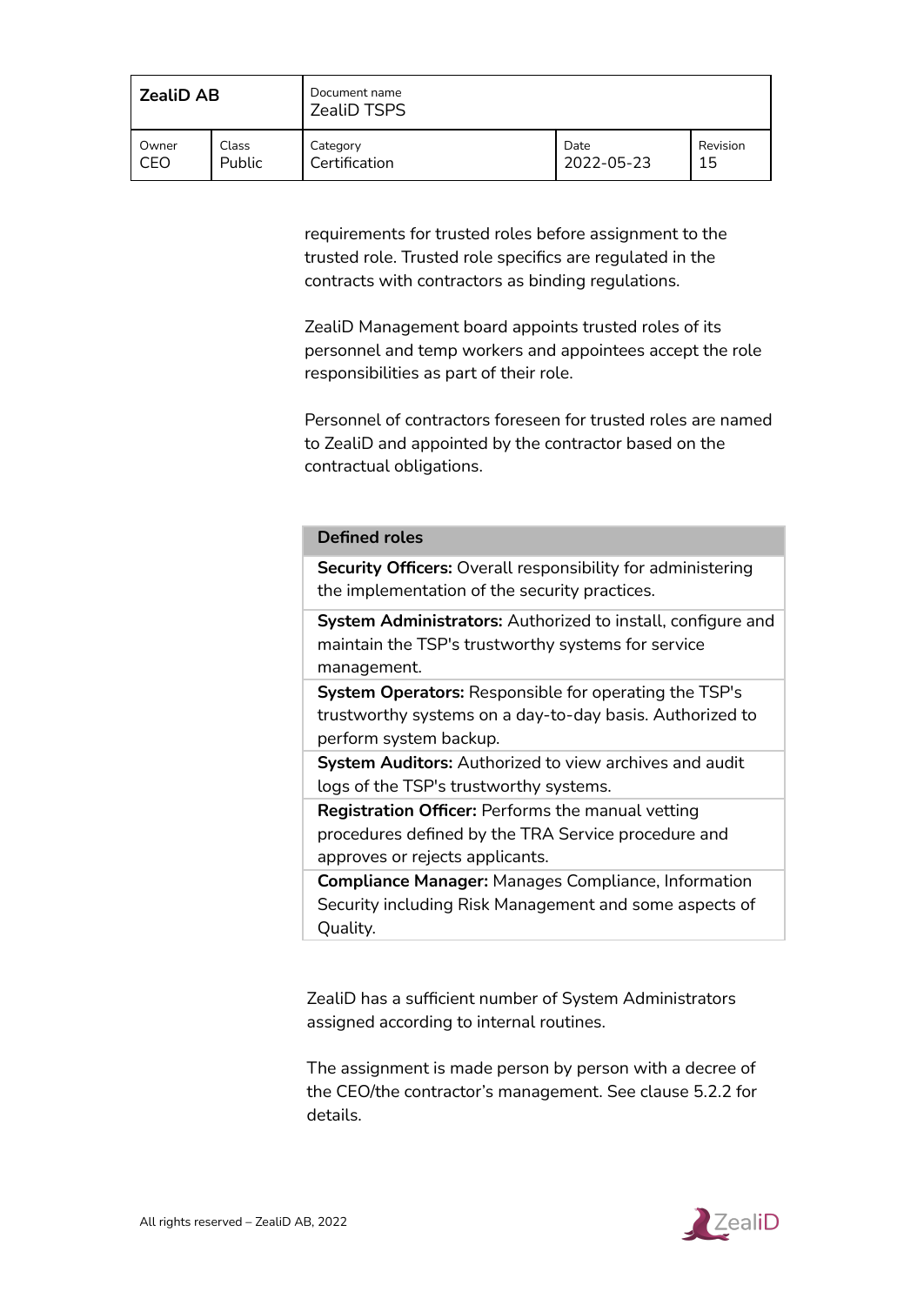requirements for trusted roles before assignment to the trusted role. Trusted role specifics are regulated in the contracts with contractors as binding regulations.

ZealiD Management board appoints trusted roles of its personnel and temp workers and appointees accept the role responsibilities as part of their role.

Personnel of contractors foreseen for trusted roles are named to ZealiD and appointed by the contractor based on the contractual obligations.

| Defined roles |
| --- |
| **Security Officers:** Overall responsibility for administering the implementation of the security practices. |
| **System Administrators:** Authorized to install, configure and maintain the TSP's trustworthy systems for service management. |
| **System Operators:** Responsible for operating the TSP's trustworthy systems on a day-to-day basis. Authorized to perform system backup. |
| **System Auditors:** Authorized to view archives and audit logs of the TSP's trustworthy systems. |
| **Registration Officer:** Performs the manual vetting procedures defined by the TRA Service procedure and approves or rejects applicants. |
| **Compliance Manager:** Manages Compliance, Information Security including Risk Management and some aspects of Quality. |

ZealiD has a sufficient number of System Administrators assigned according to internal routines.

The assignment is made person by person with a decree of the CEO/the contractor's management. See clause 5.2.2 for details.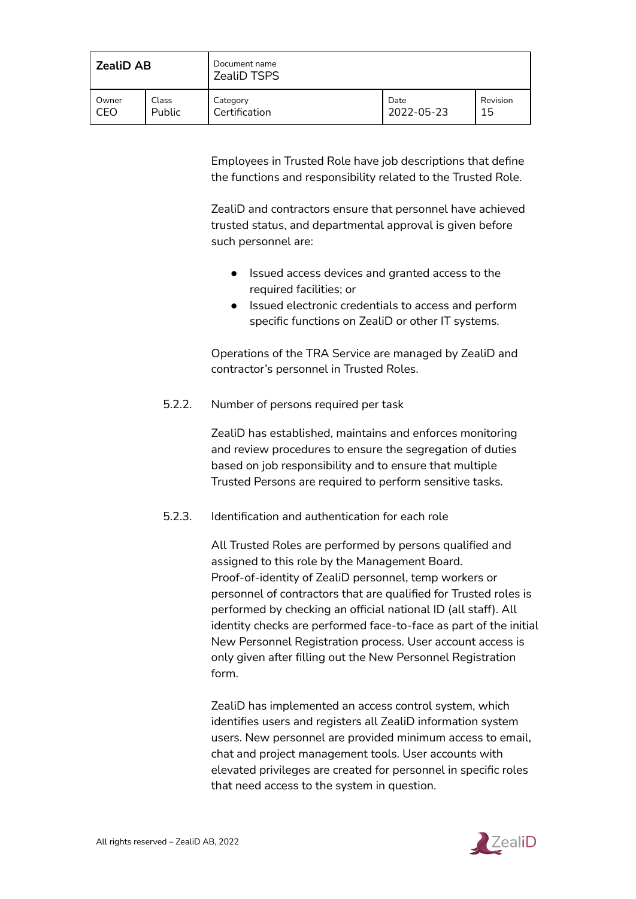Employees in Trusted Role have job descriptions that define the functions and responsibility related to the Trusted Role.

ZealiD and contractors ensure that personnel have achieved trusted status, and departmental approval is given before such personnel are:

- Issued access devices and granted access to the required facilities; or
- Issued electronic credentials to access and perform specific functions on ZealiD or other IT systems.

Operations of the TRA Service are managed by ZealiD and contractor's personnel in Trusted Roles.

#### 5.2.2. Number of persons required per task

ZealiD has established, maintains and enforces monitoring and review procedures to ensure the segregation of duties based on job responsibility and to ensure that multiple Trusted Persons are required to perform sensitive tasks.

#### 5.2.3. Identification and authentication for each role

All Trusted Roles are performed by persons qualified and assigned to this role by the Management Board. Proof-of-identity of ZealiD personnel, temp workers or personnel of contractors that are qualified for Trusted roles is performed by checking an official national ID (all staff). All identity checks are performed face-to-face as part of the initial New Personnel Registration process. User account access is only given after filling out the New Personnel Registration form.

ZealiD has implemented an access control system, which identifies users and registers all ZealiD information system users. New personnel are provided minimum access to email, chat and project management tools. User accounts with elevated privileges are created for personnel in specific roles that need access to the system in question.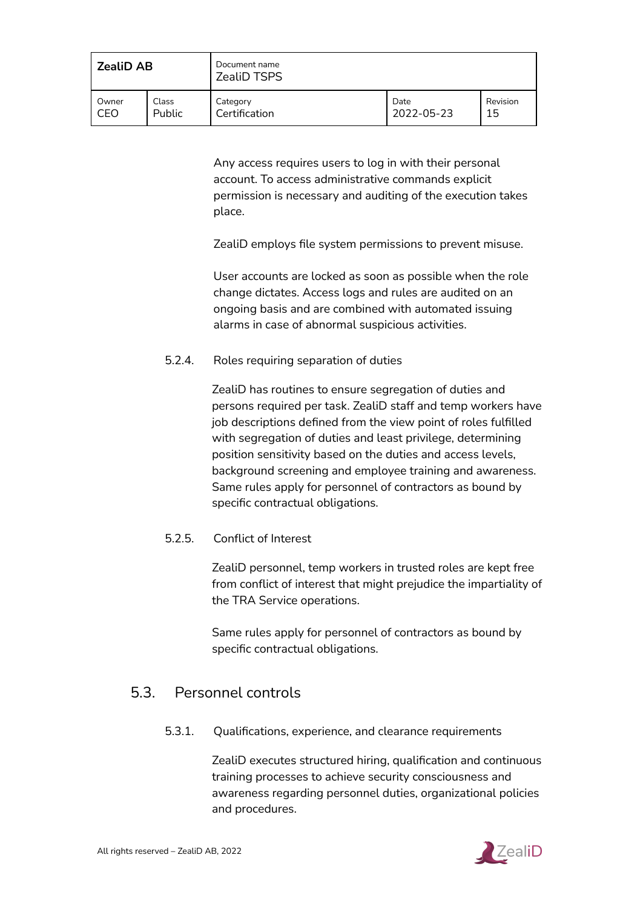Any access requires users to log in with their personal account. To access administrative commands explicit permission is necessary and auditing of the execution takes place.

ZealiD employs file system permissions to prevent misuse.

User accounts are locked as soon as possible when the role change dictates. Access logs and rules are audited on an ongoing basis and are combined with automated issuing alarms in case of abnormal suspicious activities.

### 5.2.4. Roles requiring separation of duties

ZealiD has routines to ensure segregation of duties and persons required per task. ZealiD staff and temp workers have job descriptions defined from the view point of roles fulfilled with segregation of duties and least privilege, determining position sensitivity based on the duties and access levels, background screening and employee training and awareness. Same rules apply for personnel of contractors as bound by specific contractual obligations.

### 5.2.5. Conflict of Interest

ZealiD personnel, temp workers in trusted roles are kept free from conflict of interest that might prejudice the impartiality of the TRA Service operations.

Same rules apply for personnel of contractors as bound by specific contractual obligations.

## 5.3. Personnel controls

### 5.3.1. Qualifications, experience, and clearance requirements

ZealiD executes structured hiring, qualification and continuous training processes to achieve security consciousness and awareness regarding personnel duties, organizational policies and procedures.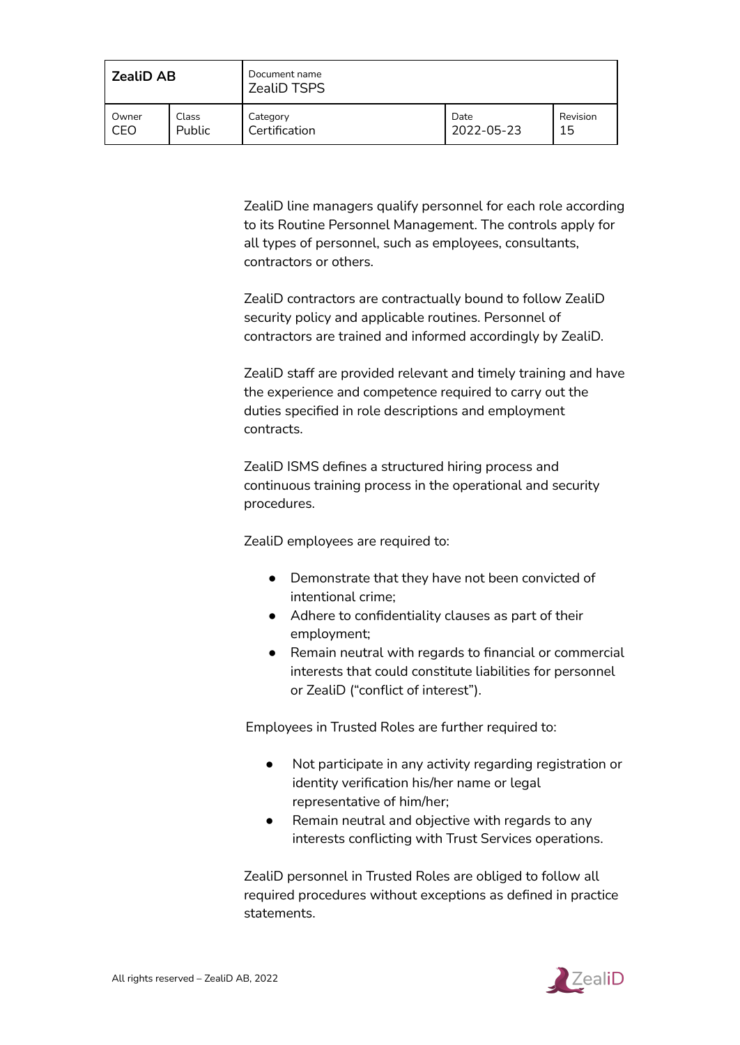ZealiD line managers qualify personnel for each role according to its Routine Personnel Management. The controls apply for all types of personnel, such as employees, consultants, contractors or others.

ZealiD contractors are contractually bound to follow ZealiD security policy and applicable routines. Personnel of contractors are trained and informed accordingly by ZealiD.

ZealiD staff are provided relevant and timely training and have the experience and competence required to carry out the duties specified in role descriptions and employment contracts.

ZealiD ISMS defines a structured hiring process and continuous training process in the operational and security procedures.

ZealiD employees are required to:

- Demonstrate that they have not been convicted of intentional crime;
- Adhere to confidentiality clauses as part of their employment;
- Remain neutral with regards to financial or commercial interests that could constitute liabilities for personnel or ZealiD ("conflict of interest").

Employees in Trusted Roles are further required to:

- Not participate in any activity regarding registration or identity verification his/her name or legal representative of him/her;
- Remain neutral and objective with regards to any interests conflicting with Trust Services operations.

ZealiD personnel in Trusted Roles are obliged to follow all required procedures without exceptions as defined in practice statements.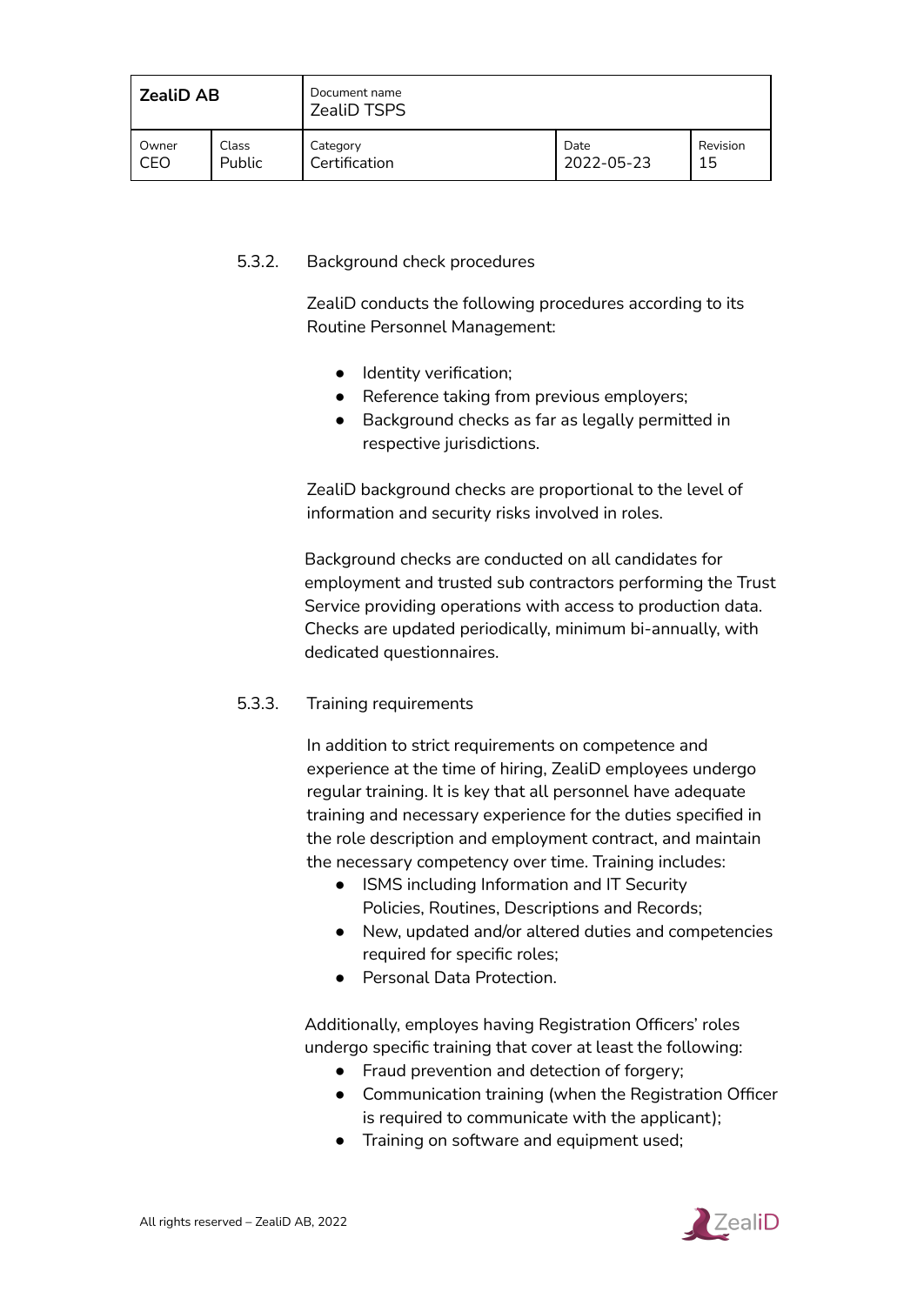### 5.3.2. Background check procedures

ZealiD conducts the following procedures according to its Routine Personnel Management:

- Identity verification;
- Reference taking from previous employers;
- Background checks as far as legally permitted in respective jurisdictions.

ZealiD background checks are proportional to the level of information and security risks involved in roles.

Background checks are conducted on all candidates for employment and trusted sub contractors performing the Trust Service providing operations with access to production data. Checks are updated periodically, minimum bi-annually, with dedicated questionnaires.

### 5.3.3. Training requirements

In addition to strict requirements on competence and experience at the time of hiring, ZealiD employees undergo regular training. It is key that all personnel have adequate training and necessary experience for the duties specified in the role description and employment contract, and maintain the necessary competency over time. Training includes:

- ISMS including Information and IT Security Policies, Routines, Descriptions and Records;
- New, updated and/or altered duties and competencies required for specific roles;
- Personal Data Protection.

Additionally, employes having Registration Officers' roles undergo specific training that cover at least the following:

- Fraud prevention and detection of forgery;
- Communication training (when the Registration Officer is required to communicate with the applicant);
- Training on software and equipment used;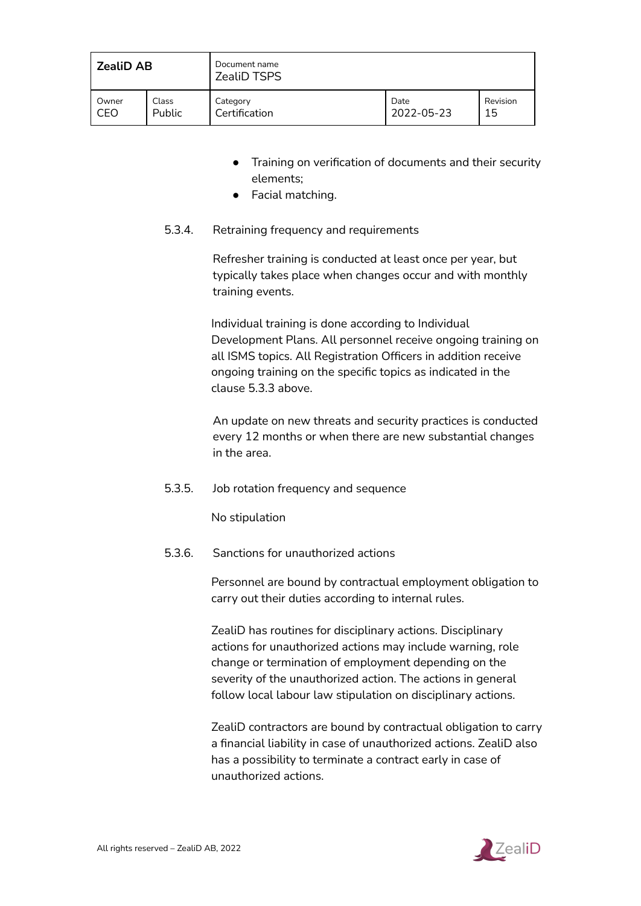- Training on verification of documents and their security elements;
- Facial matching.

#### 5.3.4. Retraining frequency and requirements

Refresher training is conducted at least once per year, but typically takes place when changes occur and with monthly training events.

Individual training is done according to Individual Development Plans. All personnel receive ongoing training on all ISMS topics. All Registration Officers in addition receive ongoing training on the specific topics as indicated in the clause 5.3.3 above.

An update on new threats and security practices is conducted every 12 months or when there are new substantial changes in the area.

#### 5.3.5. Job rotation frequency and sequence

No stipulation

#### 5.3.6. Sanctions for unauthorized actions

Personnel are bound by contractual employment obligation to carry out their duties according to internal rules.

ZealiD has routines for disciplinary actions. Disciplinary actions for unauthorized actions may include warning, role change or termination of employment depending on the severity of the unauthorized action. The actions in general follow local labour law stipulation on disciplinary actions.

ZealiD contractors are bound by contractual obligation to carry a financial liability in case of unauthorized actions. ZealiD also has a possibility to terminate a contract early in case of unauthorized actions.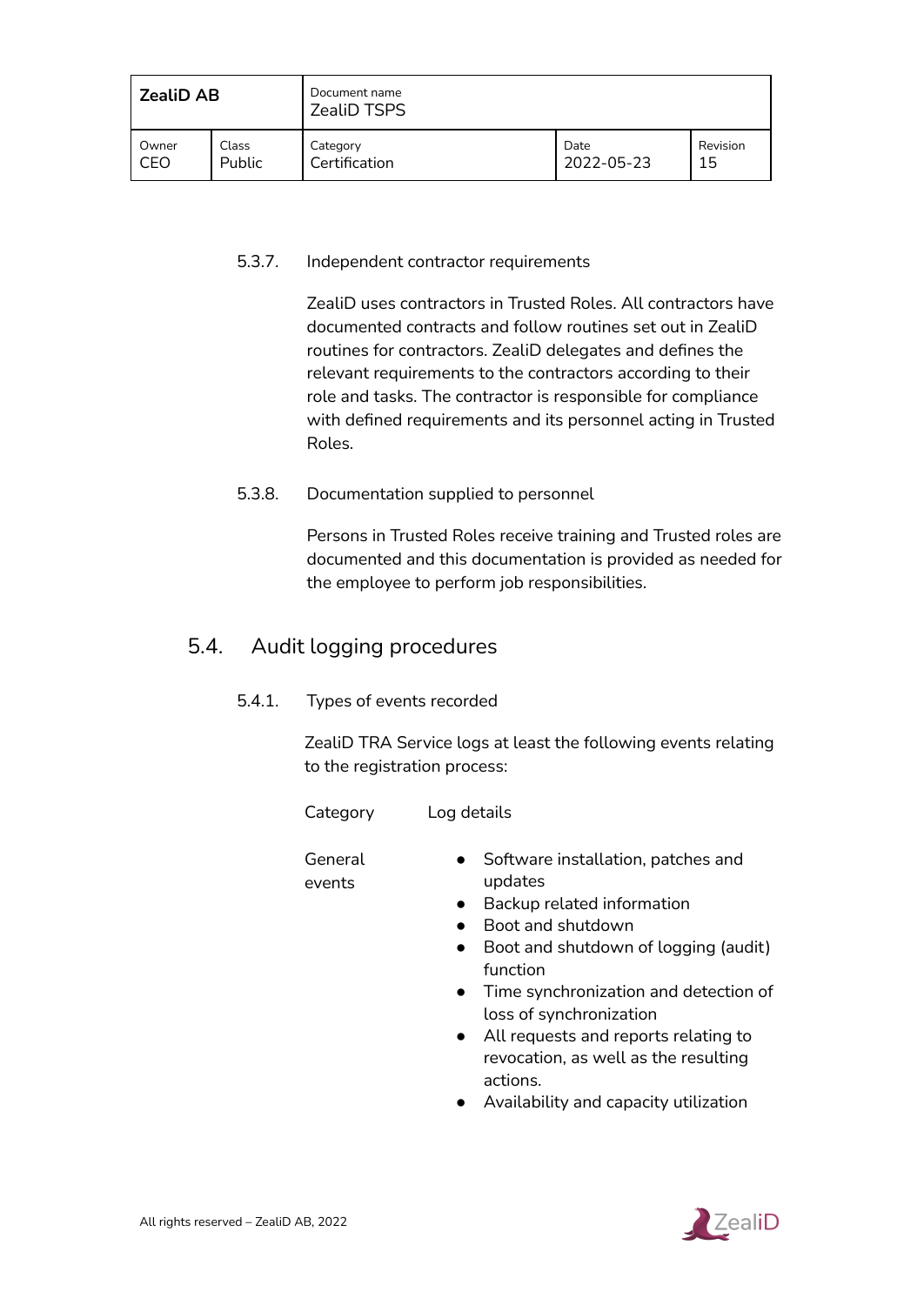#### 5.3.7. Independent contractor requirements

ZealiD uses contractors in Trusted Roles. All contractors have documented contracts and follow routines set out in ZealiD routines for contractors. ZealiD delegates and defines the relevant requirements to the contractors according to their role and tasks. The contractor is responsible for compliance with defined requirements and its personnel acting in Trusted Roles.

#### 5.3.8. Documentation supplied to personnel

Persons in Trusted Roles receive training and Trusted roles are documented and this documentation is provided as needed for the employee to perform job responsibilities.

### 5.4. Audit logging procedures

#### 5.4.1. Types of events recorded

ZealiD TRA Service logs at least the following events relating to the registration process:

| Category | Log details |
|---|---|
| General events | • Software installation, patches and updates<br>• Backup related information<br>• Boot and shutdown<br>• Boot and shutdown of logging (audit) function<br>• Time synchronization and detection of loss of synchronization<br>• All requests and reports relating to revocation, as well as the resulting actions.<br>• Availability and capacity utilization |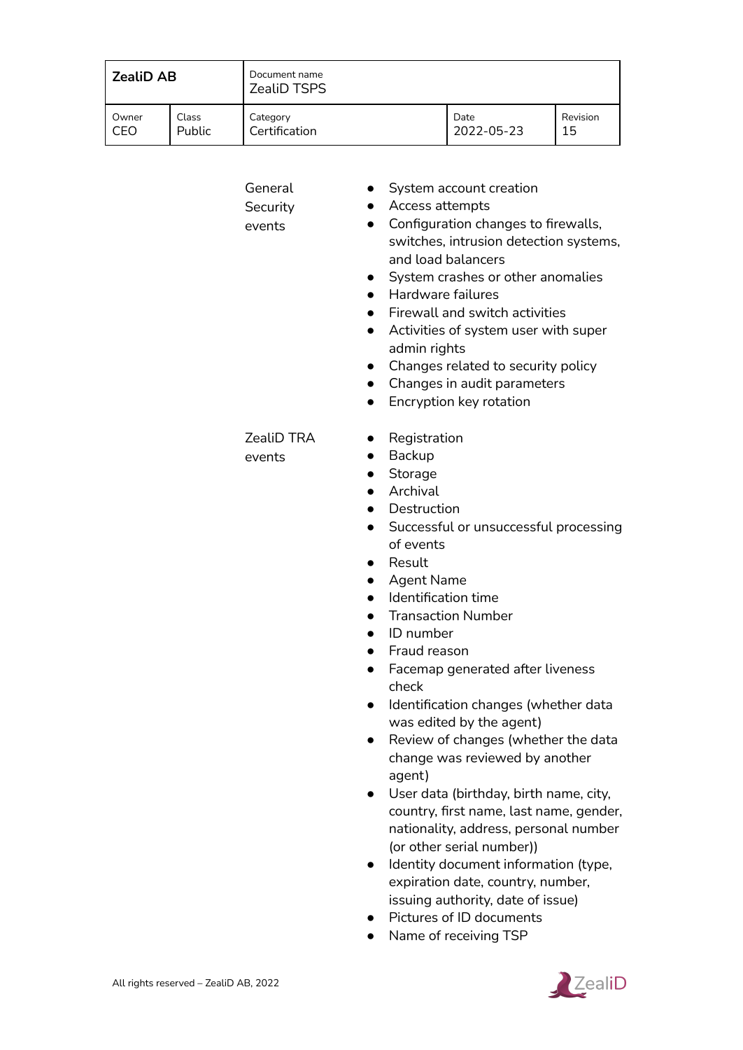| | |
|---|---|
| General Security events | <ul><li>System account creation</li><li>Access attempts</li><li>Configuration changes to firewalls, switches, intrusion detection systems, and load balancers</li><li>System crashes or other anomalies</li><li>Hardware failures</li><li>Firewall and switch activities</li><li>Activities of system user with super admin rights</li><li>Changes related to security policy</li><li>Changes in audit parameters</li><li>Encryption key rotation</li></ul> |
| ZealiD TRA events | <ul><li>Registration</li><li>Backup</li><li>Storage</li><li>Archival</li><li>Destruction</li><li>Successful or unsuccessful processing of events</li><li>Result</li><li>Agent Name</li><li>Identification time</li><li>Transaction Number</li><li>ID number</li><li>Fraud reason</li><li>Facemap generated after liveness check</li><li>Identification changes (whether data was edited by the agent)</li><li>Review of changes (whether the data change was reviewed by another agent)</li><li>User data (birthday, birth name, city, country, first name, last name, gender, nationality, address, personal number (or other serial number))</li><li>Identity document information (type, expiration date, country, number, issuing authority, date of issue)</li><li>Pictures of ID documents</li><li>Name of receiving TSP</li></ul> |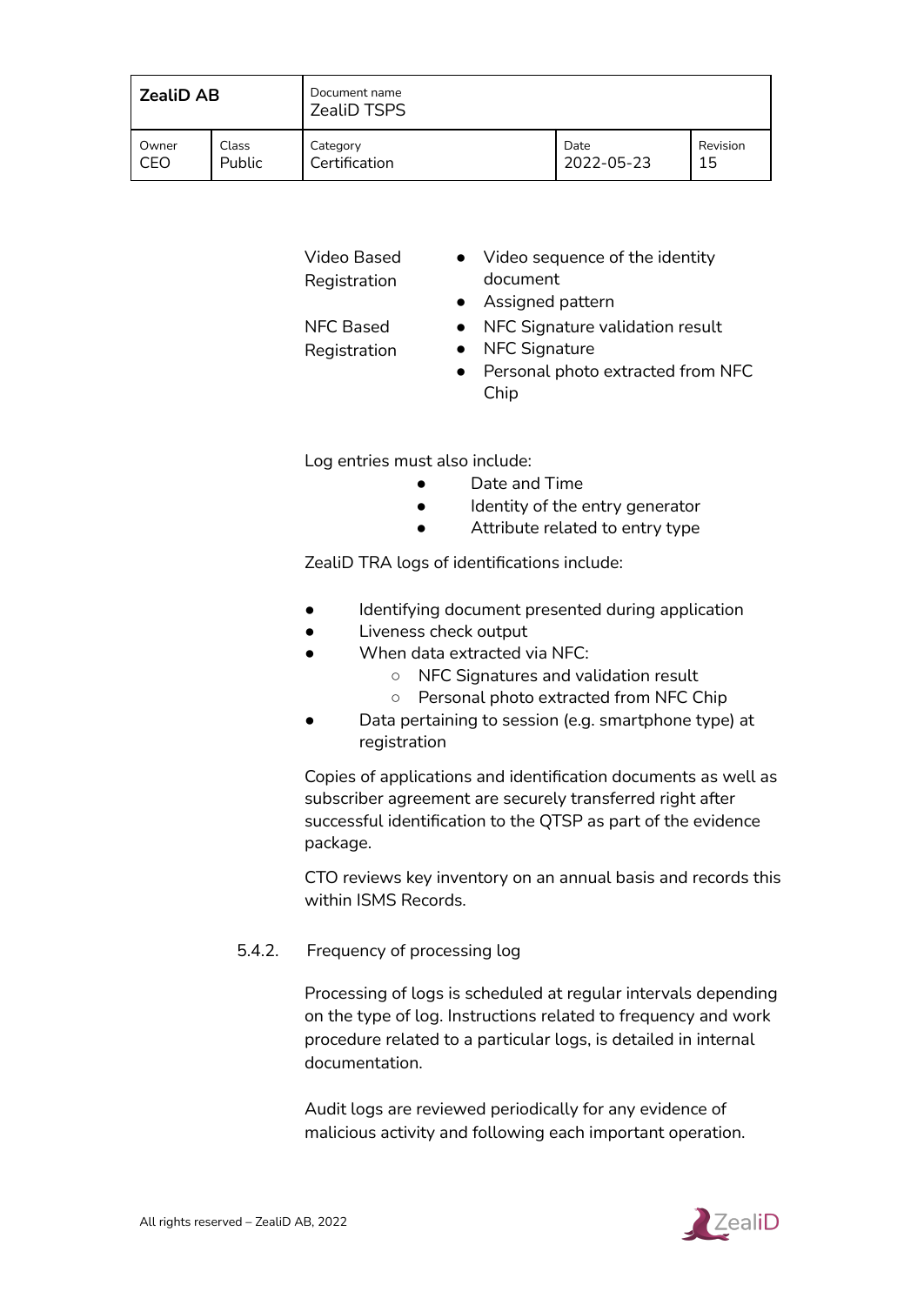| | |
|---|---|
| Video Based Registration | • Video sequence of the identity document<br>• Assigned pattern |
| NFC Based Registration | • NFC Signature validation result<br>• NFC Signature<br>• Personal photo extracted from NFC Chip |

Log entries must also include:

- Date and Time
- Identity of the entry generator
- Attribute related to entry type

ZealiD TRA logs of identifications include:

- Identifying document presented during application
- Liveness check output
- When data extracted via NFC:
  - NFC Signatures and validation result
  - Personal photo extracted from NFC Chip
- Data pertaining to session (e.g. smartphone type) at registration

Copies of applications and identification documents as well as subscriber agreement are securely transferred right after successful identification to the QTSP as part of the evidence package.

CTO reviews key inventory on an annual basis and records this within ISMS Records.

### 5.4.2. Frequency of processing log

Processing of logs is scheduled at regular intervals depending on the type of log. Instructions related to frequency and work procedure related to a particular logs, is detailed in internal documentation.

Audit logs are reviewed periodically for any evidence of malicious activity and following each important operation.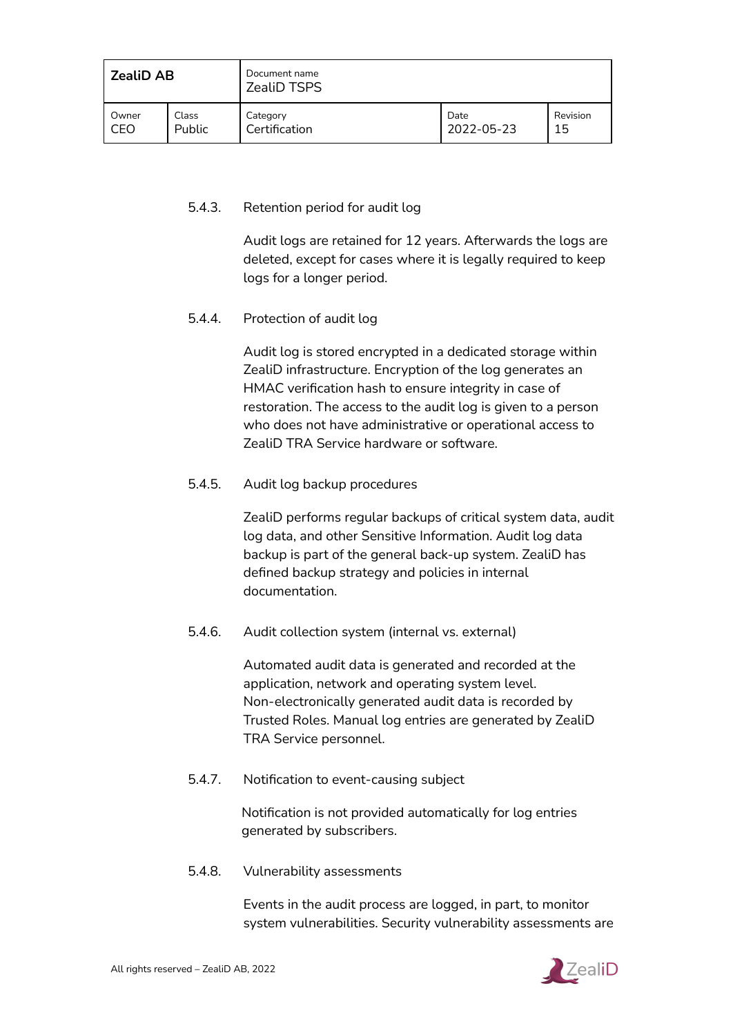#### 5.4.3. Retention period for audit log

Audit logs are retained for 12 years. Afterwards the logs are deleted, except for cases where it is legally required to keep logs for a longer period.

#### 5.4.4. Protection of audit log

Audit log is stored encrypted in a dedicated storage within ZealiD infrastructure. Encryption of the log generates an HMAC verification hash to ensure integrity in case of restoration. The access to the audit log is given to a person who does not have administrative or operational access to ZealiD TRA Service hardware or software.

#### 5.4.5. Audit log backup procedures

ZealiD performs regular backups of critical system data, audit log data, and other Sensitive Information. Audit log data backup is part of the general back-up system. ZealiD has defined backup strategy and policies in internal documentation.

#### 5.4.6. Audit collection system (internal vs. external)

Automated audit data is generated and recorded at the application, network and operating system level. Non-electronically generated audit data is recorded by Trusted Roles. Manual log entries are generated by ZealiD TRA Service personnel.

#### 5.4.7. Notification to event-causing subject

Notification is not provided automatically for log entries generated by subscribers.

#### 5.4.8. Vulnerability assessments

Events in the audit process are logged, in part, to monitor system vulnerabilities. Security vulnerability assessments are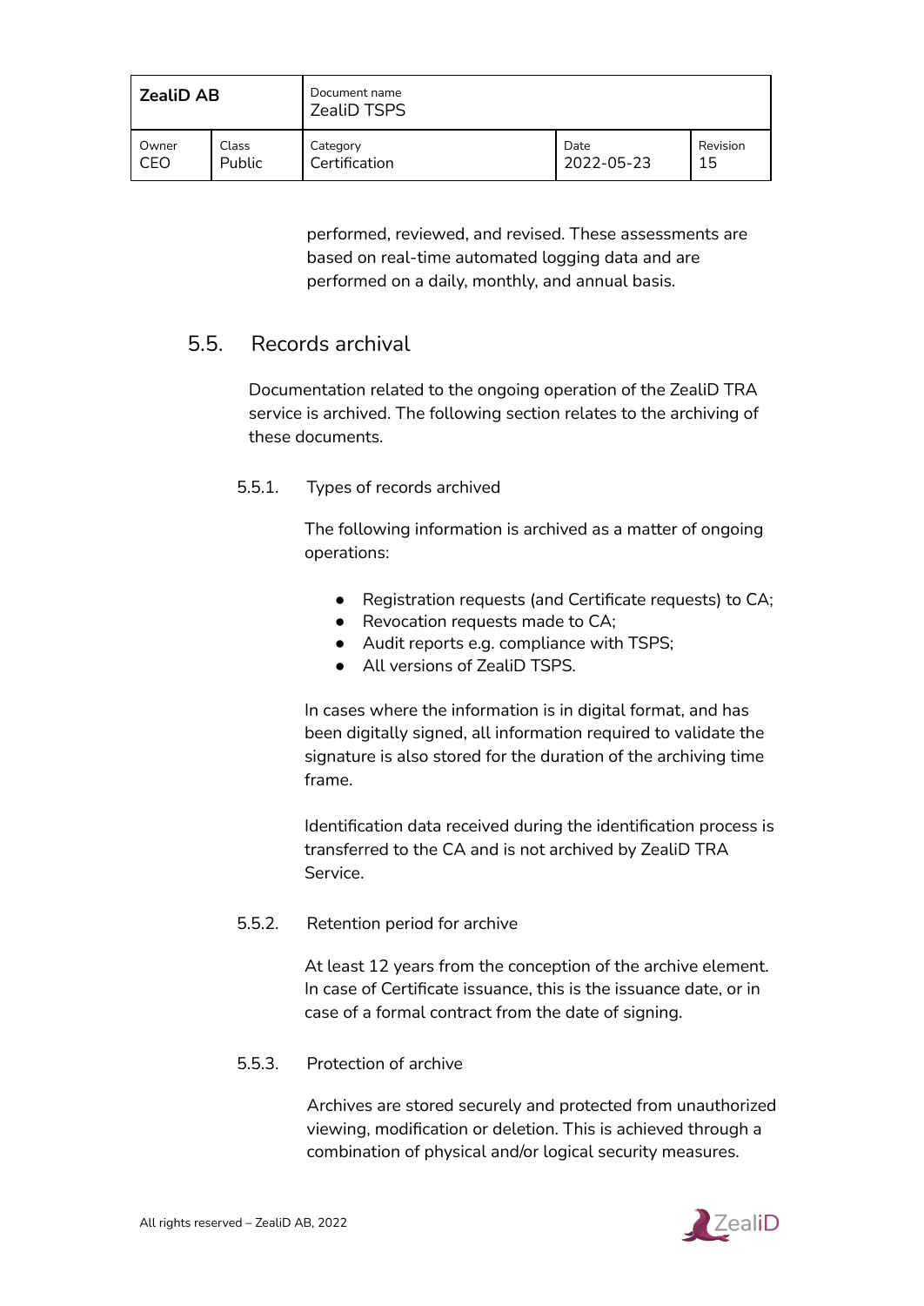performed, reviewed, and revised. These assessments are based on real-time automated logging data and are performed on a daily, monthly, and annual basis.

## 5.5. Records archival

Documentation related to the ongoing operation of the ZealiD TRA service is archived. The following section relates to the archiving of these documents.

### 5.5.1. Types of records archived

The following information is archived as a matter of ongoing operations:

- Registration requests (and Certificate requests) to CA;
- Revocation requests made to CA;
- Audit reports e.g. compliance with TSPS;
- All versions of ZealiD TSPS.

In cases where the information is in digital format, and has been digitally signed, all information required to validate the signature is also stored for the duration of the archiving time frame.

Identification data received during the identification process is transferred to the CA and is not archived by ZealiD TRA Service.

### 5.5.2. Retention period for archive

At least 12 years from the conception of the archive element. In case of Certificate issuance, this is the issuance date, or in case of a formal contract from the date of signing.

### 5.5.3. Protection of archive

Archives are stored securely and protected from unauthorized viewing, modification or deletion. This is achieved through a combination of physical and/or logical security measures.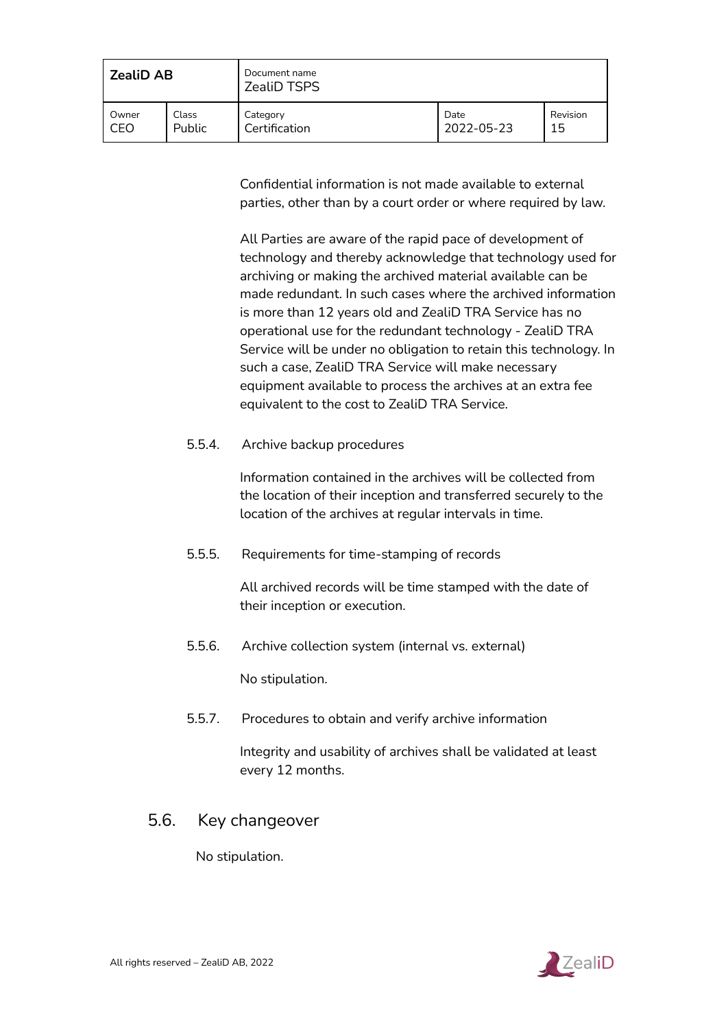Confidential information is not made available to external parties, other than by a court order or where required by law.

All Parties are aware of the rapid pace of development of technology and thereby acknowledge that technology used for archiving or making the archived material available can be made redundant. In such cases where the archived information is more than 12 years old and ZealiD TRA Service has no operational use for the redundant technology - ZealiD TRA Service will be under no obligation to retain this technology. In such a case, ZealiD TRA Service will make necessary equipment available to process the archives at an extra fee equivalent to the cost to ZealiD TRA Service.

#### 5.5.4. Archive backup procedures

Information contained in the archives will be collected from the location of their inception and transferred securely to the location of the archives at regular intervals in time.

#### 5.5.5. Requirements for time-stamping of records

All archived records will be time stamped with the date of their inception or execution.

#### 5.5.6. Archive collection system (internal vs. external)

No stipulation.

#### 5.5.7. Procedures to obtain and verify archive information

Integrity and usability of archives shall be validated at least every 12 months.

### 5.6. Key changeover

No stipulation.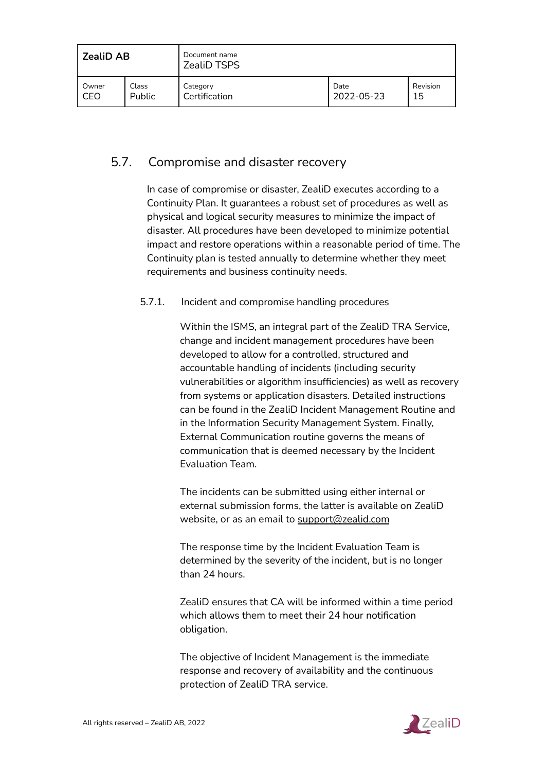## 5.7. Compromise and disaster recovery

In case of compromise or disaster, ZealiD executes according to a Continuity Plan. It guarantees a robust set of procedures as well as physical and logical security measures to minimize the impact of disaster. All procedures have been developed to minimize potential impact and restore operations within a reasonable period of time. The Continuity plan is tested annually to determine whether they meet requirements and business continuity needs.

### 5.7.1. Incident and compromise handling procedures

Within the ISMS, an integral part of the ZealiD TRA Service, change and incident management procedures have been developed to allow for a controlled, structured and accountable handling of incidents (including security vulnerabilities or algorithm insufficiencies) as well as recovery from systems or application disasters. Detailed instructions can be found in the ZealiD Incident Management Routine and in the Information Security Management System. Finally, External Communication routine governs the means of communication that is deemed necessary by the Incident Evaluation Team.

The incidents can be submitted using either internal or external submission forms, the latter is available on ZealiD website, or as an email to support@zealid.com

The response time by the Incident Evaluation Team is determined by the severity of the incident, but is no longer than 24 hours.

ZealiD ensures that CA will be informed within a time period which allows them to meet their 24 hour notification obligation.

The objective of Incident Management is the immediate response and recovery of availability and the continuous protection of ZealiD TRA service.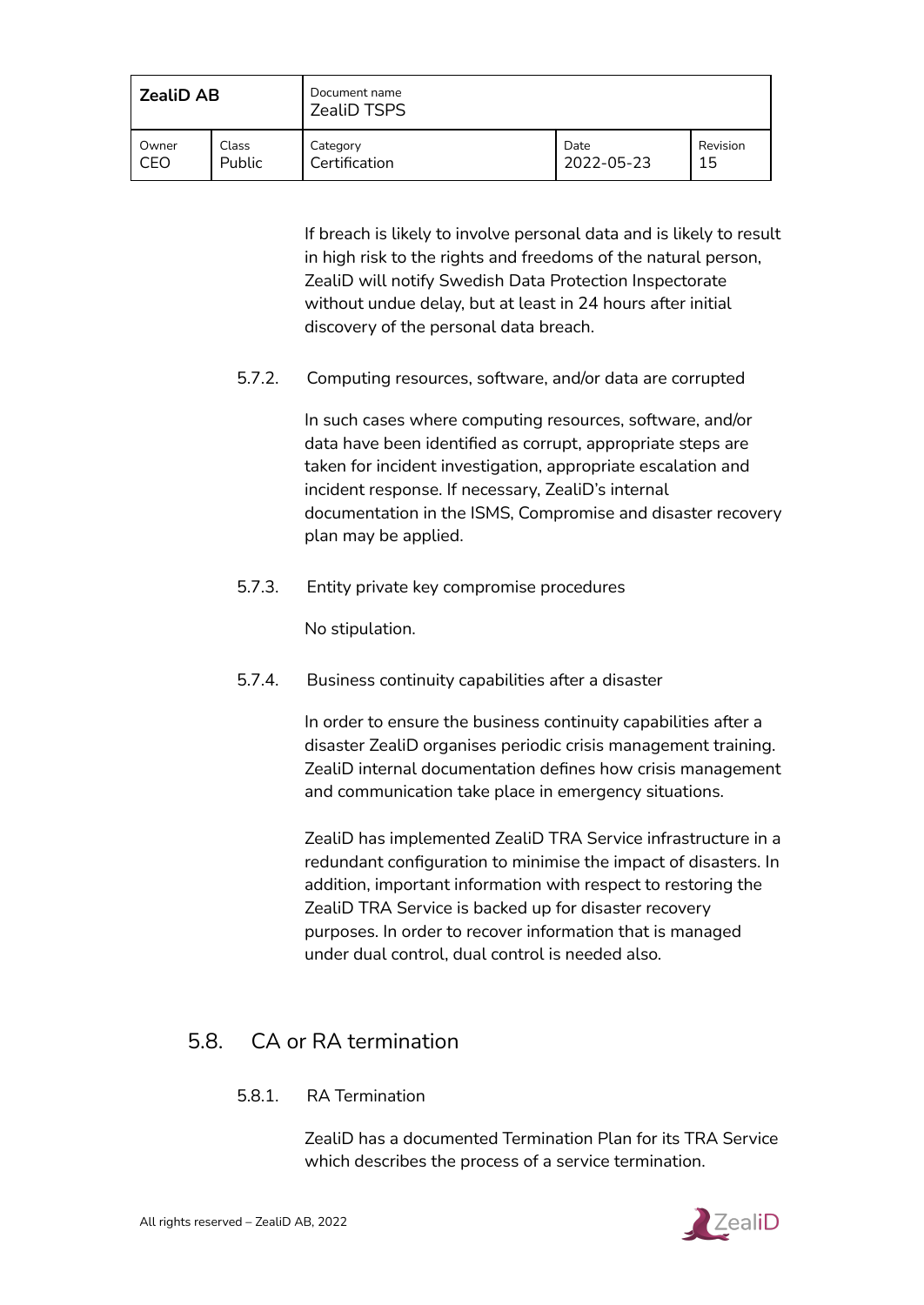If breach is likely to involve personal data and is likely to result in high risk to the rights and freedoms of the natural person, ZealiD will notify Swedish Data Protection Inspectorate without undue delay, but at least in 24 hours after initial discovery of the personal data breach.

#### 5.7.2. Computing resources, software, and/or data are corrupted

In such cases where computing resources, software, and/or data have been identified as corrupt, appropriate steps are taken for incident investigation, appropriate escalation and incident response. If necessary, ZealiD's internal documentation in the ISMS, Compromise and disaster recovery plan may be applied.

#### 5.7.3. Entity private key compromise procedures

No stipulation.

#### 5.7.4. Business continuity capabilities after a disaster

In order to ensure the business continuity capabilities after a disaster ZealiD organises periodic crisis management training. ZealiD internal documentation defines how crisis management and communication take place in emergency situations.

ZealiD has implemented ZealiD TRA Service infrastructure in a redundant configuration to minimise the impact of disasters. In addition, important information with respect to restoring the ZealiD TRA Service is backed up for disaster recovery purposes. In order to recover information that is managed under dual control, dual control is needed also.

### 5.8. CA or RA termination

#### 5.8.1. RA Termination

ZealiD has a documented Termination Plan for its TRA Service which describes the process of a service termination.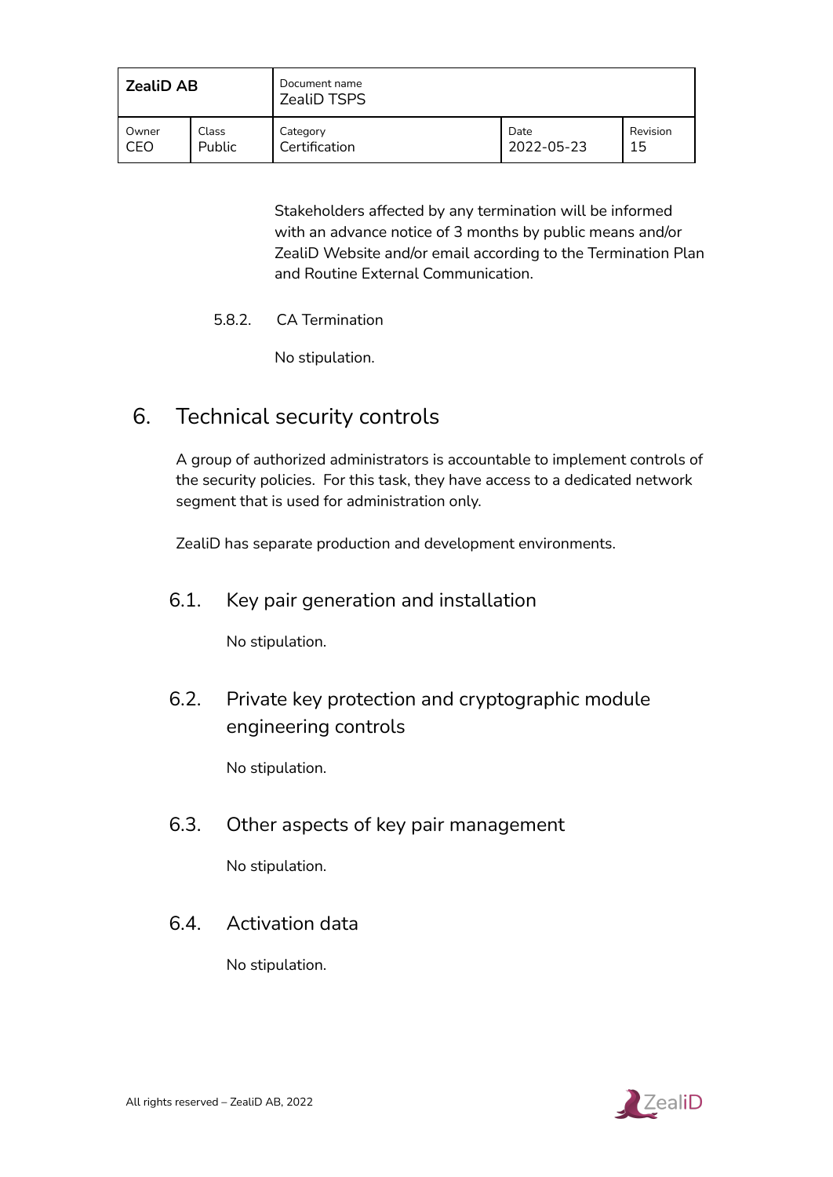Stakeholders affected by any termination will be informed with an advance notice of 3 months by public means and/or ZealiD Website and/or email according to the Termination Plan and Routine External Communication.

#### 5.8.2. CA Termination

No stipulation.

# 6. Technical security controls

A group of authorized administrators is accountable to implement controls of the security policies. For this task, they have access to a dedicated network segment that is used for administration only.

ZealiD has separate production and development environments.

## 6.1. Key pair generation and installation

No stipulation.

## 6.2. Private key protection and cryptographic module engineering controls

No stipulation.

## 6.3. Other aspects of key pair management

No stipulation.

## 6.4. Activation data

No stipulation.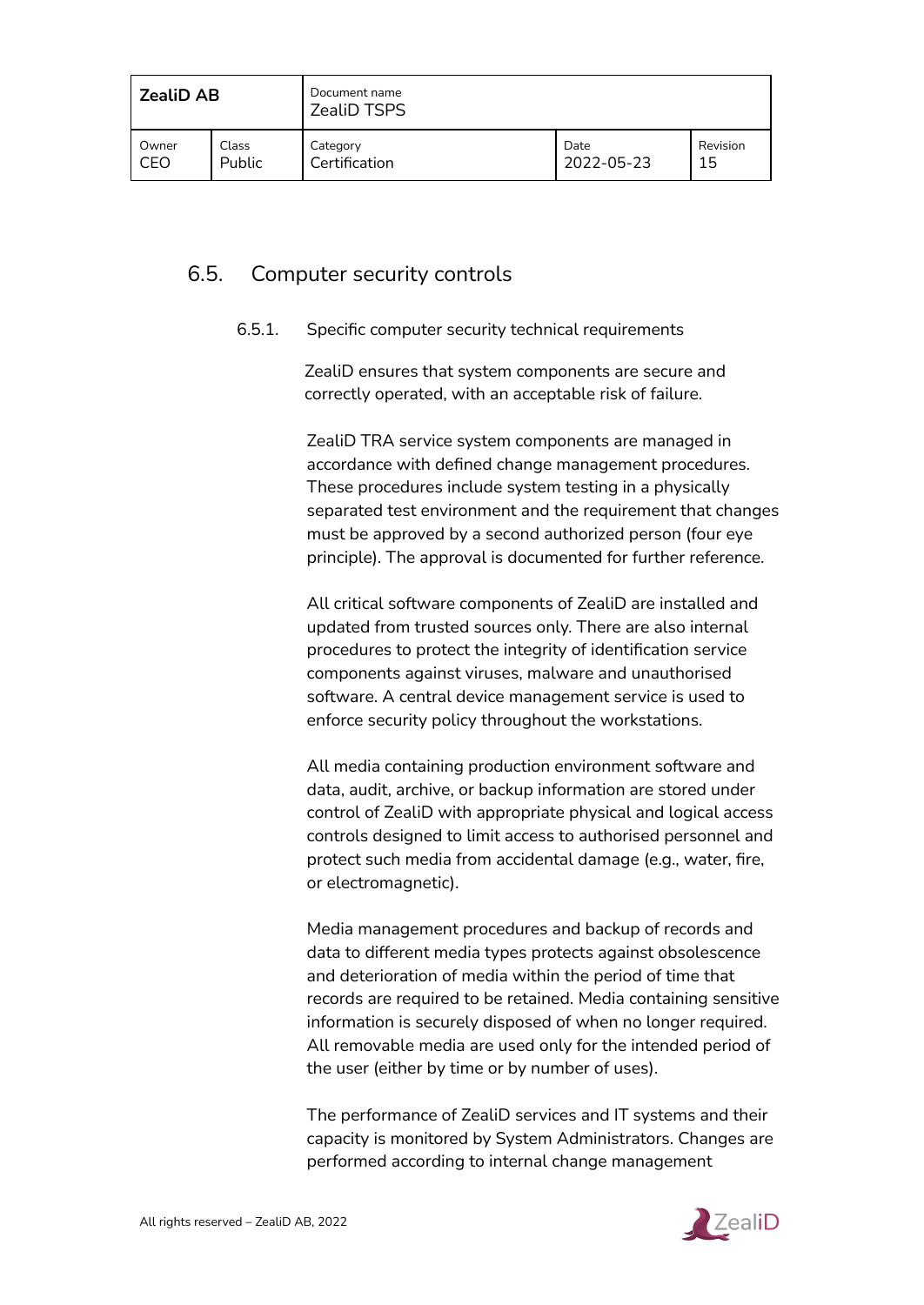## 6.5. Computer security controls

### 6.5.1. Specific computer security technical requirements

ZealiD ensures that system components are secure and correctly operated, with an acceptable risk of failure.

ZealiD TRA service system components are managed in accordance with defined change management procedures. These procedures include system testing in a physically separated test environment and the requirement that changes must be approved by a second authorized person (four eye principle). The approval is documented for further reference.

All critical software components of ZealiD are installed and updated from trusted sources only. There are also internal procedures to protect the integrity of identification service components against viruses, malware and unauthorised software. A central device management service is used to enforce security policy throughout the workstations.

All media containing production environment software and data, audit, archive, or backup information are stored under control of ZealiD with appropriate physical and logical access controls designed to limit access to authorised personnel and protect such media from accidental damage (e.g., water, fire, or electromagnetic).

Media management procedures and backup of records and data to different media types protects against obsolescence and deterioration of media within the period of time that records are required to be retained. Media containing sensitive information is securely disposed of when no longer required. All removable media are used only for the intended period of the user (either by time or by number of uses).

The performance of ZealiD services and IT systems and their capacity is monitored by System Administrators. Changes are performed according to internal change management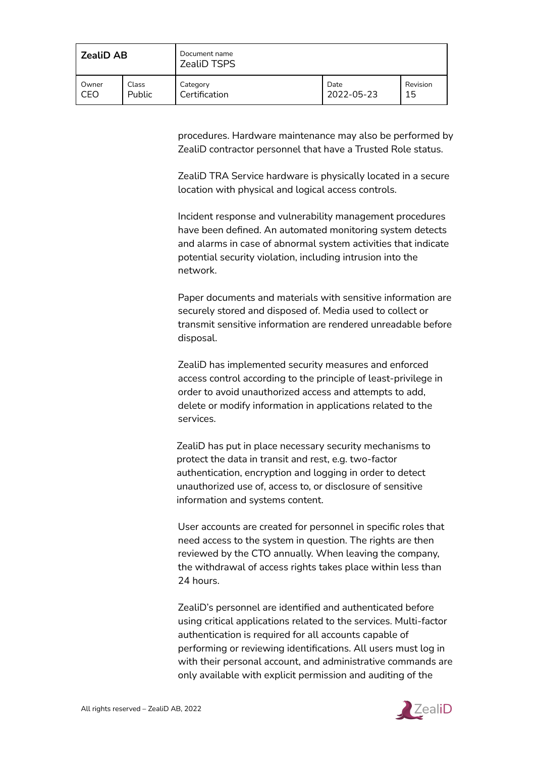procedures. Hardware maintenance may also be performed by ZealiD contractor personnel that have a Trusted Role status.

ZealiD TRA Service hardware is physically located in a secure location with physical and logical access controls.

Incident response and vulnerability management procedures have been defined. An automated monitoring system detects and alarms in case of abnormal system activities that indicate potential security violation, including intrusion into the network.

Paper documents and materials with sensitive information are securely stored and disposed of. Media used to collect or transmit sensitive information are rendered unreadable before disposal.

ZealiD has implemented security measures and enforced access control according to the principle of least-privilege in order to avoid unauthorized access and attempts to add, delete or modify information in applications related to the services.

ZealiD has put in place necessary security mechanisms to protect the data in transit and rest, e.g. two-factor authentication, encryption and logging in order to detect unauthorized use of, access to, or disclosure of sensitive information and systems content.

User accounts are created for personnel in specific roles that need access to the system in question. The rights are then reviewed by the CTO annually. When leaving the company, the withdrawal of access rights takes place within less than 24 hours.

ZealiD's personnel are identified and authenticated before using critical applications related to the services. Multi-factor authentication is required for all accounts capable of performing or reviewing identifications. All users must log in with their personal account, and administrative commands are only available with explicit permission and auditing of the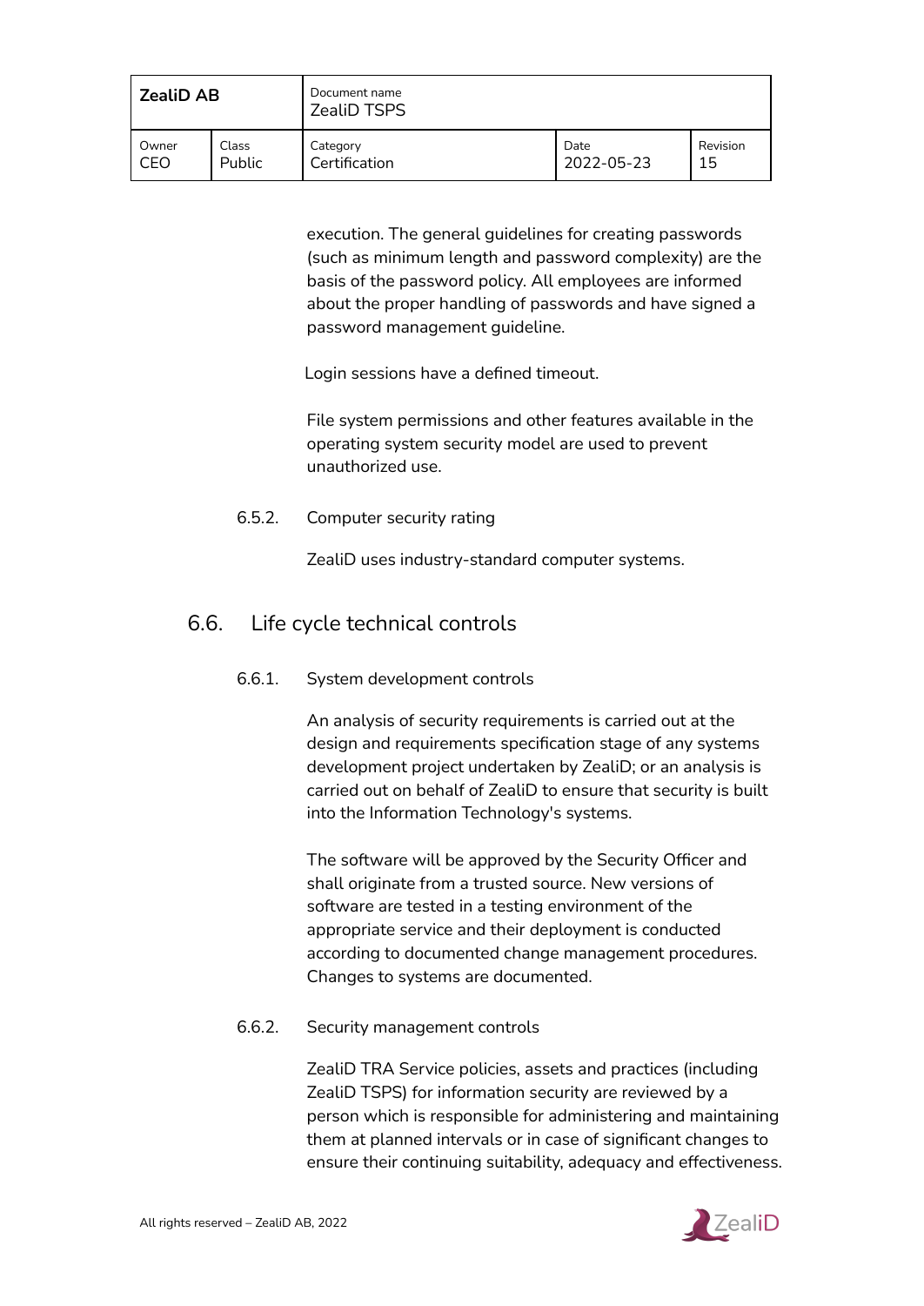execution. The general guidelines for creating passwords (such as minimum length and password complexity) are the basis of the password policy. All employees are informed about the proper handling of passwords and have signed a password management guideline.

Login sessions have a defined timeout.

File system permissions and other features available in the operating system security model are used to prevent unauthorized use.

#### 6.5.2. Computer security rating

ZealiD uses industry-standard computer systems.

### 6.6. Life cycle technical controls

#### 6.6.1. System development controls

An analysis of security requirements is carried out at the design and requirements specification stage of any systems development project undertaken by ZealiD; or an analysis is carried out on behalf of ZealiD to ensure that security is built into the Information Technology's systems.

The software will be approved by the Security Officer and shall originate from a trusted source. New versions of software are tested in a testing environment of the appropriate service and their deployment is conducted according to documented change management procedures. Changes to systems are documented.

#### 6.6.2. Security management controls

ZealiD TRA Service policies, assets and practices (including ZealiD TSPS) for information security are reviewed by a person which is responsible for administering and maintaining them at planned intervals or in case of significant changes to ensure their continuing suitability, adequacy and effectiveness.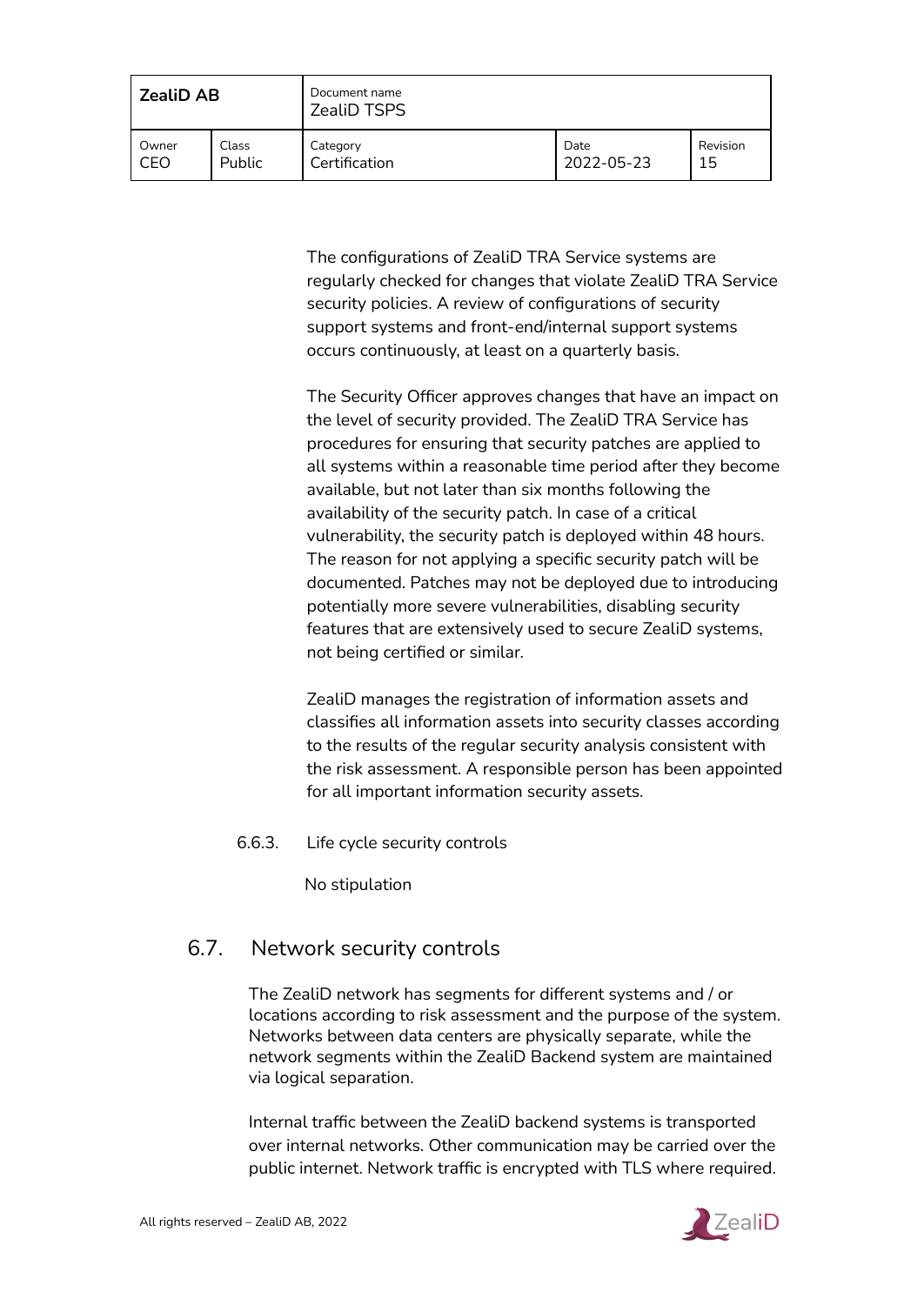The configurations of ZealiD TRA Service systems are regularly checked for changes that violate ZealiD TRA Service security policies. A review of configurations of security support systems and front-end/internal support systems occurs continuously, at least on a quarterly basis.

The Security Officer approves changes that have an impact on the level of security provided. The ZealiD TRA Service has procedures for ensuring that security patches are applied to all systems within a reasonable time period after they become available, but not later than six months following the availability of the security patch. In case of a critical vulnerability, the security patch is deployed within 48 hours. The reason for not applying a specific security patch will be documented. Patches may not be deployed due to introducing potentially more severe vulnerabilities, disabling security features that are extensively used to secure ZealiD systems, not being certified or similar.

ZealiD manages the registration of information assets and classifies all information assets into security classes according to the results of the regular security analysis consistent with the risk assessment. A responsible person has been appointed for all important information security assets.

### 6.6.3. Life cycle security controls

No stipulation

## 6.7. Network security controls

The ZealiD network has segments for different systems and / or locations according to risk assessment and the purpose of the system. Networks between data centers are physically separate, while the network segments within the ZealiD Backend system are maintained via logical separation.

Internal traffic between the ZealiD backend systems is transported over internal networks. Other communication may be carried over the public internet. Network traffic is encrypted with TLS where required.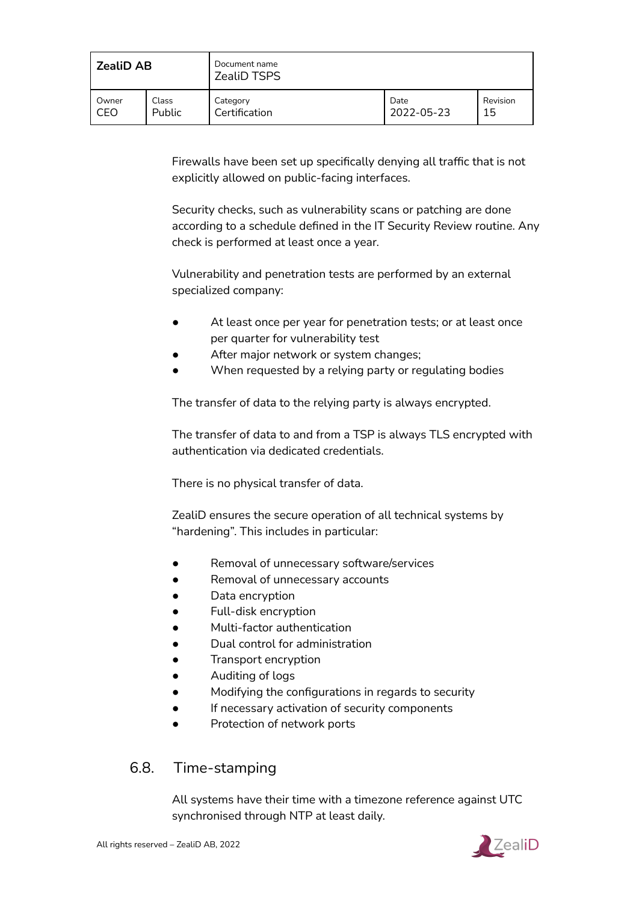Firewalls have been set up specifically denying all traffic that is not explicitly allowed on public-facing interfaces.

Security checks, such as vulnerability scans or patching are done according to a schedule defined in the IT Security Review routine. Any check is performed at least once a year.

Vulnerability and penetration tests are performed by an external specialized company:

- At least once per year for penetration tests; or at least once per quarter for vulnerability test
- After major network or system changes;
- When requested by a relying party or regulating bodies

The transfer of data to the relying party is always encrypted.

The transfer of data to and from a TSP is always TLS encrypted with authentication via dedicated credentials.

There is no physical transfer of data.

ZealiD ensures the secure operation of all technical systems by "hardening". This includes in particular:

- Removal of unnecessary software/services
- Removal of unnecessary accounts
- Data encryption
- Full-disk encryption
- Multi-factor authentication
- Dual control for administration
- Transport encryption
- Auditing of logs
- Modifying the configurations in regards to security
- If necessary activation of security components
- Protection of network ports

## 6.8. Time-stamping

All systems have their time with a timezone reference against UTC synchronised through NTP at least daily.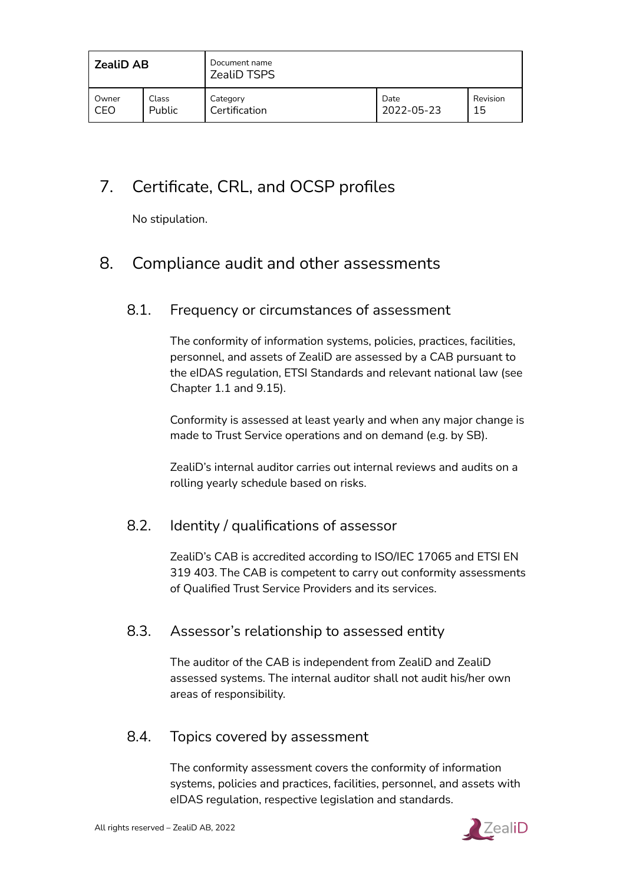# 7. Certificate, CRL, and OCSP profiles

No stipulation.

# 8. Compliance audit and other assessments

## 8.1. Frequency or circumstances of assessment

The conformity of information systems, policies, practices, facilities, personnel, and assets of ZealiD are assessed by a CAB pursuant to the eIDAS regulation, ETSI Standards and relevant national law (see Chapter 1.1 and 9.15).

Conformity is assessed at least yearly and when any major change is made to Trust Service operations and on demand (e.g. by SB).

ZealiD's internal auditor carries out internal reviews and audits on a rolling yearly schedule based on risks.

## 8.2. Identity / qualifications of assessor

ZealiD's CAB is accredited according to ISO/IEC 17065 and ETSI EN 319 403. The CAB is competent to carry out conformity assessments of Qualified Trust Service Providers and its services.

## 8.3. Assessor's relationship to assessed entity

The auditor of the CAB is independent from ZealiD and ZealiD assessed systems. The internal auditor shall not audit his/her own areas of responsibility.

## 8.4. Topics covered by assessment

The conformity assessment covers the conformity of information systems, policies and practices, facilities, personnel, and assets with eIDAS regulation, respective legislation and standards.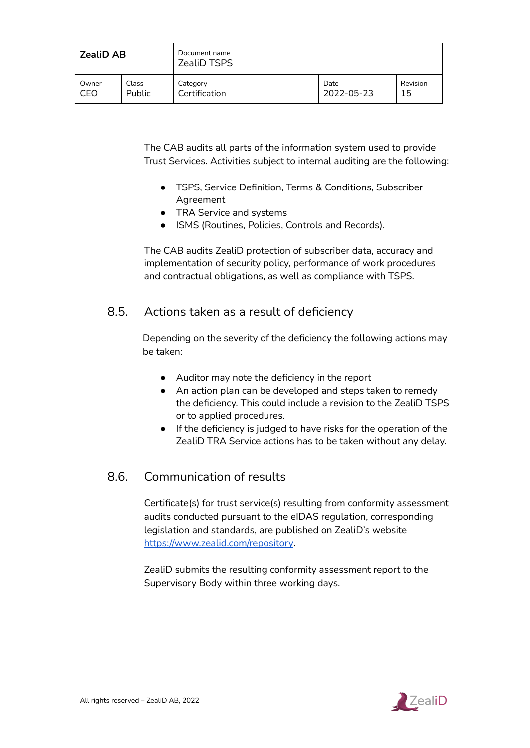The CAB audits all parts of the information system used to provide Trust Services. Activities subject to internal auditing are the following:

- TSPS, Service Definition, Terms & Conditions, Subscriber Agreement
- TRA Service and systems
- ISMS (Routines, Policies, Controls and Records).

The CAB audits ZealiD protection of subscriber data, accuracy and implementation of security policy, performance of work procedures and contractual obligations, as well as compliance with TSPS.

## 8.5. Actions taken as a result of deficiency

Depending on the severity of the deficiency the following actions may be taken:

- Auditor may note the deficiency in the report
- An action plan can be developed and steps taken to remedy the deficiency. This could include a revision to the ZealiD TSPS or to applied procedures.
- If the deficiency is judged to have risks for the operation of the ZealiD TRA Service actions has to be taken without any delay.

## 8.6. Communication of results

Certificate(s) for trust service(s) resulting from conformity assessment audits conducted pursuant to the eIDAS regulation, corresponding legislation and standards, are published on ZealiD's website https://www.zealid.com/repository.

ZealiD submits the resulting conformity assessment report to the Supervisory Body within three working days.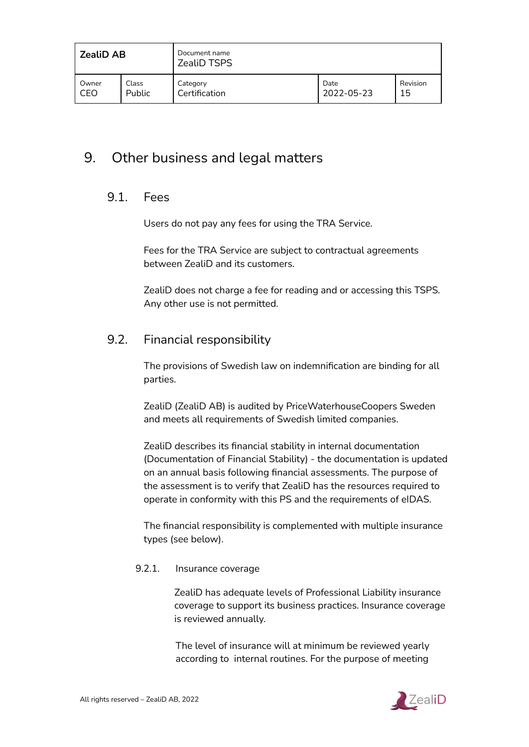# 9. Other business and legal matters

## 9.1. Fees

Users do not pay any fees for using the TRA Service.

Fees for the TRA Service are subject to contractual agreements between ZealiD and its customers.

ZealiD does not charge a fee for reading and or accessing this TSPS. Any other use is not permitted.

## 9.2. Financial responsibility

The provisions of Swedish law on indemnification are binding for all parties.

ZealiD (ZealiD AB) is audited by PriceWaterhouseCoopers Sweden and meets all requirements of Swedish limited companies.

ZealiD describes its financial stability in internal documentation (Documentation of Financial Stability) - the documentation is updated on an annual basis following financial assessments. The purpose of the assessment is to verify that ZealiD has the resources required to operate in conformity with this PS and the requirements of eIDAS.

The financial responsibility is complemented with multiple insurance types (see below).

### 9.2.1. Insurance coverage

ZealiD has adequate levels of Professional Liability insurance coverage to support its business practices. Insurance coverage is reviewed annually.

The level of insurance will at minimum be reviewed yearly according to internal routines. For the purpose of meeting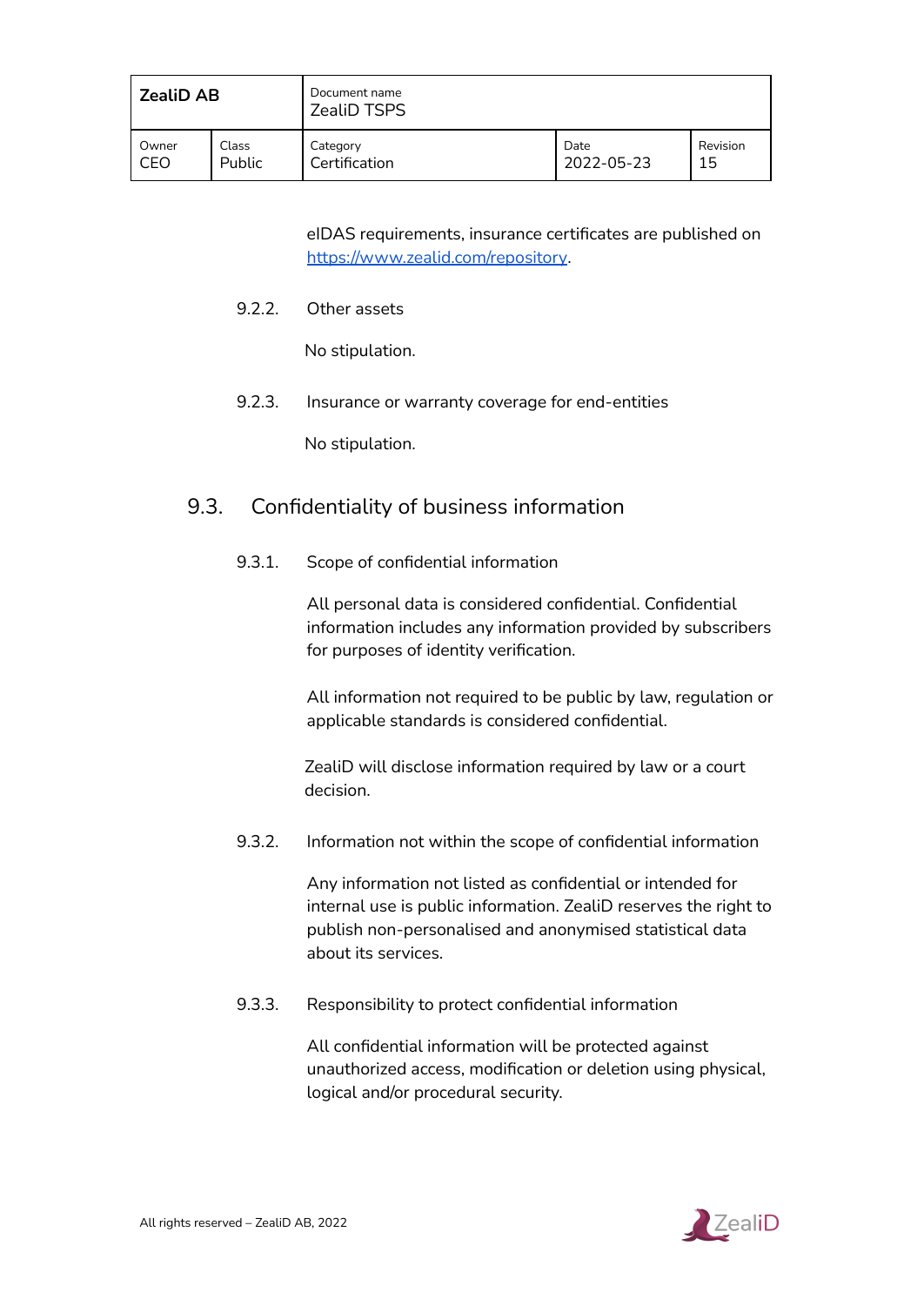eIDAS requirements, insurance certificates are published on [https://www.zealid.com/repository](https://www.zealid.com/repository).

#### 9.2.2. Other assets

No stipulation.

#### 9.2.3. Insurance or warranty coverage for end-entities

No stipulation.

### 9.3. Confidentiality of business information

#### 9.3.1. Scope of confidential information

All personal data is considered confidential. Confidential information includes any information provided by subscribers for purposes of identity verification.

All information not required to be public by law, regulation or applicable standards is considered confidential.

ZealiD will disclose information required by law or a court decision.

#### 9.3.2. Information not within the scope of confidential information

Any information not listed as confidential or intended for internal use is public information. ZealiD reserves the right to publish non-personalised and anonymised statistical data about its services.

#### 9.3.3. Responsibility to protect confidential information

All confidential information will be protected against unauthorized access, modification or deletion using physical, logical and/or procedural security.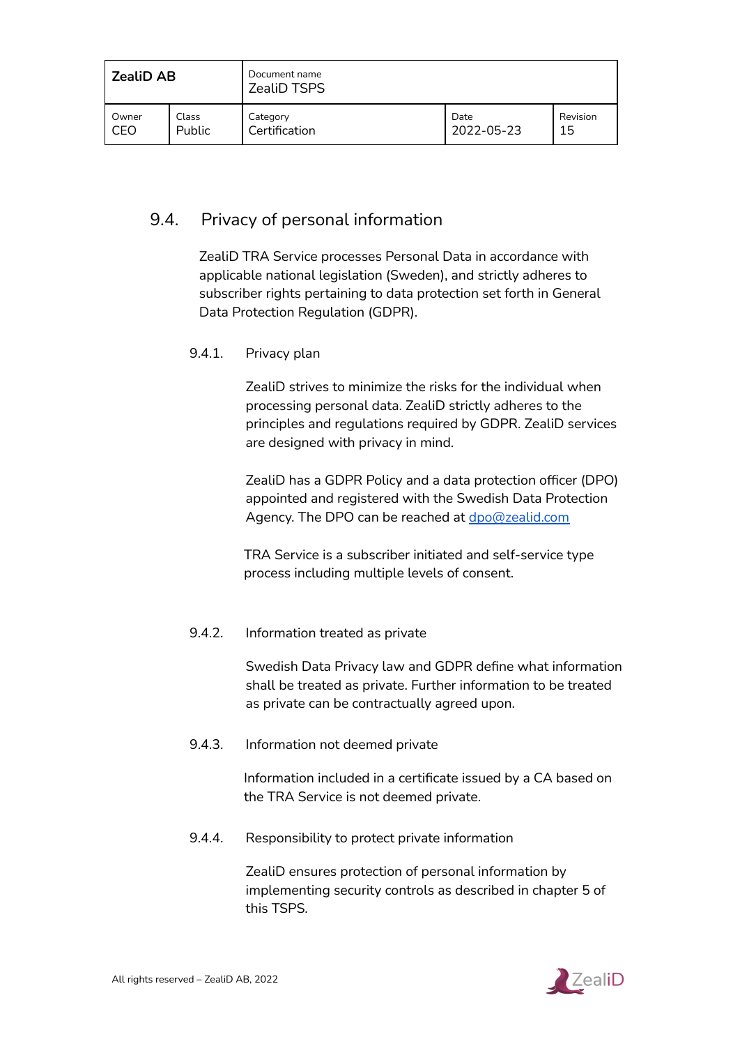## 9.4. Privacy of personal information

ZealiD TRA Service processes Personal Data in accordance with applicable national legislation (Sweden), and strictly adheres to subscriber rights pertaining to data protection set forth in General Data Protection Regulation (GDPR).

### 9.4.1. Privacy plan

ZealiD strives to minimize the risks for the individual when processing personal data. ZealiD strictly adheres to the principles and regulations required by GDPR. ZealiD services are designed with privacy in mind.

ZealiD has a GDPR Policy and a data protection officer (DPO) appointed and registered with the Swedish Data Protection Agency. The DPO can be reached at dpo@zealid.com

TRA Service is a subscriber initiated and self-service type process including multiple levels of consent.

### 9.4.2. Information treated as private

Swedish Data Privacy law and GDPR define what information shall be treated as private. Further information to be treated as private can be contractually agreed upon.

### 9.4.3. Information not deemed private

Information included in a certificate issued by a CA based on the TRA Service is not deemed private.

### 9.4.4. Responsibility to protect private information

ZealiD ensures protection of personal information by implementing security controls as described in chapter 5 of this TSPS.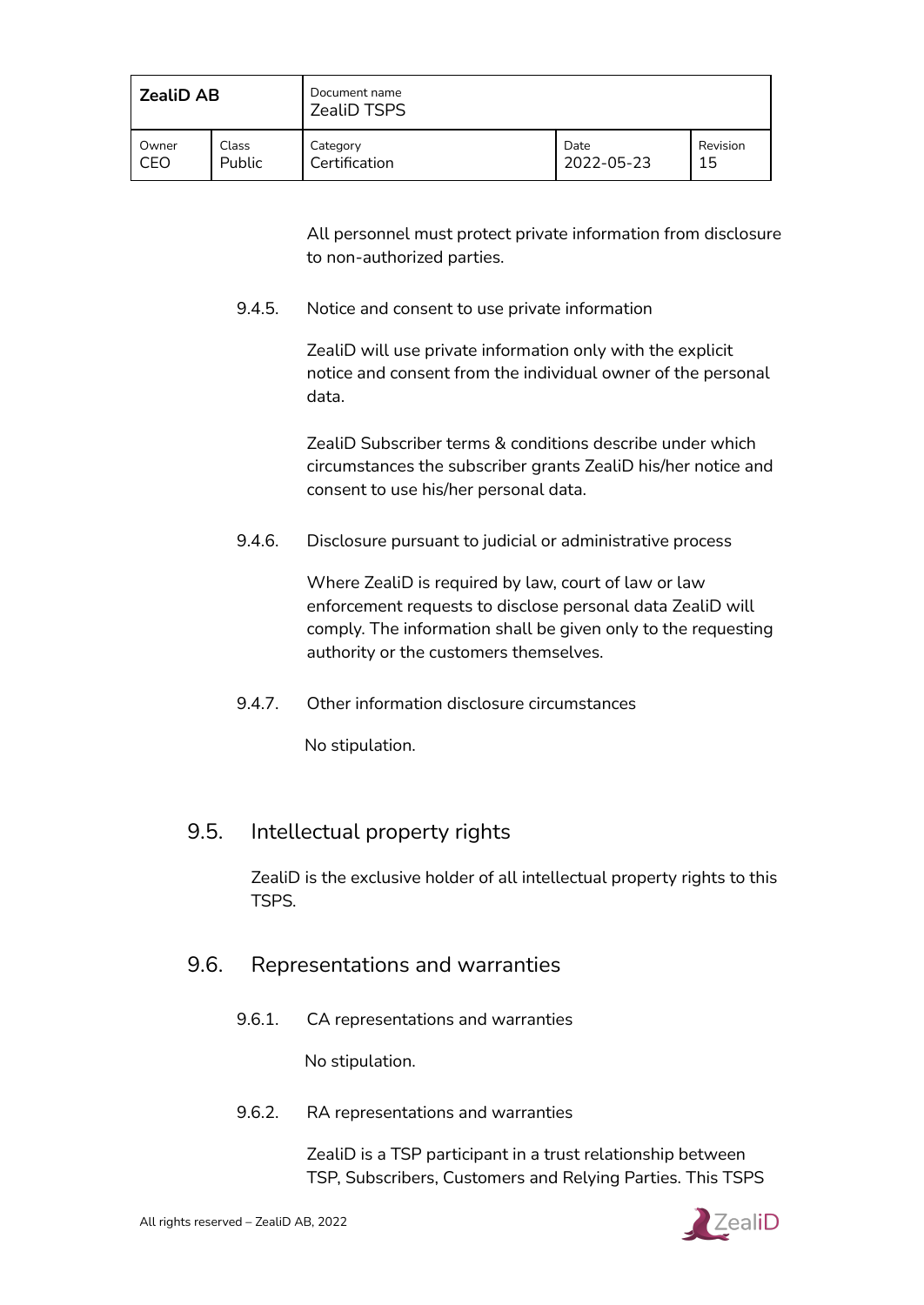All personnel must protect private information from disclosure to non-authorized parties.

#### 9.4.5. Notice and consent to use private information

ZealiD will use private information only with the explicit notice and consent from the individual owner of the personal data.

ZealiD Subscriber terms & conditions describe under which circumstances the subscriber grants ZealiD his/her notice and consent to use his/her personal data.

#### 9.4.6. Disclosure pursuant to judicial or administrative process

Where ZealiD is required by law, court of law or law enforcement requests to disclose personal data ZealiD will comply. The information shall be given only to the requesting authority or the customers themselves.

#### 9.4.7. Other information disclosure circumstances

No stipulation.

### 9.5. Intellectual property rights

ZealiD is the exclusive holder of all intellectual property rights to this TSPS.

### 9.6. Representations and warranties

#### 9.6.1. CA representations and warranties

No stipulation.

#### 9.6.2. RA representations and warranties

ZealiD is a TSP participant in a trust relationship between TSP, Subscribers, Customers and Relying Parties. This TSPS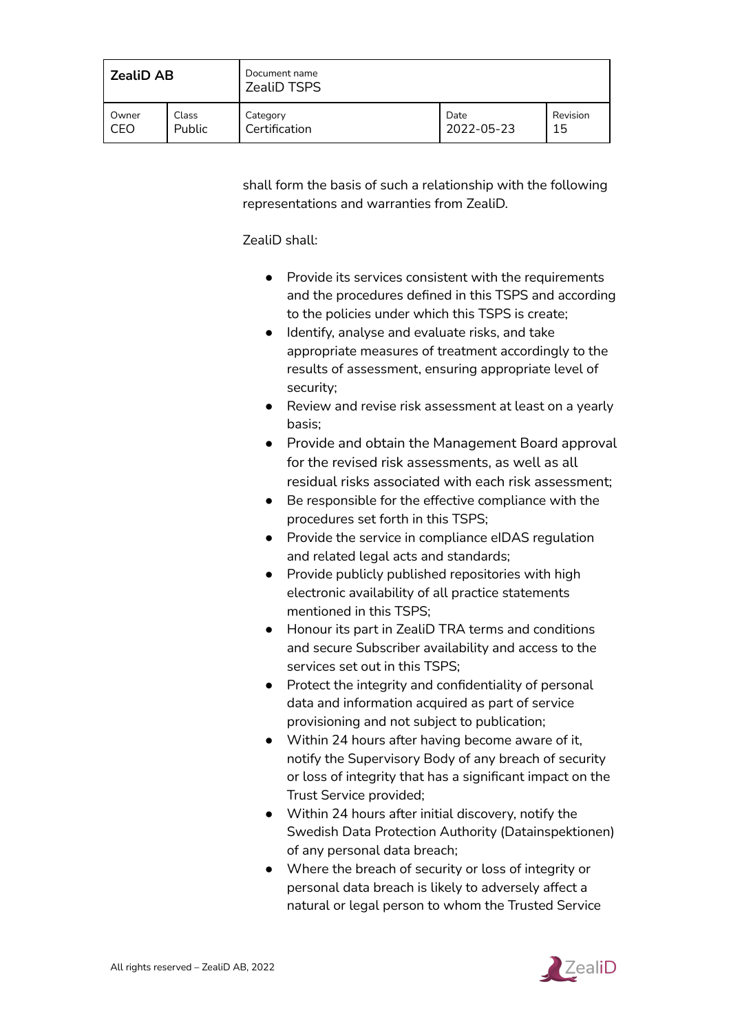shall form the basis of such a relationship with the following representations and warranties from ZealiD.

ZealiD shall:

- Provide its services consistent with the requirements and the procedures defined in this TSPS and according to the policies under which this TSPS is create;
- Identify, analyse and evaluate risks, and take appropriate measures of treatment accordingly to the results of assessment, ensuring appropriate level of security;
- Review and revise risk assessment at least on a yearly basis;
- Provide and obtain the Management Board approval for the revised risk assessments, as well as all residual risks associated with each risk assessment;
- Be responsible for the effective compliance with the procedures set forth in this TSPS;
- Provide the service in compliance eIDAS regulation and related legal acts and standards;
- Provide publicly published repositories with high electronic availability of all practice statements mentioned in this TSPS;
- Honour its part in ZealiD TRA terms and conditions and secure Subscriber availability and access to the services set out in this TSPS;
- Protect the integrity and confidentiality of personal data and information acquired as part of service provisioning and not subject to publication;
- Within 24 hours after having become aware of it, notify the Supervisory Body of any breach of security or loss of integrity that has a significant impact on the Trust Service provided;
- Within 24 hours after initial discovery, notify the Swedish Data Protection Authority (Datainspektionen) of any personal data breach;
- Where the breach of security or loss of integrity or personal data breach is likely to adversely affect a natural or legal person to whom the Trusted Service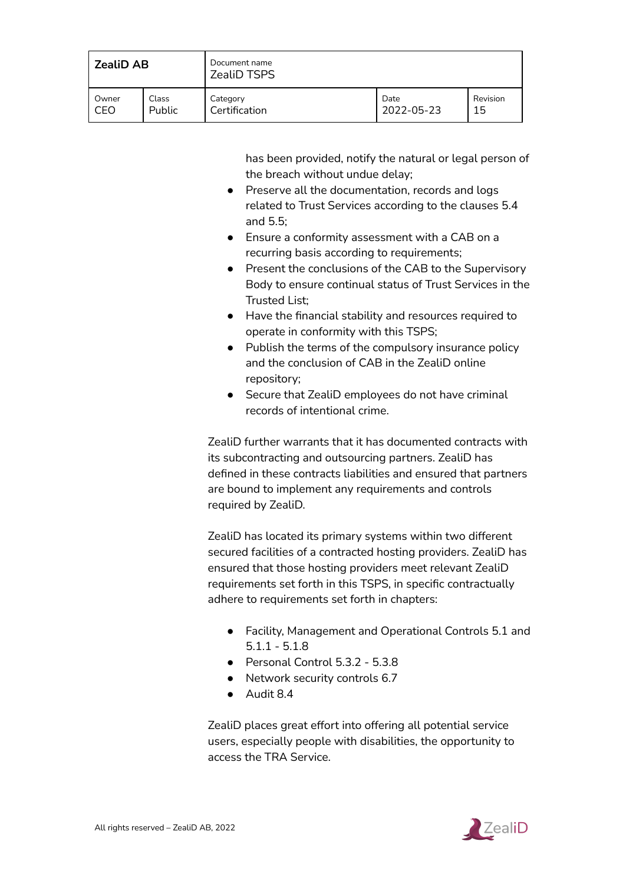has been provided, notify the natural or legal person of the breach without undue delay;

- Preserve all the documentation, records and logs related to Trust Services according to the clauses 5.4 and 5.5;
- Ensure a conformity assessment with a CAB on a recurring basis according to requirements;
- Present the conclusions of the CAB to the Supervisory Body to ensure continual status of Trust Services in the Trusted List;
- Have the financial stability and resources required to operate in conformity with this TSPS;
- Publish the terms of the compulsory insurance policy and the conclusion of CAB in the ZealiD online repository;
- Secure that ZealiD employees do not have criminal records of intentional crime.

ZealiD further warrants that it has documented contracts with its subcontracting and outsourcing partners. ZealiD has defined in these contracts liabilities and ensured that partners are bound to implement any requirements and controls required by ZealiD.

ZealiD has located its primary systems within two different secured facilities of a contracted hosting providers. ZealiD has ensured that those hosting providers meet relevant ZealiD requirements set forth in this TSPS, in specific contractually adhere to requirements set forth in chapters:

- Facility, Management and Operational Controls 5.1 and 5.1.1 - 5.1.8
- Personal Control 5.3.2 - 5.3.8
- Network security controls 6.7
- Audit 8.4

ZealiD places great effort into offering all potential service users, especially people with disabilities, the opportunity to access the TRA Service.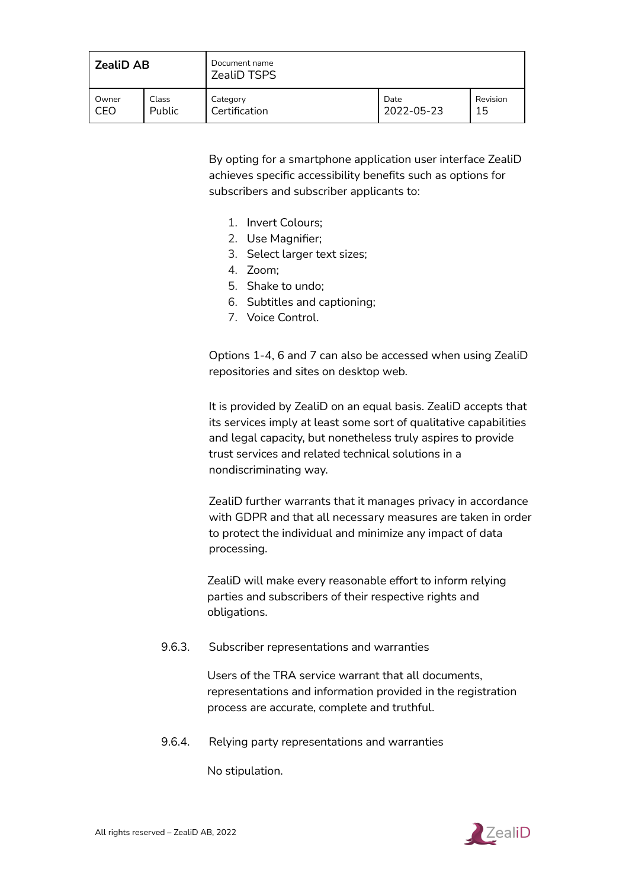By opting for a smartphone application user interface ZealiD achieves specific accessibility benefits such as options for subscribers and subscriber applicants to:

1. Invert Colours;
2. Use Magnifier;
3. Select larger text sizes;
4. Zoom;
5. Shake to undo;
6. Subtitles and captioning;
7. Voice Control.

Options 1-4, 6 and 7 can also be accessed when using ZealiD repositories and sites on desktop web.

It is provided by ZealiD on an equal basis. ZealiD accepts that its services imply at least some sort of qualitative capabilities and legal capacity, but nonetheless truly aspires to provide trust services and related technical solutions in a nondiscriminating way.

ZealiD further warrants that it manages privacy in accordance with GDPR and that all necessary measures are taken in order to protect the individual and minimize any impact of data processing.

ZealiD will make every reasonable effort to inform relying parties and subscribers of their respective rights and obligations.

### 9.6.3. Subscriber representations and warranties

Users of the TRA service warrant that all documents, representations and information provided in the registration process are accurate, complete and truthful.

### 9.6.4. Relying party representations and warranties

No stipulation.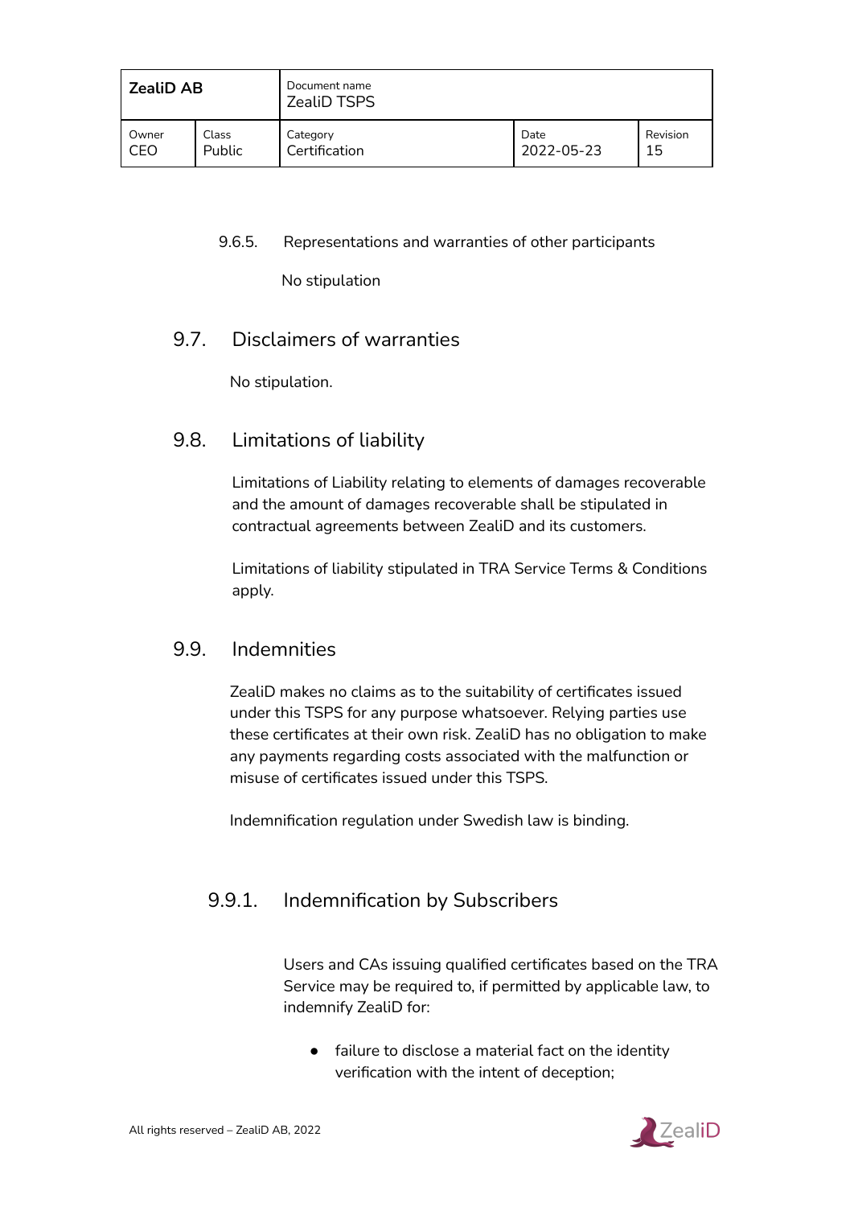#### 9.6.5. Representations and warranties of other participants

No stipulation

### 9.7. Disclaimers of warranties

No stipulation.

### 9.8. Limitations of liability

Limitations of Liability relating to elements of damages recoverable and the amount of damages recoverable shall be stipulated in contractual agreements between ZealiD and its customers.

Limitations of liability stipulated in TRA Service Terms & Conditions apply.

### 9.9. Indemnities

ZealiD makes no claims as to the suitability of certificates issued under this TSPS for any purpose whatsoever. Relying parties use these certificates at their own risk. ZealiD has no obligation to make any payments regarding costs associated with the malfunction or misuse of certificates issued under this TSPS.

Indemnification regulation under Swedish law is binding.

#### 9.9.1. Indemnification by Subscribers

Users and CAs issuing qualified certificates based on the TRA Service may be required to, if permitted by applicable law, to indemnify ZealiD for:

- failure to disclose a material fact on the identity verification with the intent of deception;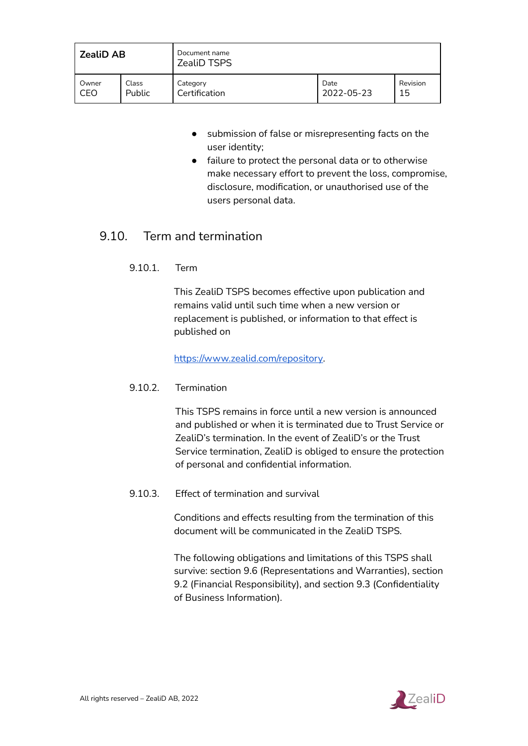- submission of false or misrepresenting facts on the user identity;
- failure to protect the personal data or to otherwise make necessary effort to prevent the loss, compromise, disclosure, modification, or unauthorised use of the users personal data.

## 9.10. Term and termination

### 9.10.1. Term

This ZealiD TSPS becomes effective upon publication and remains valid until such time when a new version or replacement is published, or information to that effect is published on

[https://www.zealid.com/repository](https://www.zealid.com/repository).

### 9.10.2. Termination

This TSPS remains in force until a new version is announced and published or when it is terminated due to Trust Service or ZealiD's termination. In the event of ZealiD's or the Trust Service termination, ZealiD is obliged to ensure the protection of personal and confidential information.

### 9.10.3. Effect of termination and survival

Conditions and effects resulting from the termination of this document will be communicated in the ZealiD TSPS.

The following obligations and limitations of this TSPS shall survive: section 9.6 (Representations and Warranties), section 9.2 (Financial Responsibility), and section 9.3 (Confidentiality of Business Information).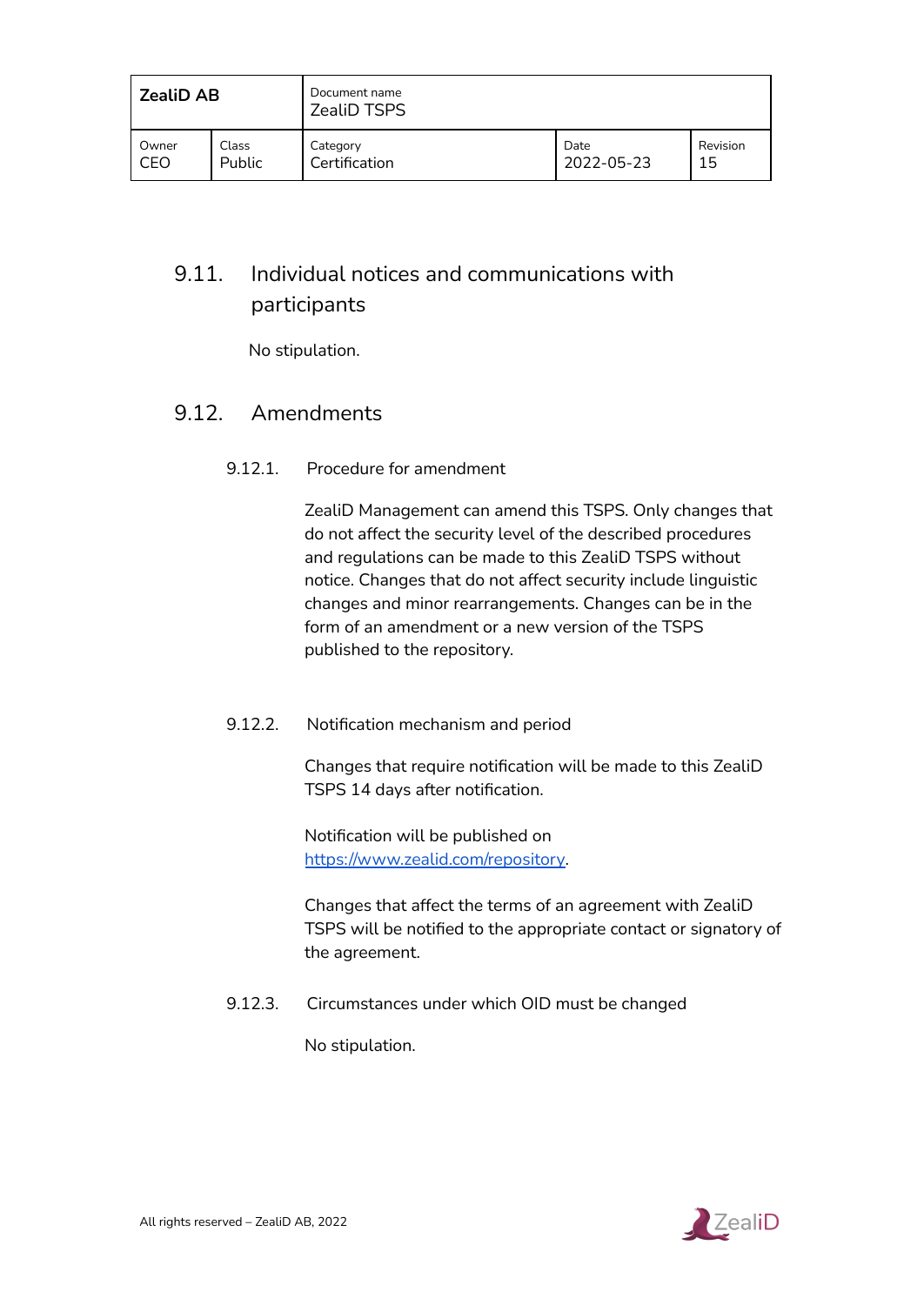## 9.11. Individual notices and communications with participants

No stipulation.

## 9.12. Amendments

### 9.12.1. Procedure for amendment

ZealiD Management can amend this TSPS. Only changes that do not affect the security level of the described procedures and regulations can be made to this ZealiD TSPS without notice. Changes that do not affect security include linguistic changes and minor rearrangements. Changes can be in the form of an amendment or a new version of the TSPS published to the repository.

### 9.12.2. Notification mechanism and period

Changes that require notification will be made to this ZealiD TSPS 14 days after notification.

Notification will be published on [https://www.zealid.com/repository](https://www.zealid.com/repository).

Changes that affect the terms of an agreement with ZealiD TSPS will be notified to the appropriate contact or signatory of the agreement.

### 9.12.3. Circumstances under which OID must be changed

No stipulation.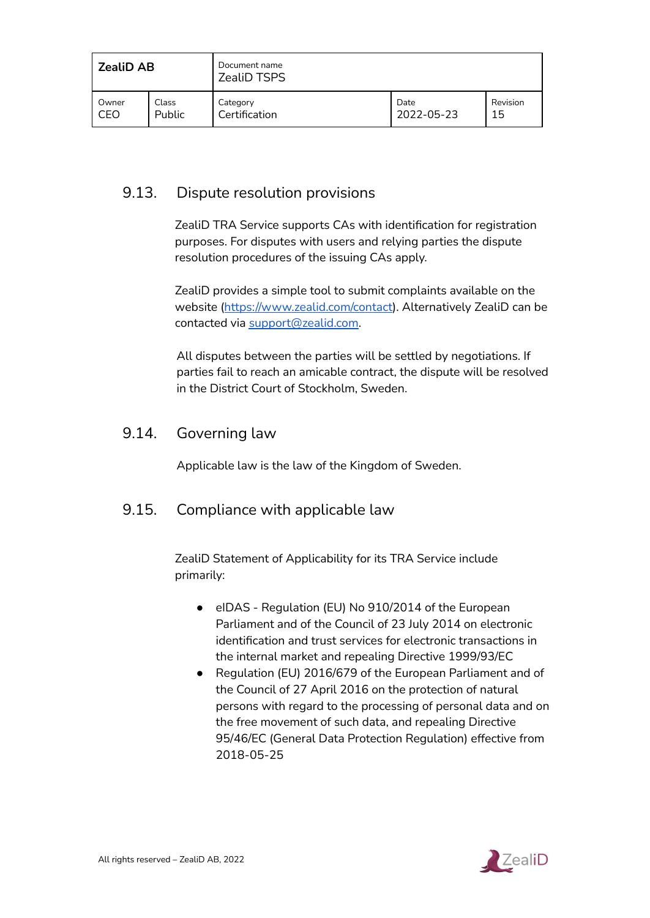## 9.13. Dispute resolution provisions

ZealiD TRA Service supports CAs with identification for registration purposes. For disputes with users and relying parties the dispute resolution procedures of the issuing CAs apply.

ZealiD provides a simple tool to submit complaints available on the website (https://www.zealid.com/contact). Alternatively ZealiD can be contacted via support@zealid.com.

All disputes between the parties will be settled by negotiations. If parties fail to reach an amicable contract, the dispute will be resolved in the District Court of Stockholm, Sweden.

## 9.14. Governing law

Applicable law is the law of the Kingdom of Sweden.

## 9.15. Compliance with applicable law

ZealiD Statement of Applicability for its TRA Service include primarily:

- eIDAS - Regulation (EU) No 910/2014 of the European Parliament and of the Council of 23 July 2014 on electronic identification and trust services for electronic transactions in the internal market and repealing Directive 1999/93/EC
- Regulation (EU) 2016/679 of the European Parliament and of the Council of 27 April 2016 on the protection of natural persons with regard to the processing of personal data and on the free movement of such data, and repealing Directive 95/46/EC (General Data Protection Regulation) effective from 2018-05-25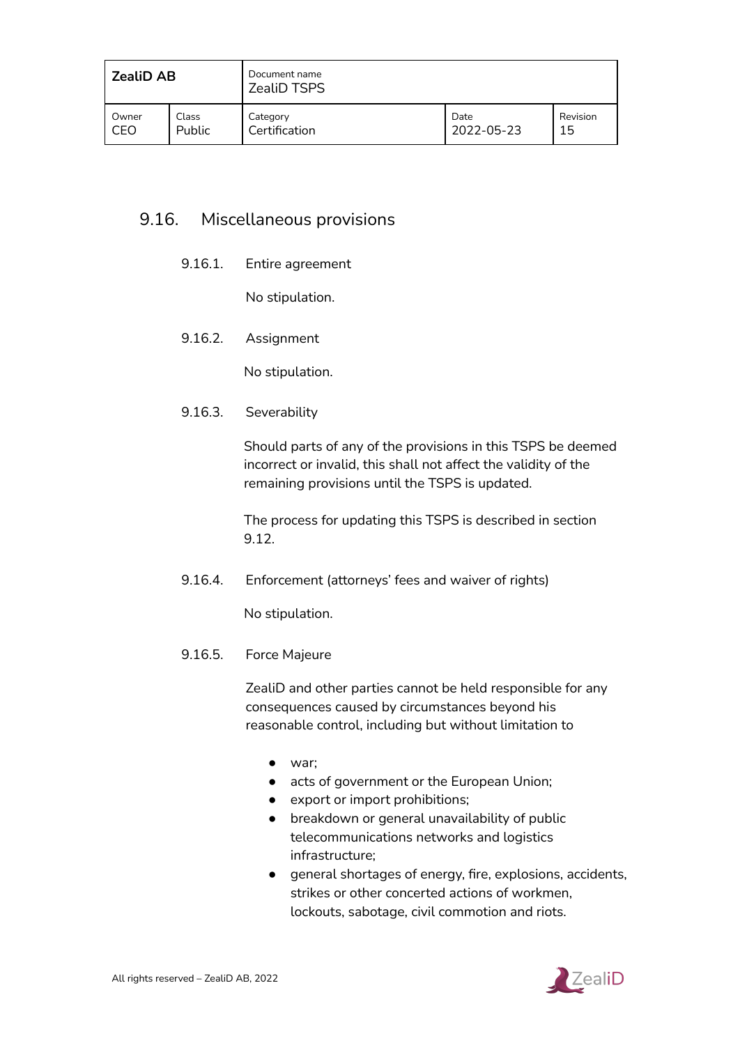## 9.16. Miscellaneous provisions

### 9.16.1. Entire agreement

No stipulation.

### 9.16.2. Assignment

No stipulation.

### 9.16.3. Severability

Should parts of any of the provisions in this TSPS be deemed incorrect or invalid, this shall not affect the validity of the remaining provisions until the TSPS is updated.

The process for updating this TSPS is described in section 9.12.

### 9.16.4. Enforcement (attorneys' fees and waiver of rights)

No stipulation.

### 9.16.5. Force Majeure

ZealiD and other parties cannot be held responsible for any consequences caused by circumstances beyond his reasonable control, including but without limitation to

- war;
- acts of government or the European Union;
- export or import prohibitions;
- breakdown or general unavailability of public telecommunications networks and logistics infrastructure;
- general shortages of energy, fire, explosions, accidents, strikes or other concerted actions of workmen, lockouts, sabotage, civil commotion and riots.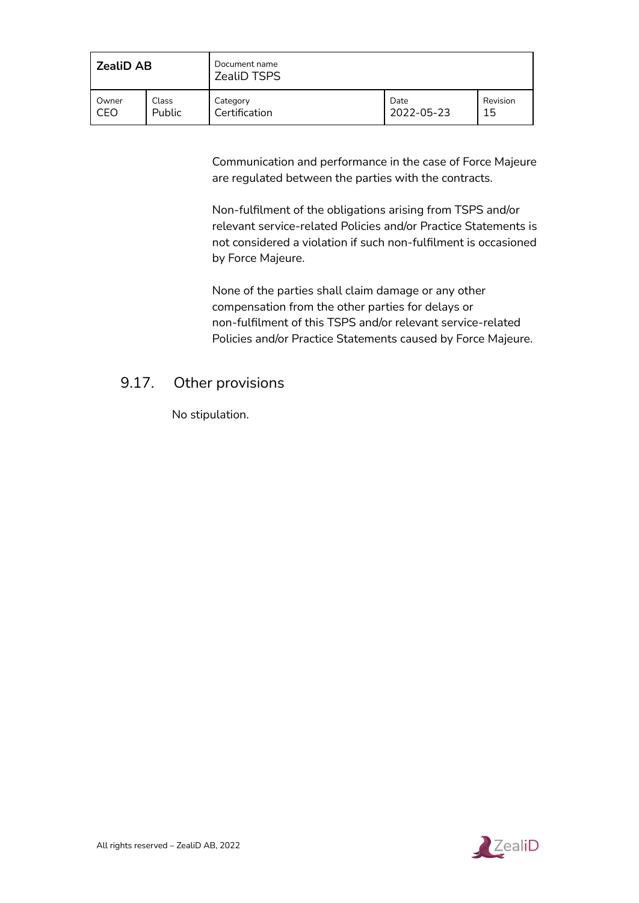Communication and performance in the case of Force Majeure are regulated between the parties with the contracts.

Non-fulfilment of the obligations arising from TSPS and/or relevant service-related Policies and/or Practice Statements is not considered a violation if such non-fulfilment is occasioned by Force Majeure.

None of the parties shall claim damage or any other compensation from the other parties for delays or non-fulfilment of this TSPS and/or relevant service-related Policies and/or Practice Statements caused by Force Majeure.

## 9.17. Other provisions

No stipulation.